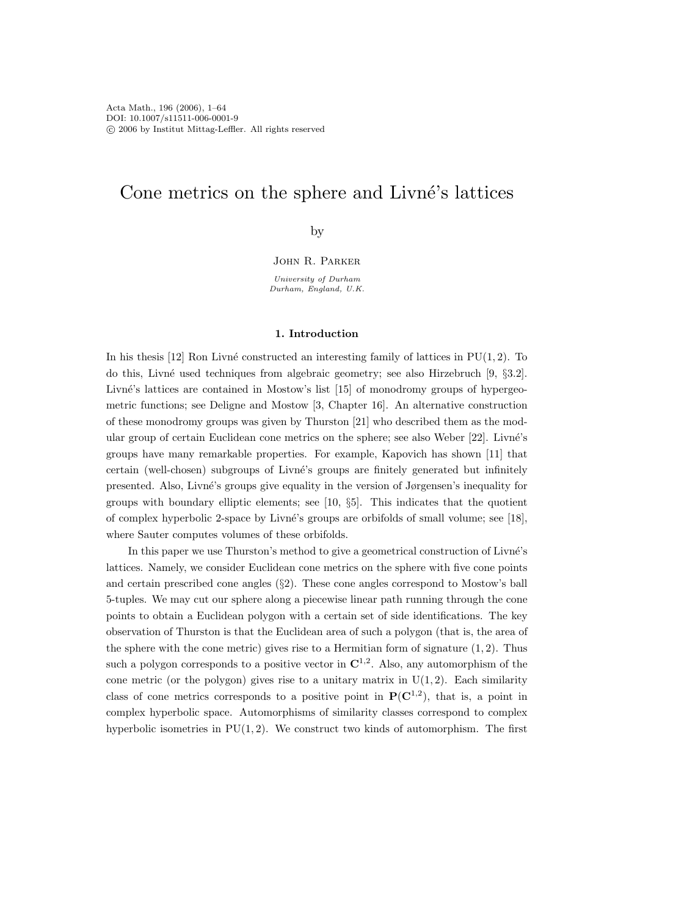Acta Math., 196 (2006), 1–64
DOI: 10.1007/s11511-006-0001-9
© 2006 by Institut Mittag-Leffler. All rights reserved

# Cone metrics on the sphere and Livné's lattices

by

John R. Parker

*University of Durham*
*Durham, England, U.K.*

## 1. Introduction

In his thesis [12] Ron Livné constructed an interesting family of lattices in $\mathrm{PU}(1,2)$. To do this, Livné used techniques from algebraic geometry; see also Hirzebruch [9, §3.2]. Livné's lattices are contained in Mostow's list [15] of monodromy groups of hypergeometric functions; see Deligne and Mostow [3, Chapter 16]. An alternative construction of these monodromy groups was given by Thurston [21] who described them as the modular group of certain Euclidean cone metrics on the sphere; see also Weber [22]. Livné's groups have many remarkable properties. For example, Kapovich has shown [11] that certain (well-chosen) subgroups of Livné's groups are finitely generated but infinitely presented. Also, Livné's groups give equality in the version of Jørgensen's inequality for groups with boundary elliptic elements; see [10, §5]. This indicates that the quotient of complex hyperbolic 2-space by Livné's groups are orbifolds of small volume; see [18], where Sauter computes volumes of these orbifolds.

In this paper we use Thurston's method to give a geometrical construction of Livné's lattices. Namely, we consider Euclidean cone metrics on the sphere with five cone points and certain prescribed cone angles (§2). These cone angles correspond to Mostow's ball 5-tuples. We may cut our sphere along a piecewise linear path running through the cone points to obtain a Euclidean polygon with a certain set of side identifications. The key observation of Thurston is that the Euclidean area of such a polygon (that is, the area of the sphere with the cone metric) gives rise to a Hermitian form of signature $(1,2)$. Thus such a polygon corresponds to a positive vector in $\mathbf{C}^{1,2}$. Also, any automorphism of the cone metric (or the polygon) gives rise to a unitary matrix in $\mathrm{U}(1,2)$. Each similarity class of cone metrics corresponds to a positive point in $\mathbf{P}(\mathbf{C}^{1,2})$, that is, a point in complex hyperbolic space. Automorphisms of similarity classes correspond to complex hyperbolic isometries in $\mathrm{PU}(1,2)$. We construct two kinds of automorphism. The first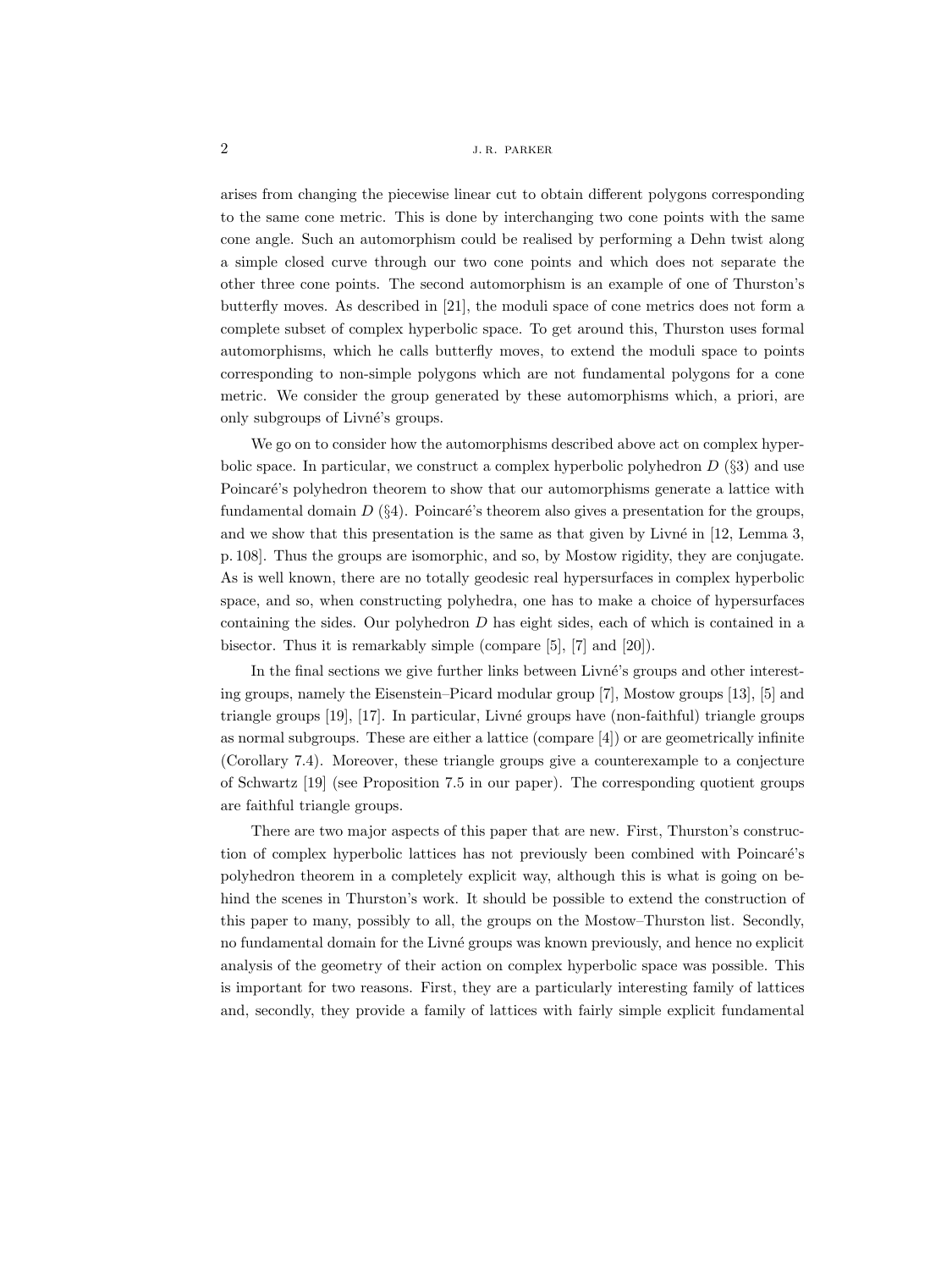arises from changing the piecewise linear cut to obtain different polygons corresponding to the same cone metric. This is done by interchanging two cone points with the same cone angle. Such an automorphism could be realised by performing a Dehn twist along a simple closed curve through our two cone points and which does not separate the other three cone points. The second automorphism is an example of one of Thurston's butterfly moves. As described in [21], the moduli space of cone metrics does not form a complete subset of complex hyperbolic space. To get around this, Thurston uses formal automorphisms, which he calls butterfly moves, to extend the moduli space to points corresponding to non-simple polygons which are not fundamental polygons for a cone metric. We consider the group generated by these automorphisms which, a priori, are only subgroups of Livné's groups.

We go on to consider how the automorphisms described above act on complex hyperbolic space. In particular, we construct a complex hyperbolic polyhedron $D$ (§3) and use Poincaré's polyhedron theorem to show that our automorphisms generate a lattice with fundamental domain $D$ (§4). Poincaré's theorem also gives a presentation for the groups, and we show that this presentation is the same as that given by Livné in [12, Lemma 3, p. 108]. Thus the groups are isomorphic, and so, by Mostow rigidity, they are conjugate. As is well known, there are no totally geodesic real hypersurfaces in complex hyperbolic space, and so, when constructing polyhedra, one has to make a choice of hypersurfaces containing the sides. Our polyhedron $D$ has eight sides, each of which is contained in a bisector. Thus it is remarkably simple (compare [5], [7] and [20]).

In the final sections we give further links between Livné's groups and other interesting groups, namely the Eisenstein–Picard modular group [7], Mostow groups [13], [5] and triangle groups [19], [17]. In particular, Livné groups have (non-faithful) triangle groups as normal subgroups. These are either a lattice (compare [4]) or are geometrically infinite (Corollary 7.4). Moreover, these triangle groups give a counterexample to a conjecture of Schwartz [19] (see Proposition 7.5 in our paper). The corresponding quotient groups are faithful triangle groups.

There are two major aspects of this paper that are new. First, Thurston's construction of complex hyperbolic lattices has not previously been combined with Poincaré's polyhedron theorem in a completely explicit way, although this is what is going on behind the scenes in Thurston's work. It should be possible to extend the construction of this paper to many, possibly to all, the groups on the Mostow–Thurston list. Secondly, no fundamental domain for the Livné groups was known previously, and hence no explicit analysis of the geometry of their action on complex hyperbolic space was possible. This is important for two reasons. First, they are a particularly interesting family of lattices and, secondly, they provide a family of lattices with fairly simple explicit fundamental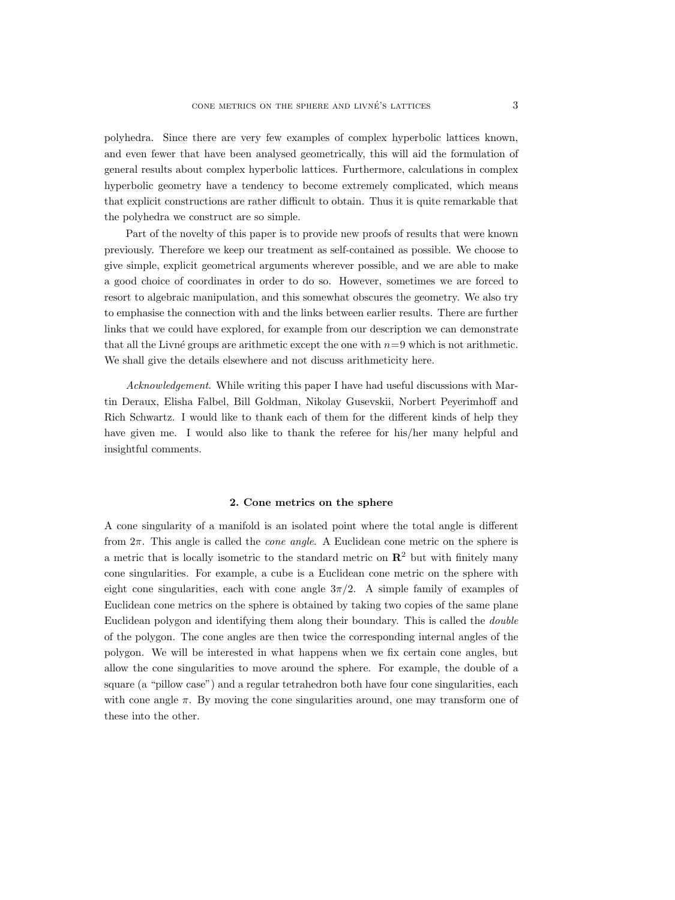polyhedra. Since there are very few examples of complex hyperbolic lattices known, and even fewer that have been analysed geometrically, this will aid the formulation of general results about complex hyperbolic lattices. Furthermore, calculations in complex hyperbolic geometry have a tendency to become extremely complicated, which means that explicit constructions are rather difficult to obtain. Thus it is quite remarkable that the polyhedra we construct are so simple.

Part of the novelty of this paper is to provide new proofs of results that were known previously. Therefore we keep our treatment as self-contained as possible. We choose to give simple, explicit geometrical arguments wherever possible, and we are able to make a good choice of coordinates in order to do so. However, sometimes we are forced to resort to algebraic manipulation, and this somewhat obscures the geometry. We also try to emphasise the connection with and the links between earlier results. There are further links that we could have explored, for example from our description we can demonstrate that all the Livné groups are arithmetic except the one with $n=9$ which is not arithmetic. We shall give the details elsewhere and not discuss arithmeticity here.

*Acknowledgement.* While writing this paper I have had useful discussions with Martin Deraux, Elisha Falbel, Bill Goldman, Nikolay Gusevskii, Norbert Peyerimhoff and Rich Schwartz. I would like to thank each of them for the different kinds of help they have given me. I would also like to thank the referee for his/her many helpful and insightful comments.

## 2. Cone metrics on the sphere

A cone singularity of a manifold is an isolated point where the total angle is different from $2\pi$. This angle is called the *cone angle*. A Euclidean cone metric on the sphere is a metric that is locally isometric to the standard metric on $\mathbf{R}^2$ but with finitely many cone singularities. For example, a cube is a Euclidean cone metric on the sphere with eight cone singularities, each with cone angle $3\pi/2$. A simple family of examples of Euclidean cone metrics on the sphere is obtained by taking two copies of the same plane Euclidean polygon and identifying them along their boundary. This is called the *double* of the polygon. The cone angles are then twice the corresponding internal angles of the polygon. We will be interested in what happens when we fix certain cone angles, but allow the cone singularities to move around the sphere. For example, the double of a square (a "pillow case") and a regular tetrahedron both have four cone singularities, each with cone angle $\pi$. By moving the cone singularities around, one may transform one of these into the other.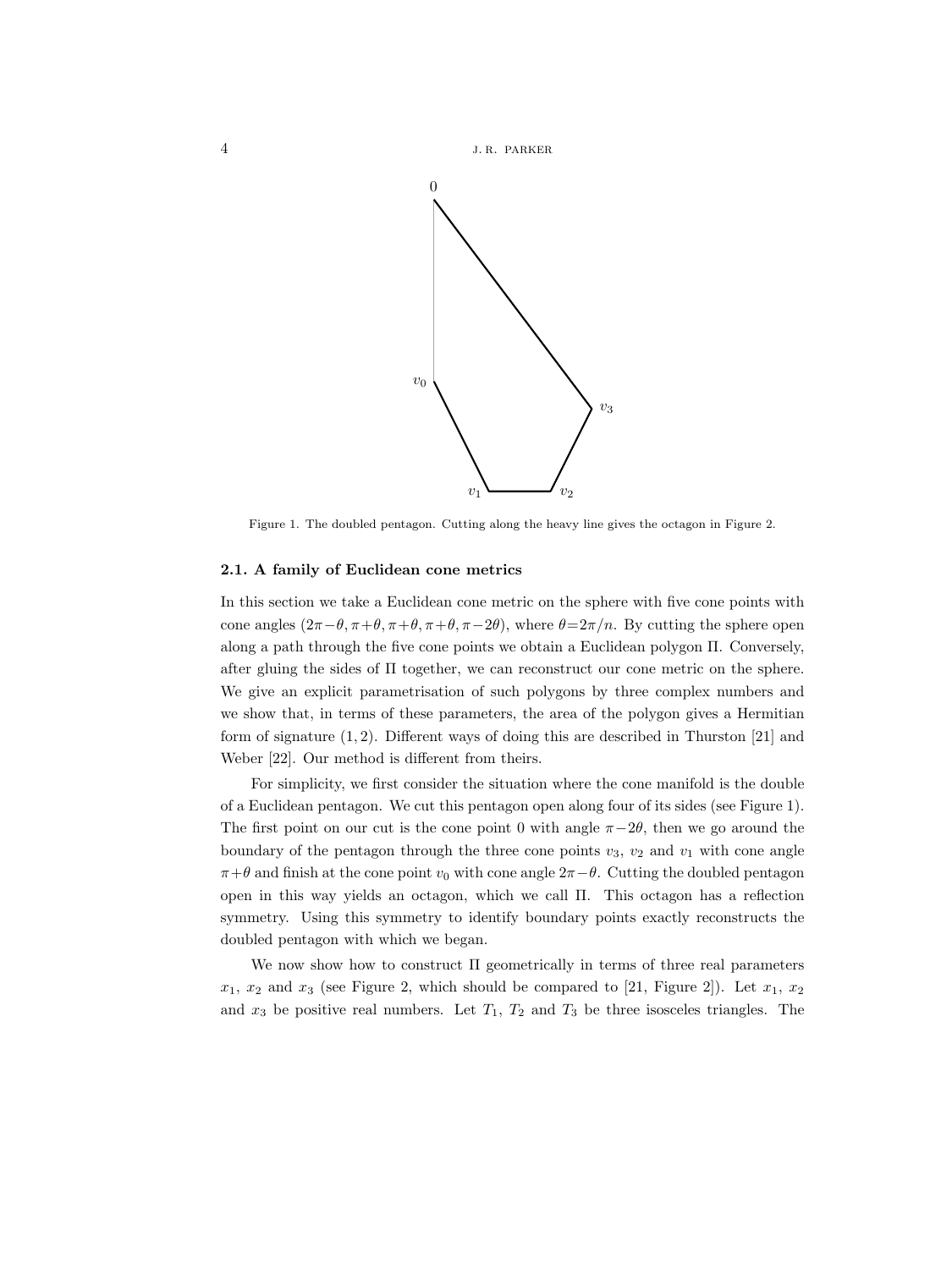Figure 1. The doubled pentagon. Cutting along the heavy line gives the octagon in Figure 2.

### 2.1. A family of Euclidean cone metrics

In this section we take a Euclidean cone metric on the sphere with five cone points with cone angles $(2\pi-\theta, \pi+\theta, \pi+\theta, \pi+\theta, \pi-2\theta)$, where $\theta=2\pi/n$. By cutting the sphere open along a path through the five cone points we obtain a Euclidean polygon $\Pi$. Conversely, after gluing the sides of $\Pi$ together, we can reconstruct our cone metric on the sphere. We give an explicit parametrisation of such polygons by three complex numbers and we show that, in terms of these parameters, the area of the polygon gives a Hermitian form of signature $(1,2)$. Different ways of doing this are described in Thurston [21] and Weber [22]. Our method is different from theirs.

For simplicity, we first consider the situation where the cone manifold is the double of a Euclidean pentagon. We cut this pentagon open along four of its sides (see Figure 1). The first point on our cut is the cone point 0 with angle $\pi-2\theta$, then we go around the boundary of the pentagon through the three cone points $v_3$, $v_2$ and $v_1$ with cone angle $\pi+\theta$ and finish at the cone point $v_0$ with cone angle $2\pi-\theta$. Cutting the doubled pentagon open in this way yields an octagon, which we call $\Pi$. This octagon has a reflection symmetry. Using this symmetry to identify boundary points exactly reconstructs the doubled pentagon with which we began.

We now show how to construct $\Pi$ geometrically in terms of three real parameters $x_1$, $x_2$ and $x_3$ (see Figure 2, which should be compared to [21, Figure 2]). Let $x_1$, $x_2$ and $x_3$ be positive real numbers. Let $T_1$, $T_2$ and $T_3$ be three isosceles triangles. The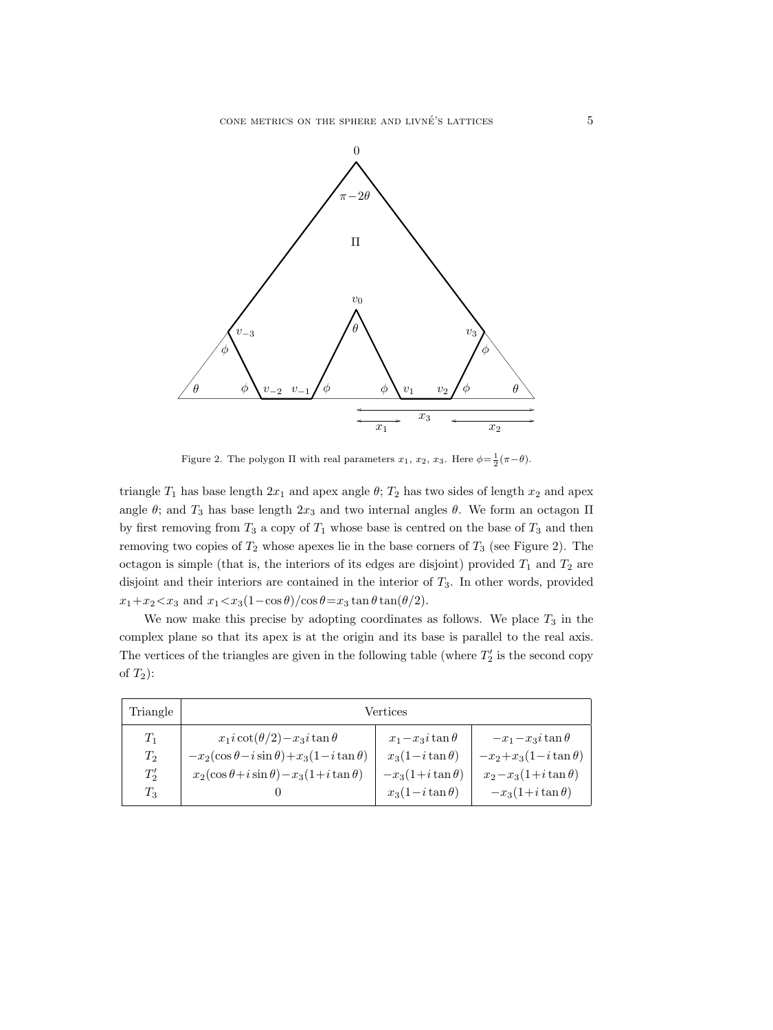Figure 2. The polygon $\Pi$ with real parameters $x_1$, $x_2$, $x_3$. Here $\phi = \frac{1}{2}(\pi - \theta)$.

triangle $T_1$ has base length $2x_1$ and apex angle $\theta$; $T_2$ has two sides of length $x_2$ and apex angle $\theta$; and $T_3$ has base length $2x_3$ and two internal angles $\theta$. We form an octagon $\Pi$ by first removing from $T_3$ a copy of $T_1$ whose base is centred on the base of $T_3$ and then removing two copies of $T_2$ whose apexes lie in the base corners of $T_3$ (see Figure 2). The octagon is simple (that is, the interiors of its edges are disjoint) provided $T_1$ and $T_2$ are disjoint and their interiors are contained in the interior of $T_3$. In other words, provided $x_1 + x_2 < x_3$ and $x_1 < x_3(1 - \cos\theta)/\cos\theta = x_3 \tan\theta \tan(\theta/2)$.

We now make this precise by adopting coordinates as follows. We place $T_3$ in the complex plane so that its apex is at the origin and its base is parallel to the real axis. The vertices of the triangles are given in the following table (where $T_2'$ is the second copy of $T_2$):

| Triangle | Vertices | | |
|---|---|---|---|
| $T_1$ | $x_1 i \cot(\theta/2) - x_3 i \tan\theta$ | $x_1 - x_3 i \tan\theta$ | $-x_1 - x_3 i \tan\theta$ |
| $T_2$ | $-x_2(\cos\theta - i\sin\theta) + x_3(1 - i\tan\theta)$ | $x_3(1 - i\tan\theta)$ | $-x_2 + x_3(1 - i\tan\theta)$ |
| $T_2'$ | $x_2(\cos\theta + i\sin\theta) - x_3(1 + i\tan\theta)$ | $-x_3(1 + i\tan\theta)$ | $x_2 - x_3(1 + i\tan\theta)$ |
| $T_3$ | $0$ | $x_3(1 - i\tan\theta)$ | $-x_3(1 + i\tan\theta)$ |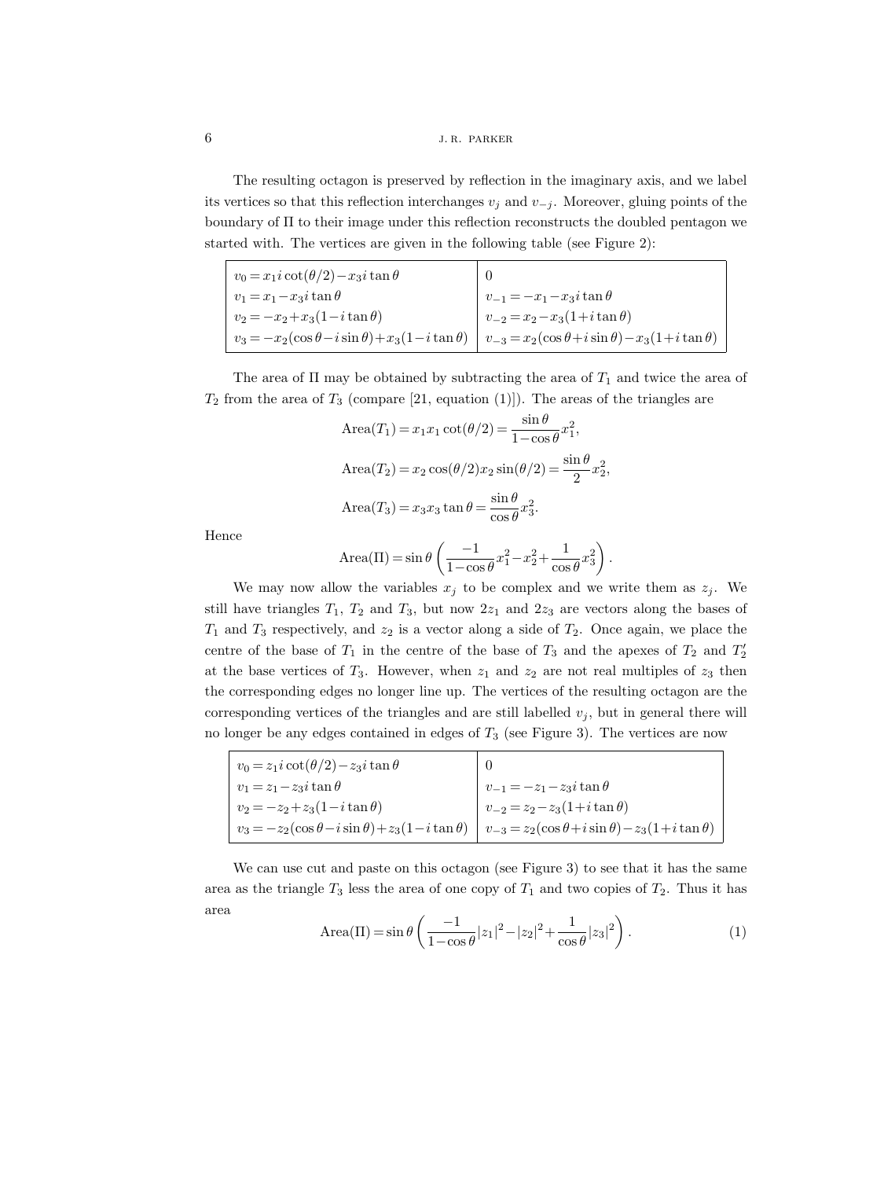The resulting octagon is preserved by reflection in the imaginary axis, and we label its vertices so that this reflection interchanges $v_j$ and $v_{-j}$. Moreover, gluing points of the boundary of $\Pi$ to their image under this reflection reconstructs the doubled pentagon we started with. The vertices are given in the following table (see Figure 2):

| | |
|---|---|
| $v_0 = x_1 i\cot(\theta/2) - x_3 i\tan\theta$ | $0$ |
| $v_1 = x_1 - x_3 i\tan\theta$ | $v_{-1} = -x_1 - x_3 i\tan\theta$ |
| $v_2 = -x_2 + x_3(1 - i\tan\theta)$ | $v_{-2} = x_2 - x_3(1 + i\tan\theta)$ |
| $v_3 = -x_2(\cos\theta - i\sin\theta) + x_3(1 - i\tan\theta)$ | $v_{-3} = x_2(\cos\theta + i\sin\theta) - x_3(1 + i\tan\theta)$ |

The area of $\Pi$ may be obtained by subtracting the area of $T_1$ and twice the area of $T_2$ from the area of $T_3$ (compare [21, equation (1)]). The areas of the triangles are

$$\mathrm{Area}(T_1) = x_1 x_1 \cot(\theta/2) = \frac{\sin\theta}{1-\cos\theta} x_1^2,$$

$$\mathrm{Area}(T_2) = x_2\cos(\theta/2) x_2 \sin(\theta/2) = \frac{\sin\theta}{2} x_2^2,$$

$$\mathrm{Area}(T_3) = x_3 x_3 \tan\theta = \frac{\sin\theta}{\cos\theta} x_3^2.$$

Hence

$$\mathrm{Area}(\Pi) = \sin\theta\left(\frac{-1}{1-\cos\theta}x_1^2 - x_2^2 + \frac{1}{\cos\theta}x_3^2\right).$$

We may now allow the variables $x_j$ to be complex and we write them as $z_j$. We still have triangles $T_1$, $T_2$ and $T_3$, but now $2z_1$ and $2z_3$ are vectors along the bases of $T_1$ and $T_3$ respectively, and $z_2$ is a vector along a side of $T_2$. Once again, we place the centre of the base of $T_1$ in the centre of the base of $T_3$ and the apexes of $T_2$ and $T_2'$ at the base vertices of $T_3$. However, when $z_1$ and $z_2$ are not real multiples of $z_3$ then the corresponding edges no longer line up. The vertices of the resulting octagon are the corresponding vertices of the triangles and are still labelled $v_j$, but in general there will no longer be any edges contained in edges of $T_3$ (see Figure 3). The vertices are now

| | |
|---|---|
| $v_0 = z_1 i\cot(\theta/2) - z_3 i\tan\theta$ | $0$ |
| $v_1 = z_1 - z_3 i\tan\theta$ | $v_{-1} = -z_1 - z_3 i\tan\theta$ |
| $v_2 = -z_2 + z_3(1 - i\tan\theta)$ | $v_{-2} = z_2 - z_3(1 + i\tan\theta)$ |
| $v_3 = -z_2(\cos\theta - i\sin\theta) + z_3(1 - i\tan\theta)$ | $v_{-3} = z_2(\cos\theta + i\sin\theta) - z_3(1 + i\tan\theta)$ |

We can use cut and paste on this octagon (see Figure 3) to see that it has the same area as the triangle $T_3$ less the area of one copy of $T_1$ and two copies of $T_2$. Thus it has area

$$\mathrm{Area}(\Pi) = \sin\theta\left(\frac{-1}{1-\cos\theta}|z_1|^2 - |z_2|^2 + \frac{1}{\cos\theta}|z_3|^2\right). \tag{1}$$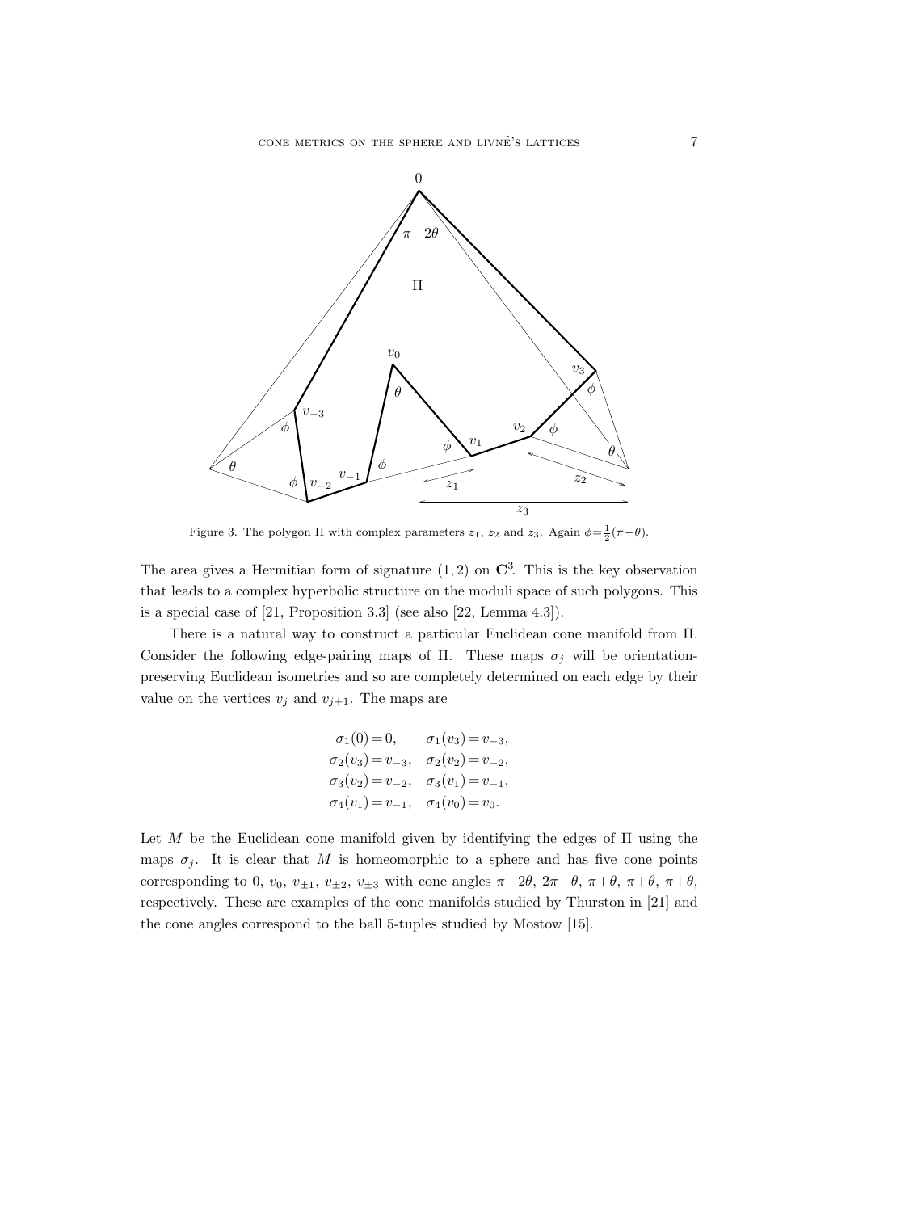Figure 3. The polygon $\Pi$ with complex parameters $z_1$, $z_2$ and $z_3$. Again $\phi=\frac{1}{2}(\pi-\theta)$.

The area gives a Hermitian form of signature $(1,2)$ on $\mathbf{C}^3$. This is the key observation that leads to a complex hyperbolic structure on the moduli space of such polygons. This is a special case of [21, Proposition 3.3] (see also [22, Lemma 4.3]).

There is a natural way to construct a particular Euclidean cone manifold from $\Pi$. Consider the following edge-pairing maps of $\Pi$. These maps $\sigma_j$ will be orientation-preserving Euclidean isometries and so are completely determined on each edge by their value on the vertices $v_j$ and $v_{j+1}$. The maps are

$$\begin{aligned}
\sigma_1(0)&=0, & \sigma_1(v_3)&=v_{-3},\\
\sigma_2(v_3)&=v_{-3}, & \sigma_2(v_2)&=v_{-2},\\
\sigma_3(v_2)&=v_{-2}, & \sigma_3(v_1)&=v_{-1},\\
\sigma_4(v_1)&=v_{-1}, & \sigma_4(v_0)&=v_0.
\end{aligned}$$

Let $M$ be the Euclidean cone manifold given by identifying the edges of $\Pi$ using the maps $\sigma_j$. It is clear that $M$ is homeomorphic to a sphere and has five cone points corresponding to $0$, $v_0$, $v_{\pm 1}$, $v_{\pm 2}$, $v_{\pm 3}$ with cone angles $\pi-2\theta$, $2\pi-\theta$, $\pi+\theta$, $\pi+\theta$, $\pi+\theta$, respectively. These are examples of the cone manifolds studied by Thurston in [21] and the cone angles correspond to the ball 5-tuples studied by Mostow [15].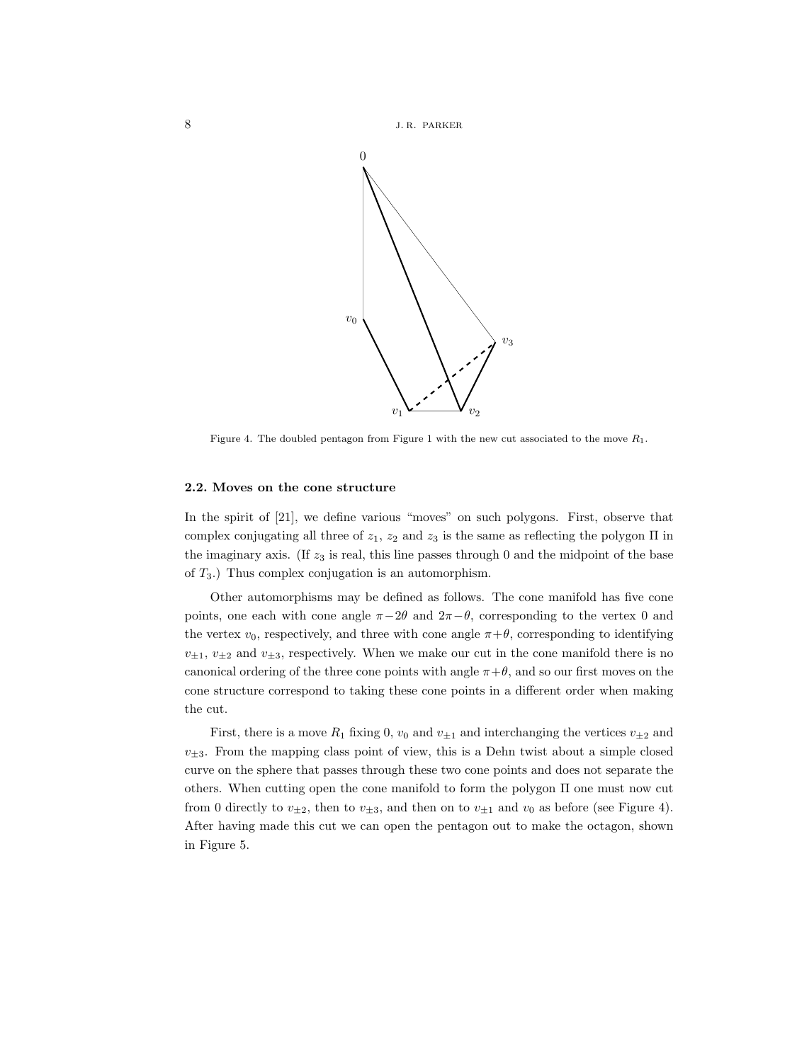Figure 4. The doubled pentagon from Figure 1 with the new cut associated to the move $R_1$.

### 2.2. Moves on the cone structure

In the spirit of [21], we define various "moves" on such polygons. First, observe that complex conjugating all three of $z_1$, $z_2$ and $z_3$ is the same as reflecting the polygon $\Pi$ in the imaginary axis. (If $z_3$ is real, this line passes through 0 and the midpoint of the base of $T_3$.) Thus complex conjugation is an automorphism.

Other automorphisms may be defined as follows. The cone manifold has five cone points, one each with cone angle $\pi-2\theta$ and $2\pi-\theta$, corresponding to the vertex 0 and the vertex $v_0$, respectively, and three with cone angle $\pi+\theta$, corresponding to identifying $v_{\pm 1}$, $v_{\pm 2}$ and $v_{\pm 3}$, respectively. When we make our cut in the cone manifold there is no canonical ordering of the three cone points with angle $\pi+\theta$, and so our first moves on the cone structure correspond to taking these cone points in a different order when making the cut.

First, there is a move $R_1$ fixing 0, $v_0$ and $v_{\pm 1}$ and interchanging the vertices $v_{\pm 2}$ and $v_{\pm 3}$. From the mapping class point of view, this is a Dehn twist about a simple closed curve on the sphere that passes through these two cone points and does not separate the others. When cutting open the cone manifold to form the polygon $\Pi$ one must now cut from 0 directly to $v_{\pm 2}$, then to $v_{\pm 3}$, and then on to $v_{\pm 1}$ and $v_0$ as before (see Figure 4). After having made this cut we can open the pentagon out to make the octagon, shown in Figure 5.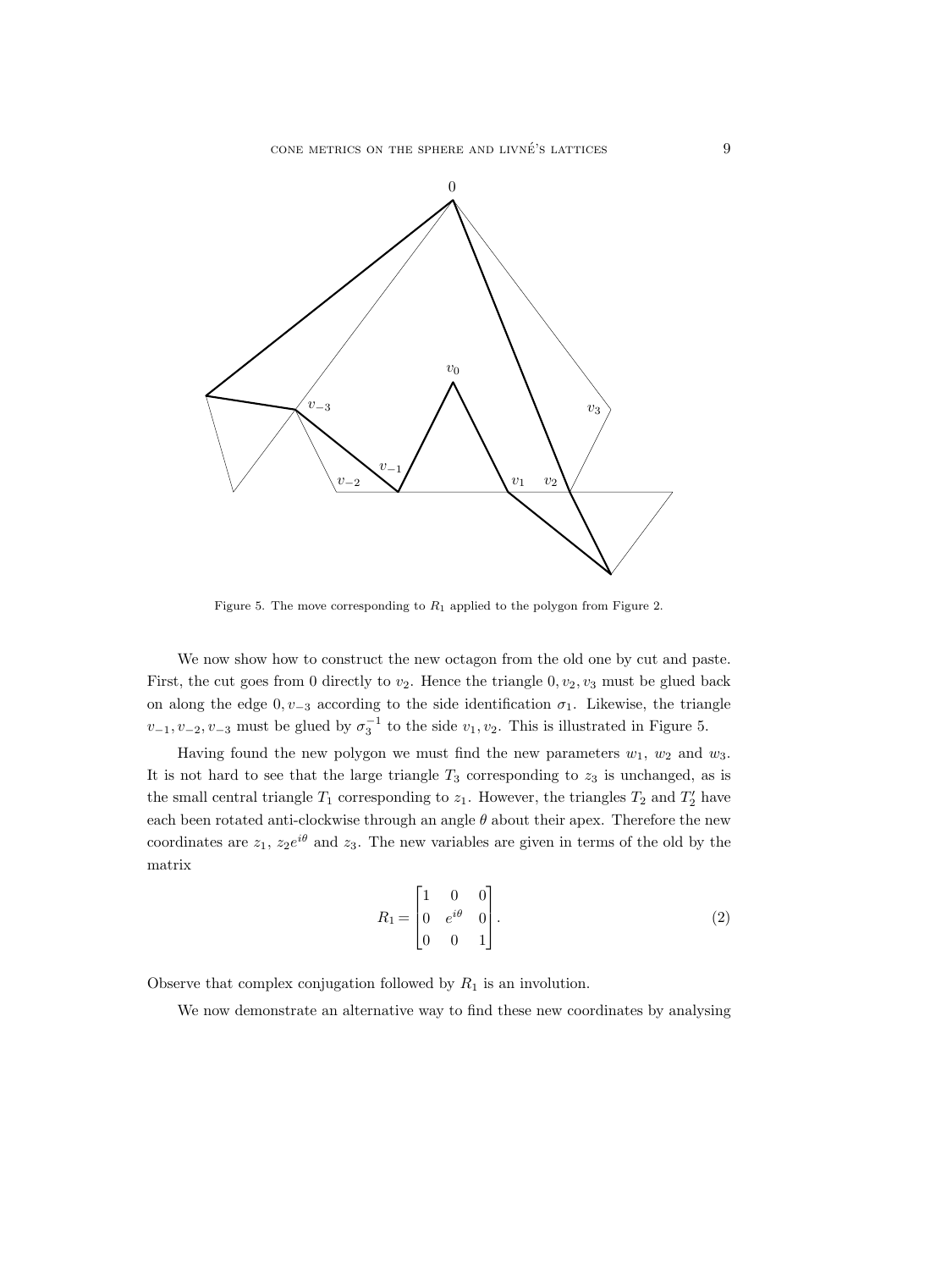Figure 5. The move corresponding to $R_1$ applied to the polygon from Figure 2.

We now show how to construct the new octagon from the old one by cut and paste. First, the cut goes from 0 directly to $v_2$. Hence the triangle $0, v_2, v_3$ must be glued back on along the edge $0, v_{-3}$ according to the side identification $\sigma_1$. Likewise, the triangle $v_{-1}, v_{-2}, v_{-3}$ must be glued by $\sigma_3^{-1}$ to the side $v_1, v_2$. This is illustrated in Figure 5.

Having found the new polygon we must find the new parameters $w_1$, $w_2$ and $w_3$. It is not hard to see that the large triangle $T_3$ corresponding to $z_3$ is unchanged, as is the small central triangle $T_1$ corresponding to $z_1$. However, the triangles $T_2$ and $T_2'$ have each been rotated anti-clockwise through an angle $\theta$ about their apex. Therefore the new coordinates are $z_1$, $z_2 e^{i\theta}$ and $z_3$. The new variables are given in terms of the old by the matrix

$$R_1 = \begin{bmatrix} 1 & 0 & 0 \\ 0 & e^{i\theta} & 0 \\ 0 & 0 & 1 \end{bmatrix}. \tag{2}$$

Observe that complex conjugation followed by $R_1$ is an involution.

We now demonstrate an alternative way to find these new coordinates by analysing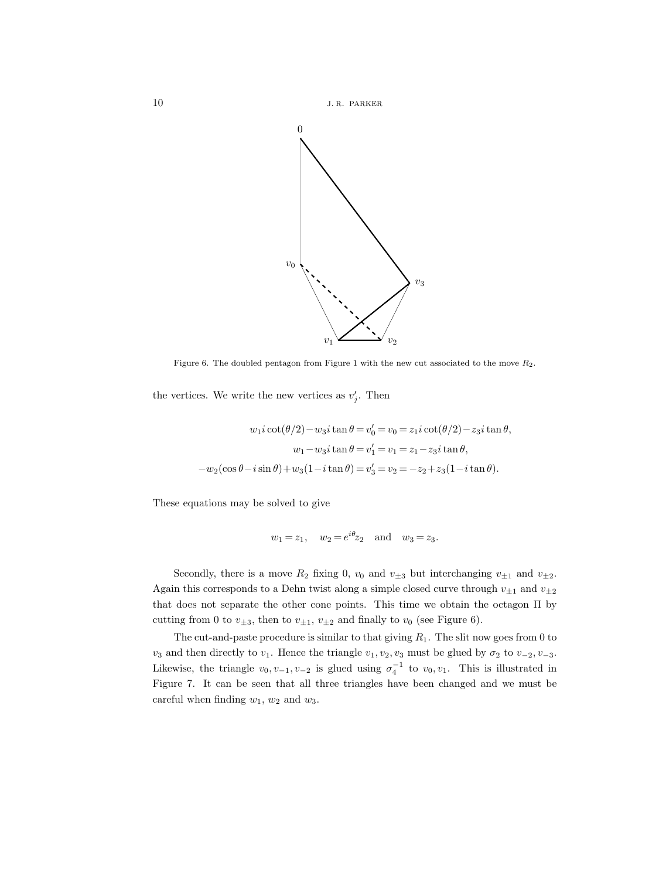Figure 6. The doubled pentagon from Figure 1 with the new cut associated to the move $R_2$.

the vertices. We write the new vertices as $v_j'$. Then

$$w_1 i\cot(\theta/2) - w_3 i\tan\theta = v_0' = v_0 = z_1 i\cot(\theta/2) - z_3 i\tan\theta,$$
$$w_1 - w_3 i\tan\theta = v_1' = v_1 = z_1 - z_3 i\tan\theta,$$
$$-w_2(\cos\theta - i\sin\theta) + w_3(1 - i\tan\theta) = v_3' = v_2 = -z_2 + z_3(1 - i\tan\theta).$$

These equations may be solved to give

$$w_1 = z_1, \quad w_2 = e^{i\theta}z_2 \quad \text{and} \quad w_3 = z_3.$$

Secondly, there is a move $R_2$ fixing 0, $v_0$ and $v_{\pm 3}$ but interchanging $v_{\pm 1}$ and $v_{\pm 2}$. Again this corresponds to a Dehn twist along a simple closed curve through $v_{\pm 1}$ and $v_{\pm 2}$ that does not separate the other cone points. This time we obtain the octagon $\Pi$ by cutting from 0 to $v_{\pm 3}$, then to $v_{\pm 1}$, $v_{\pm 2}$ and finally to $v_0$ (see Figure 6).

The cut-and-paste procedure is similar to that giving $R_1$. The slit now goes from 0 to $v_3$ and then directly to $v_1$. Hence the triangle $v_1, v_2, v_3$ must be glued by $\sigma_2$ to $v_{-2}, v_{-3}$. Likewise, the triangle $v_0, v_{-1}, v_{-2}$ is glued using $\sigma_4^{-1}$ to $v_0, v_1$. This is illustrated in Figure 7. It can be seen that all three triangles have been changed and we must be careful when finding $w_1$, $w_2$ and $w_3$.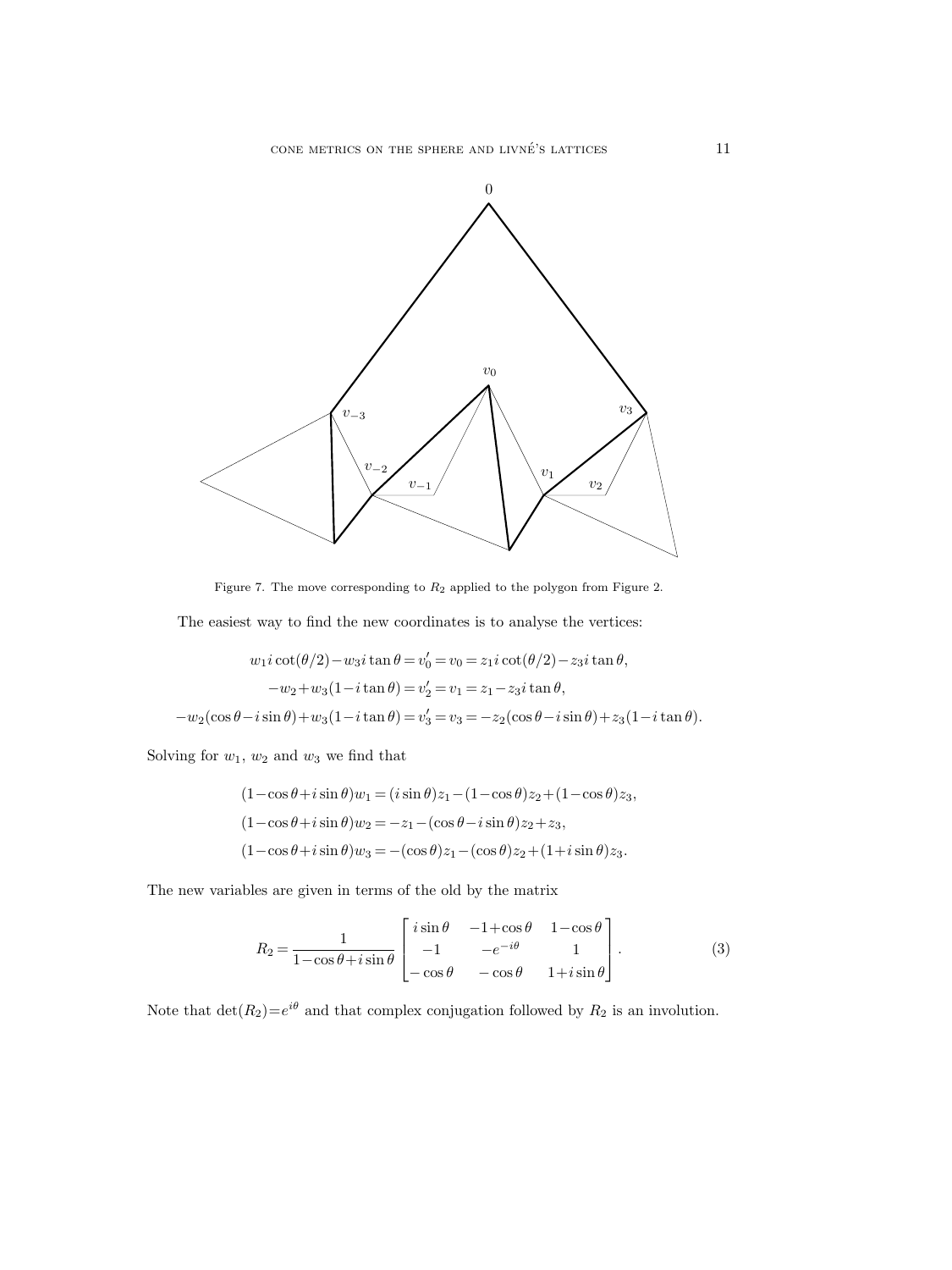Figure 7. The move corresponding to $R_2$ applied to the polygon from Figure 2.

The easiest way to find the new coordinates is to analyse the vertices:

$$w_1 i\cot(\theta/2) - w_3 i\tan\theta = v_0' = v_0 = z_1 i\cot(\theta/2) - z_3 i\tan\theta,$$

$$-w_2 + w_3(1 - i\tan\theta) = v_2' = v_1 = z_1 - z_3 i\tan\theta,$$

$$-w_2(\cos\theta - i\sin\theta) + w_3(1 - i\tan\theta) = v_3' = v_3 = -z_2(\cos\theta - i\sin\theta) + z_3(1 - i\tan\theta).$$

Solving for $w_1$, $w_2$ and $w_3$ we find that

$$(1-\cos\theta + i\sin\theta)w_1 = (i\sin\theta)z_1 - (1-\cos\theta)z_2 + (1-\cos\theta)z_3,$$

$$(1-\cos\theta + i\sin\theta)w_2 = -z_1 - (\cos\theta - i\sin\theta)z_2 + z_3,$$

$$(1-\cos\theta + i\sin\theta)w_3 = -(\cos\theta)z_1 - (\cos\theta)z_2 + (1 + i\sin\theta)z_3.$$

The new variables are given in terms of the old by the matrix

$$R_2 = \frac{1}{1-\cos\theta + i\sin\theta}\begin{bmatrix} i\sin\theta & -1+\cos\theta & 1-\cos\theta \\ -1 & -e^{-i\theta} & 1 \\ -\cos\theta & -\cos\theta & 1+i\sin\theta \end{bmatrix}. \tag{3}$$

Note that $\det(R_2) = e^{i\theta}$ and that complex conjugation followed by $R_2$ is an involution.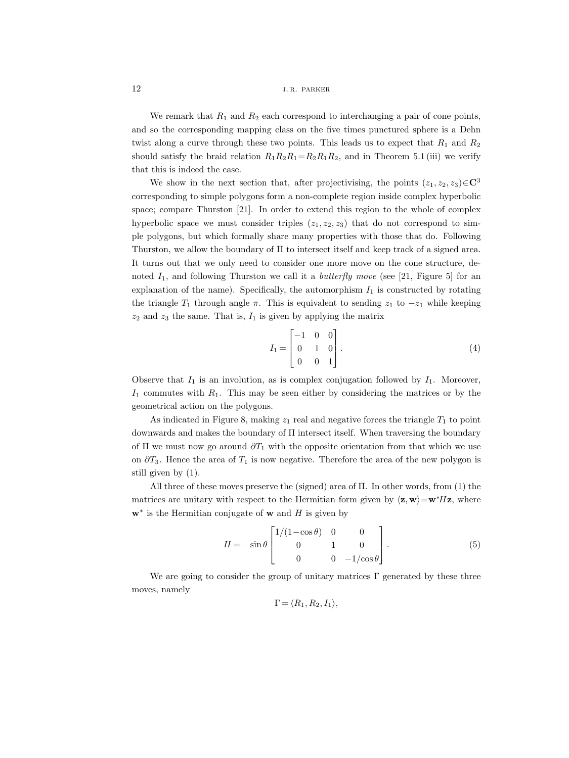We remark that $R_1$ and $R_2$ each correspond to interchanging a pair of cone points, and so the corresponding mapping class on the five times punctured sphere is a Dehn twist along a curve through these two points. This leads us to expect that $R_1$ and $R_2$ should satisfy the braid relation $R_1R_2R_1=R_2R_1R_2$, and in Theorem 5.1 (iii) we verify that this is indeed the case.

We show in the next section that, after projectivising, the points $(z_1,z_2,z_3)\in\mathbf{C}^3$ corresponding to simple polygons form a non-complete region inside complex hyperbolic space; compare Thurston [21]. In order to extend this region to the whole of complex hyperbolic space we must consider triples $(z_1,z_2,z_3)$ that do not correspond to simple polygons, but which formally share many properties with those that do. Following Thurston, we allow the boundary of $\Pi$ to intersect itself and keep track of a signed area. It turns out that we only need to consider one more move on the cone structure, denoted $I_1$, and following Thurston we call it a *butterfly move* (see [21, Figure 5] for an explanation of the name). Specifically, the automorphism $I_1$ is constructed by rotating the triangle $T_1$ through angle $\pi$. This is equivalent to sending $z_1$ to $-z_1$ while keeping $z_2$ and $z_3$ the same. That is, $I_1$ is given by applying the matrix

$$I_1=\begin{bmatrix}-1 & 0 & 0\\ 0 & 1 & 0\\ 0 & 0 & 1\end{bmatrix}. \tag{4}$$

Observe that $I_1$ is an involution, as is complex conjugation followed by $I_1$. Moreover, $I_1$ commutes with $R_1$. This may be seen either by considering the matrices or by the geometrical action on the polygons.

As indicated in Figure 8, making $z_1$ real and negative forces the triangle $T_1$ to point downwards and makes the boundary of $\Pi$ intersect itself. When traversing the boundary of $\Pi$ we must now go around $\partial T_1$ with the opposite orientation from that which we use on $\partial T_3$. Hence the area of $T_1$ is now negative. Therefore the area of the new polygon is still given by (1).

All three of these moves preserve the (signed) area of $\Pi$. In other words, from (1) the matrices are unitary with respect to the Hermitian form given by $\langle\mathbf{z},\mathbf{w}\rangle=\mathbf{w}^*H\mathbf{z}$, where $\mathbf{w}^*$ is the Hermitian conjugate of $\mathbf{w}$ and $H$ is given by

$$H=-\sin\theta\begin{bmatrix}1/(1-\cos\theta) & 0 & 0\\ 0 & 1 & 0\\ 0 & 0 & -1/\cos\theta\end{bmatrix}. \tag{5}$$

We are going to consider the group of unitary matrices $\Gamma$ generated by these three moves, namely

$$\Gamma=\langle R_1,R_2,I_1\rangle,$$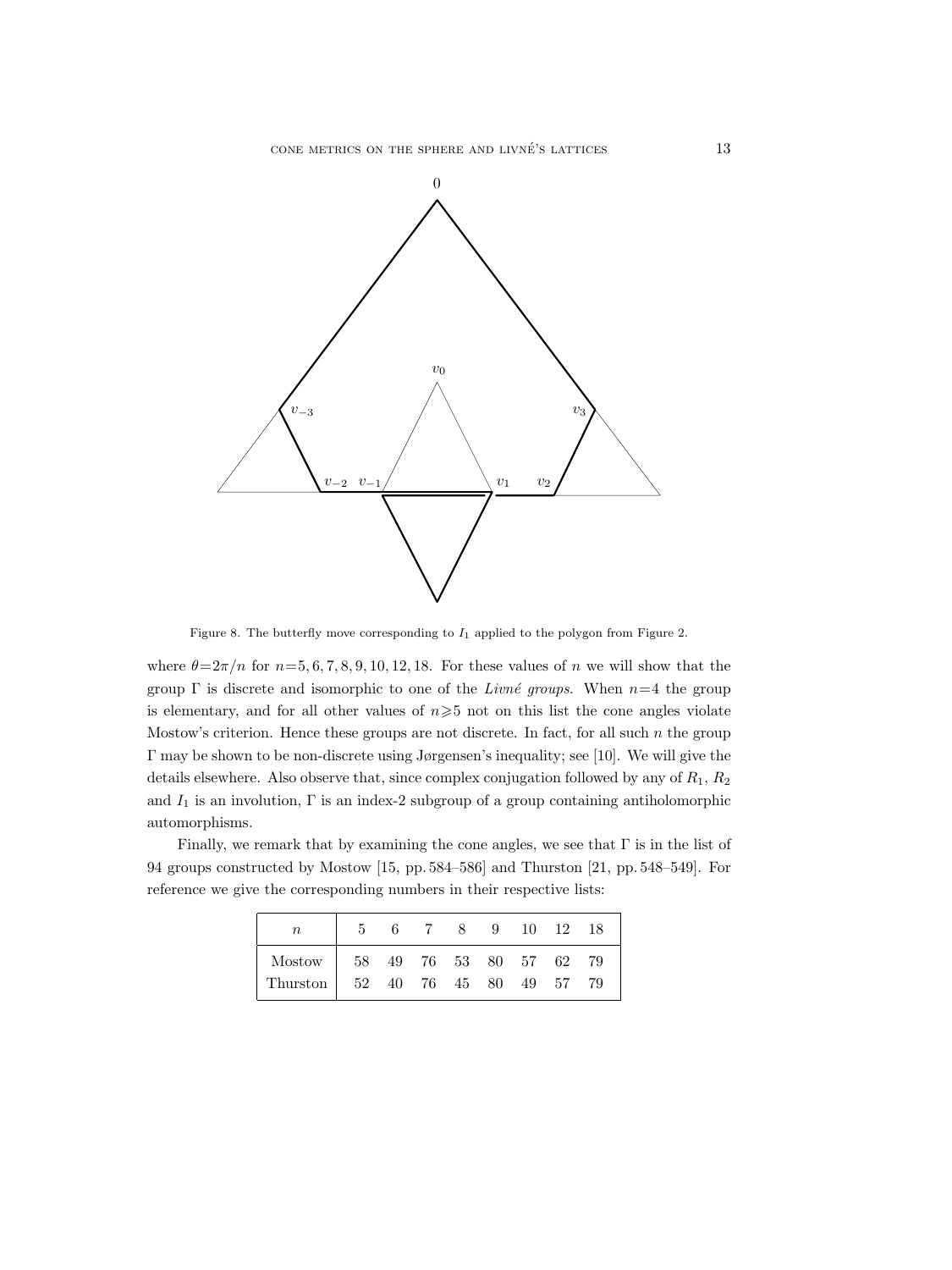Figure 8. The butterfly move corresponding to $I_1$ applied to the polygon from Figure 2.

where $\theta=2\pi/n$ for $n=5,6,7,8,9,10,12,18$. For these values of $n$ we will show that the group $\Gamma$ is discrete and isomorphic to one of the *Livné groups*. When $n=4$ the group is elementary, and for all other values of $n\geqslant 5$ not on this list the cone angles violate Mostow's criterion. Hence these groups are not discrete. In fact, for all such $n$ the group $\Gamma$ may be shown to be non-discrete using Jørgensen's inequality; see [10]. We will give the details elsewhere. Also observe that, since complex conjugation followed by any of $R_1$, $R_2$ and $I_1$ is an involution, $\Gamma$ is an index-2 subgroup of a group containing antiholomorphic automorphisms.

Finally, we remark that by examining the cone angles, we see that $\Gamma$ is in the list of 94 groups constructed by Mostow [15, pp. 584–586] and Thurston [21, pp. 548–549]. For reference we give the corresponding numbers in their respective lists:

| $n$ | 5 | 6 | 7 | 8 | 9 | 10 | 12 | 18 |
|---|---|---|---|---|---|---|---|---|
| Mostow | 58 | 49 | 76 | 53 | 80 | 57 | 62 | 79 |
| Thurston | 52 | 40 | 76 | 45 | 80 | 49 | 57 | 79 |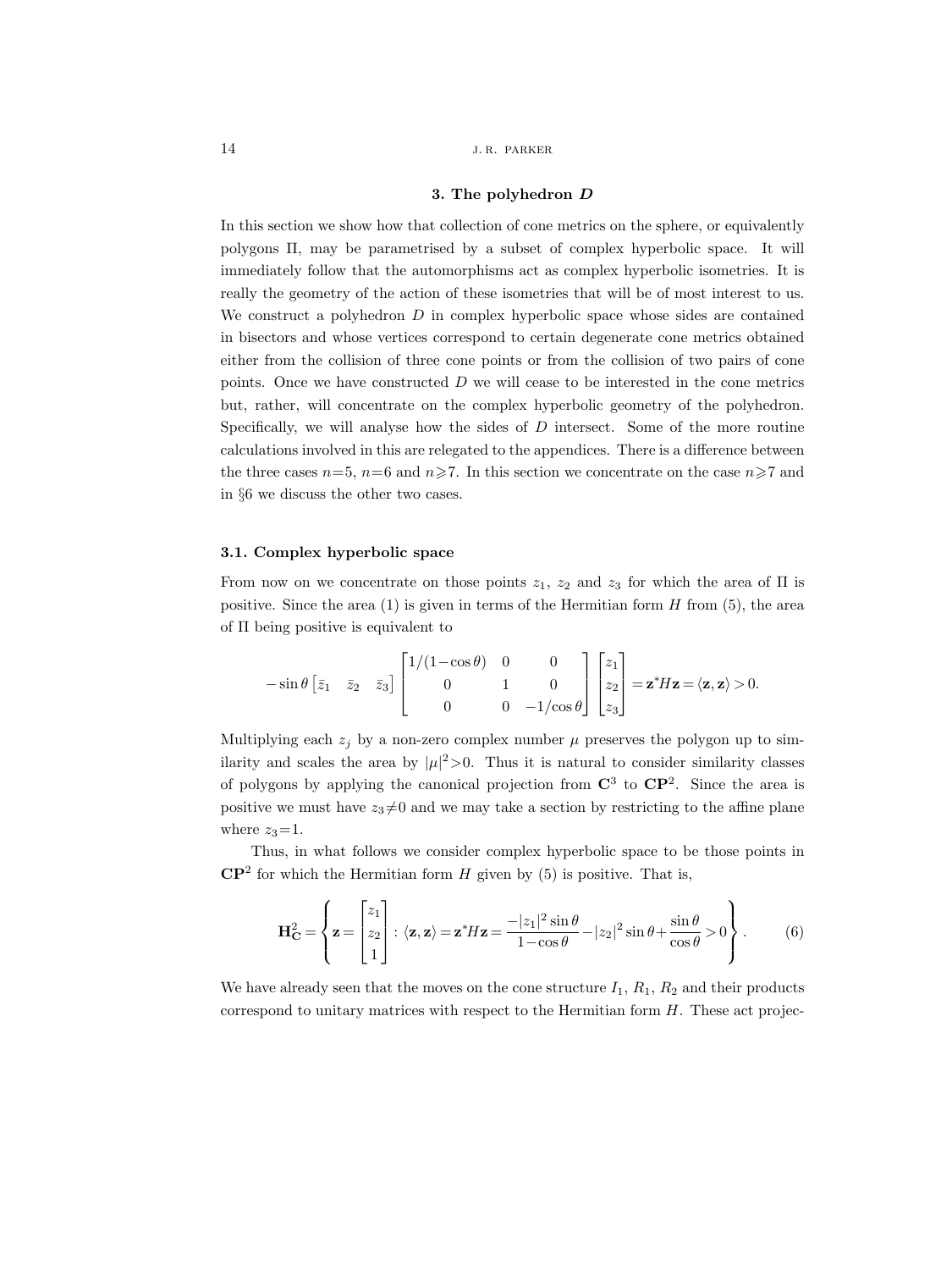## 3. The polyhedron $D$

In this section we show how that collection of cone metrics on the sphere, or equivalently polygons $\Pi$, may be parametrised by a subset of complex hyperbolic space. It will immediately follow that the automorphisms act as complex hyperbolic isometries. It is really the geometry of the action of these isometries that will be of most interest to us. We construct a polyhedron $D$ in complex hyperbolic space whose sides are contained in bisectors and whose vertices correspond to certain degenerate cone metrics obtained either from the collision of three cone points or from the collision of two pairs of cone points. Once we have constructed $D$ we will cease to be interested in the cone metrics but, rather, will concentrate on the complex hyperbolic geometry of the polyhedron. Specifically, we will analyse how the sides of $D$ intersect. Some of the more routine calculations involved in this are relegated to the appendices. There is a difference between the three cases $n=5$, $n=6$ and $n\geqslant 7$. In this section we concentrate on the case $n\geqslant 7$ and in §6 we discuss the other two cases.

### 3.1. Complex hyperbolic space

From now on we concentrate on those points $z_1$, $z_2$ and $z_3$ for which the area of $\Pi$ is positive. Since the area (1) is given in terms of the Hermitian form $H$ from (5), the area of $\Pi$ being positive is equivalent to

$$
-\sin\theta \begin{bmatrix} \bar{z}_1 & \bar{z}_2 & \bar{z}_3 \end{bmatrix} \begin{bmatrix} 1/(1-\cos\theta) & 0 & 0 \\ 0 & 1 & 0 \\ 0 & 0 & -1/\cos\theta \end{bmatrix} \begin{bmatrix} z_1 \\ z_2 \\ z_3 \end{bmatrix} = \mathbf{z}^* H \mathbf{z} = \langle \mathbf{z}, \mathbf{z} \rangle > 0.
$$

Multiplying each $z_j$ by a non-zero complex number $\mu$ preserves the polygon up to similarity and scales the area by $|\mu|^2>0$. Thus it is natural to consider similarity classes of polygons by applying the canonical projection from $\mathbf{C}^3$ to $\mathbf{CP}^2$. Since the area is positive we must have $z_3\neq 0$ and we may take a section by restricting to the affine plane where $z_3=1$.

Thus, in what follows we consider complex hyperbolic space to be those points in $\mathbf{CP}^2$ for which the Hermitian form $H$ given by (5) is positive. That is,

$$
\mathbf{H}^2_{\mathbf{C}} = \left\{ \mathbf{z} = \begin{bmatrix} z_1 \\ z_2 \\ 1 \end{bmatrix} : \langle \mathbf{z}, \mathbf{z} \rangle = \mathbf{z}^* H \mathbf{z} = \frac{-|z_1|^2 \sin\theta}{1-\cos\theta} - |z_2|^2 \sin\theta + \frac{\sin\theta}{\cos\theta} > 0 \right\}. \tag{6}
$$

We have already seen that the moves on the cone structure $I_1$, $R_1$, $R_2$ and their products correspond to unitary matrices with respect to the Hermitian form $H$. These act projec-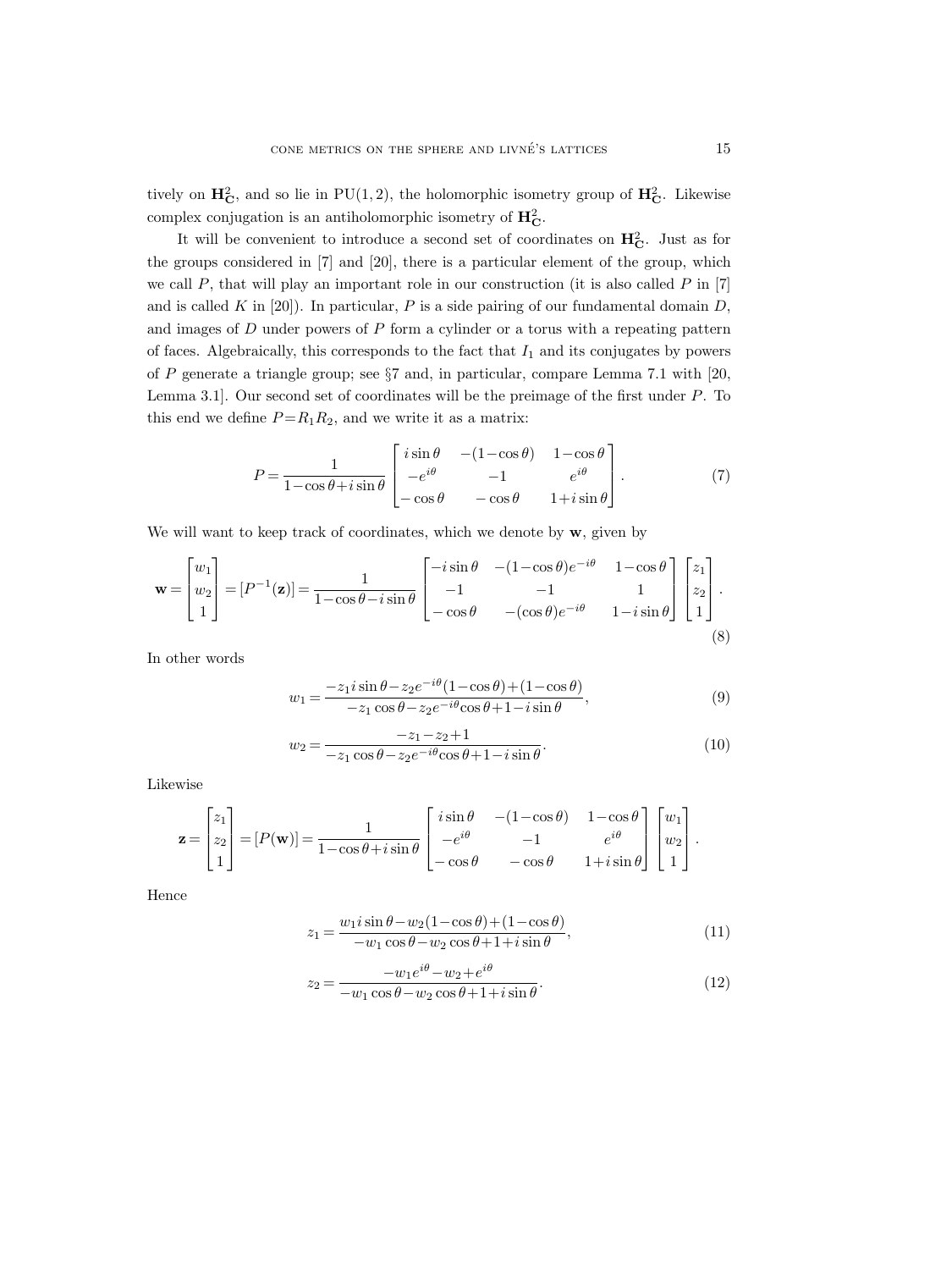tively on $\mathbf{H}^2_{\mathbf{C}}$, and so lie in $\mathrm{PU}(1,2)$, the holomorphic isometry group of $\mathbf{H}^2_{\mathbf{C}}$. Likewise complex conjugation is an antiholomorphic isometry of $\mathbf{H}^2_{\mathbf{C}}$.

It will be convenient to introduce a second set of coordinates on $\mathbf{H}^2_{\mathbf{C}}$. Just as for the groups considered in [7] and [20], there is a particular element of the group, which we call $P$, that will play an important role in our construction (it is also called $P$ in [7] and is called $K$ in [20]). In particular, $P$ is a side pairing of our fundamental domain $D$, and images of $D$ under powers of $P$ form a cylinder or a torus with a repeating pattern of faces. Algebraically, this corresponds to the fact that $I_1$ and its conjugates by powers of $P$ generate a triangle group; see §7 and, in particular, compare Lemma 7.1 with [20, Lemma 3.1]. Our second set of coordinates will be the preimage of the first under $P$. To this end we define $P=R_1R_2$, and we write it as a matrix:

$$P=\frac{1}{1-\cos\theta+i\sin\theta}\begin{bmatrix} i\sin\theta & -(1-\cos\theta) & 1-\cos\theta \\ -e^{i\theta} & -1 & e^{i\theta} \\ -\cos\theta & -\cos\theta & 1+i\sin\theta \end{bmatrix}. \tag{7}$$

We will want to keep track of coordinates, which we denote by $\mathbf{w}$, given by

$$\mathbf{w}=\begin{bmatrix} w_1 \\ w_2 \\ 1 \end{bmatrix}=[P^{-1}(\mathbf{z})]=\frac{1}{1-\cos\theta-i\sin\theta}\begin{bmatrix} -i\sin\theta & -(1-\cos\theta)e^{-i\theta} & 1-\cos\theta \\ -1 & -1 & 1 \\ -\cos\theta & -(\cos\theta)e^{-i\theta} & 1-i\sin\theta \end{bmatrix}\begin{bmatrix} z_1 \\ z_2 \\ 1 \end{bmatrix}. \tag{8}$$

In other words

$$w_1=\frac{-z_1 i\sin\theta-z_2e^{-i\theta}(1-\cos\theta)+(1-\cos\theta)}{-z_1\cos\theta-z_2e^{-i\theta}\cos\theta+1-i\sin\theta}, \tag{9}$$

$$w_2=\frac{-z_1-z_2+1}{-z_1\cos\theta-z_2e^{-i\theta}\cos\theta+1-i\sin\theta}. \tag{10}$$

Likewise

$$\mathbf{z}=\begin{bmatrix} z_1 \\ z_2 \\ 1 \end{bmatrix}=[P(\mathbf{w})]=\frac{1}{1-\cos\theta+i\sin\theta}\begin{bmatrix} i\sin\theta & -(1-\cos\theta) & 1-\cos\theta \\ -e^{i\theta} & -1 & e^{i\theta} \\ -\cos\theta & -\cos\theta & 1+i\sin\theta \end{bmatrix}\begin{bmatrix} w_1 \\ w_2 \\ 1 \end{bmatrix}.$$

Hence

$$z_1=\frac{w_1 i\sin\theta-w_2(1-\cos\theta)+(1-\cos\theta)}{-w_1\cos\theta-w_2\cos\theta+1+i\sin\theta}, \tag{11}$$

$$z_2=\frac{-w_1e^{i\theta}-w_2+e^{i\theta}}{-w_1\cos\theta-w_2\cos\theta+1+i\sin\theta}. \tag{12}$$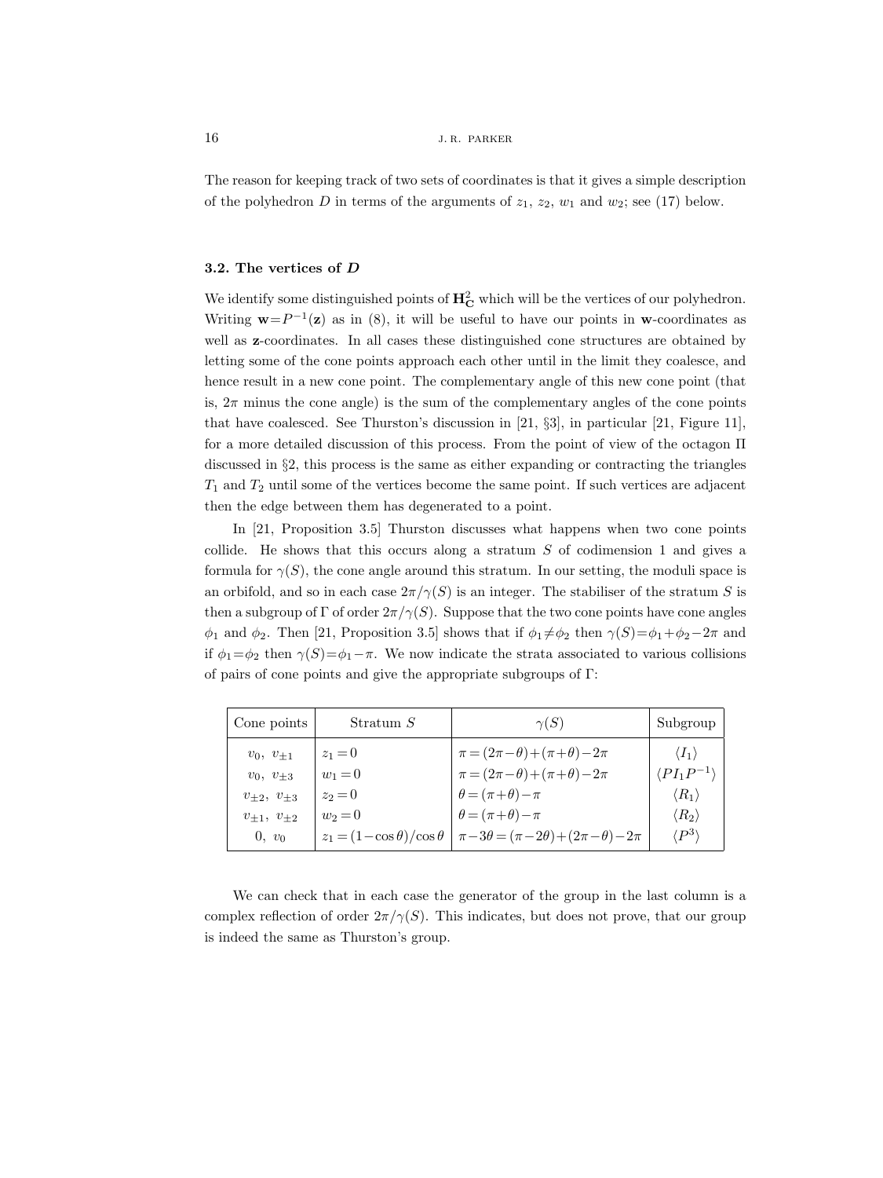The reason for keeping track of two sets of coordinates is that it gives a simple description of the polyhedron $D$ in terms of the arguments of $z_1$, $z_2$, $w_1$ and $w_2$; see (17) below.

### 3.2. The vertices of $D$

We identify some distinguished points of $\mathbf{H}^2_{\mathbf{C}}$ which will be the vertices of our polyhedron. Writing $\mathbf{w}=P^{-1}(\mathbf{z})$ as in (8), it will be useful to have our points in $\mathbf{w}$-coordinates as well as $\mathbf{z}$-coordinates. In all cases these distinguished cone structures are obtained by letting some of the cone points approach each other until in the limit they coalesce, and hence result in a new cone point. The complementary angle of this new cone point (that is, $2\pi$ minus the cone angle) is the sum of the complementary angles of the cone points that have coalesced. See Thurston's discussion in [21, §3], in particular [21, Figure 11], for a more detailed discussion of this process. From the point of view of the octagon $\Pi$ discussed in §2, this process is the same as either expanding or contracting the triangles $T_1$ and $T_2$ until some of the vertices become the same point. If such vertices are adjacent then the edge between them has degenerated to a point.

In [21, Proposition 3.5] Thurston discusses what happens when two cone points collide. He shows that this occurs along a stratum $S$ of codimension 1 and gives a formula for $\gamma(S)$, the cone angle around this stratum. In our setting, the moduli space is an orbifold, and so in each case $2\pi/\gamma(S)$ is an integer. The stabiliser of the stratum $S$ is then a subgroup of $\Gamma$ of order $2\pi/\gamma(S)$. Suppose that the two cone points have cone angles $\phi_1$ and $\phi_2$. Then [21, Proposition 3.5] shows that if $\phi_1\neq\phi_2$ then $\gamma(S)=\phi_1+\phi_2-2\pi$ and if $\phi_1=\phi_2$ then $\gamma(S)=\phi_1-\pi$. We now indicate the strata associated to various collisions of pairs of cone points and give the appropriate subgroups of $\Gamma$:

| Cone points | Stratum $S$ | $\gamma(S)$ | Subgroup |
|---|---|---|---|
| $v_0,\ v_{\pm 1}$ | $z_1=0$ | $\pi=(2\pi-\theta)+(\pi+\theta)-2\pi$ | $\langle I_1\rangle$ |
| $v_0,\ v_{\pm 3}$ | $w_1=0$ | $\pi=(2\pi-\theta)+(\pi+\theta)-2\pi$ | $\langle PI_1P^{-1}\rangle$ |
| $v_{\pm 2},\ v_{\pm 3}$ | $z_2=0$ | $\theta=(\pi+\theta)-\pi$ | $\langle R_1\rangle$ |
| $v_{\pm 1},\ v_{\pm 2}$ | $w_2=0$ | $\theta=(\pi+\theta)-\pi$ | $\langle R_2\rangle$ |
| $0,\ v_0$ | $z_1=(1-\cos\theta)/\cos\theta$ | $\pi-3\theta=(\pi-2\theta)+(2\pi-\theta)-2\pi$ | $\langle P^3\rangle$ |

We can check that in each case the generator of the group in the last column is a complex reflection of order $2\pi/\gamma(S)$. This indicates, but does not prove, that our group is indeed the same as Thurston's group.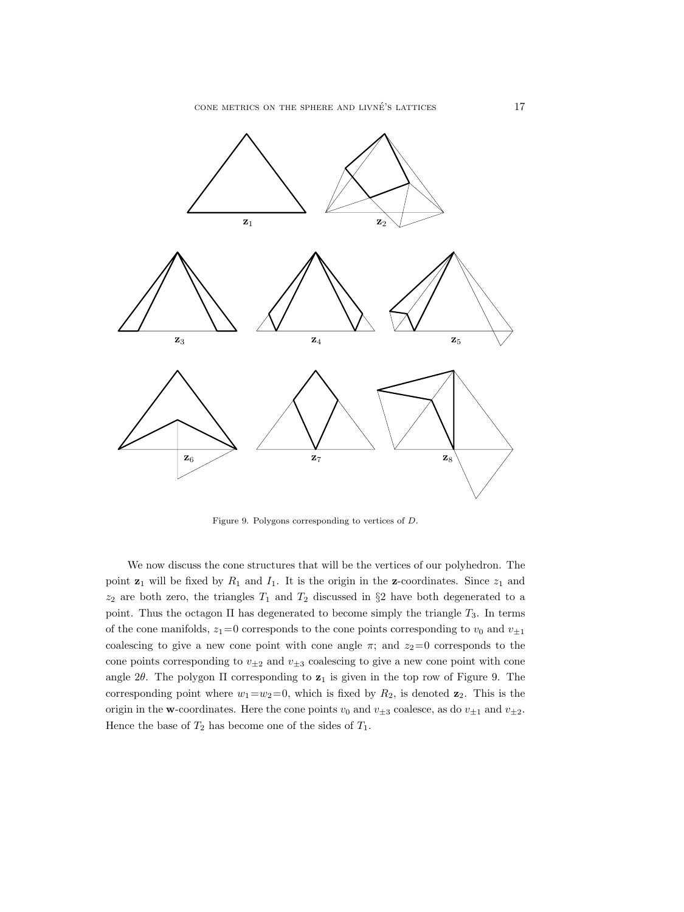Figure 9. Polygons corresponding to vertices of $D$.

We now discuss the cone structures that will be the vertices of our polyhedron. The point $\mathbf{z}_1$ will be fixed by $R_1$ and $I_1$. It is the origin in the $\mathbf{z}$-coordinates. Since $z_1$ and $z_2$ are both zero, the triangles $T_1$ and $T_2$ discussed in §2 have both degenerated to a point. Thus the octagon $\Pi$ has degenerated to become simply the triangle $T_3$. In terms of the cone manifolds, $z_1=0$ corresponds to the cone points corresponding to $v_0$ and $v_{\pm 1}$ coalescing to give a new cone point with cone angle $\pi$; and $z_2=0$ corresponds to the cone points corresponding to $v_{\pm 2}$ and $v_{\pm 3}$ coalescing to give a new cone point with cone angle $2\theta$. The polygon $\Pi$ corresponding to $\mathbf{z}_1$ is given in the top row of Figure 9. The corresponding point where $w_1=w_2=0$, which is fixed by $R_2$, is denoted $\mathbf{z}_2$. This is the origin in the $\mathbf{w}$-coordinates. Here the cone points $v_0$ and $v_{\pm 3}$ coalesce, as do $v_{\pm 1}$ and $v_{\pm 2}$. Hence the base of $T_2$ has become one of the sides of $T_1$.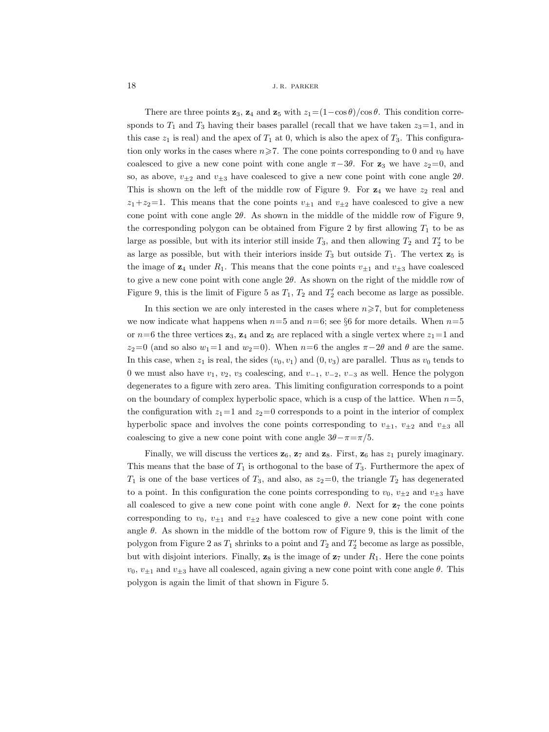There are three points $\mathbf{z}_3$, $\mathbf{z}_4$ and $\mathbf{z}_5$ with $z_1=(1-\cos\theta)/\cos\theta$. This condition corresponds to $T_1$ and $T_3$ having their bases parallel (recall that we have taken $z_3=1$, and in this case $z_1$ is real) and the apex of $T_1$ at 0, which is also the apex of $T_3$. This configuration only works in the cases where $n\geqslant 7$. The cone points corresponding to 0 and $v_0$ have coalesced to give a new cone point with cone angle $\pi-3\theta$. For $\mathbf{z}_3$ we have $z_2=0$, and so, as above, $v_{\pm 2}$ and $v_{\pm 3}$ have coalesced to give a new cone point with cone angle $2\theta$. This is shown on the left of the middle row of Figure 9. For $\mathbf{z}_4$ we have $z_2$ real and $z_1+z_2=1$. This means that the cone points $v_{\pm 1}$ and $v_{\pm 2}$ have coalesced to give a new cone point with cone angle $2\theta$. As shown in the middle of the middle row of Figure 9, the corresponding polygon can be obtained from Figure 2 by first allowing $T_1$ to be as large as possible, but with its interior still inside $T_3$, and then allowing $T_2$ and $T_2'$ to be as large as possible, but with their interiors inside $T_3$ but outside $T_1$. The vertex $\mathbf{z}_5$ is the image of $\mathbf{z}_4$ under $R_1$. This means that the cone points $v_{\pm 1}$ and $v_{\pm 3}$ have coalesced to give a new cone point with cone angle $2\theta$. As shown on the right of the middle row of Figure 9, this is the limit of Figure 5 as $T_1$, $T_2$ and $T_2'$ each become as large as possible.

In this section we are only interested in the cases where $n\geqslant 7$, but for completeness we now indicate what happens when $n=5$ and $n=6$; see §6 for more details. When $n=5$ or $n=6$ the three vertices $\mathbf{z}_3$, $\mathbf{z}_4$ and $\mathbf{z}_5$ are replaced with a single vertex where $z_1=1$ and $z_2=0$ (and so also $w_1=1$ and $w_2=0$). When $n=6$ the angles $\pi-2\theta$ and $\theta$ are the same. In this case, when $z_1$ is real, the sides $(v_0,v_1)$ and $(0,v_3)$ are parallel. Thus as $v_0$ tends to 0 we must also have $v_1$, $v_2$, $v_3$ coalescing, and $v_{-1}$, $v_{-2}$, $v_{-3}$ as well. Hence the polygon degenerates to a figure with zero area. This limiting configuration corresponds to a point on the boundary of complex hyperbolic space, which is a cusp of the lattice. When $n=5$, the configuration with $z_1=1$ and $z_2=0$ corresponds to a point in the interior of complex hyperbolic space and involves the cone points corresponding to $v_{\pm 1}$, $v_{\pm 2}$ and $v_{\pm 3}$ all coalescing to give a new cone point with cone angle $3\theta-\pi=\pi/5$.

Finally, we will discuss the vertices $\mathbf{z}_6$, $\mathbf{z}_7$ and $\mathbf{z}_8$. First, $\mathbf{z}_6$ has $z_1$ purely imaginary. This means that the base of $T_1$ is orthogonal to the base of $T_3$. Furthermore the apex of $T_1$ is one of the base vertices of $T_3$, and also, as $z_2=0$, the triangle $T_2$ has degenerated to a point. In this configuration the cone points corresponding to $v_0$, $v_{\pm 2}$ and $v_{\pm 3}$ have all coalesced to give a new cone point with cone angle $\theta$. Next for $\mathbf{z}_7$ the cone points corresponding to $v_0$, $v_{\pm 1}$ and $v_{\pm 2}$ have coalesced to give a new cone point with cone angle $\theta$. As shown in the middle of the bottom row of Figure 9, this is the limit of the polygon from Figure 2 as $T_1$ shrinks to a point and $T_2$ and $T_2'$ become as large as possible, but with disjoint interiors. Finally, $\mathbf{z}_8$ is the image of $\mathbf{z}_7$ under $R_1$. Here the cone points $v_0$, $v_{\pm 1}$ and $v_{\pm 3}$ have all coalesced, again giving a new cone point with cone angle $\theta$. This polygon is again the limit of that shown in Figure 5.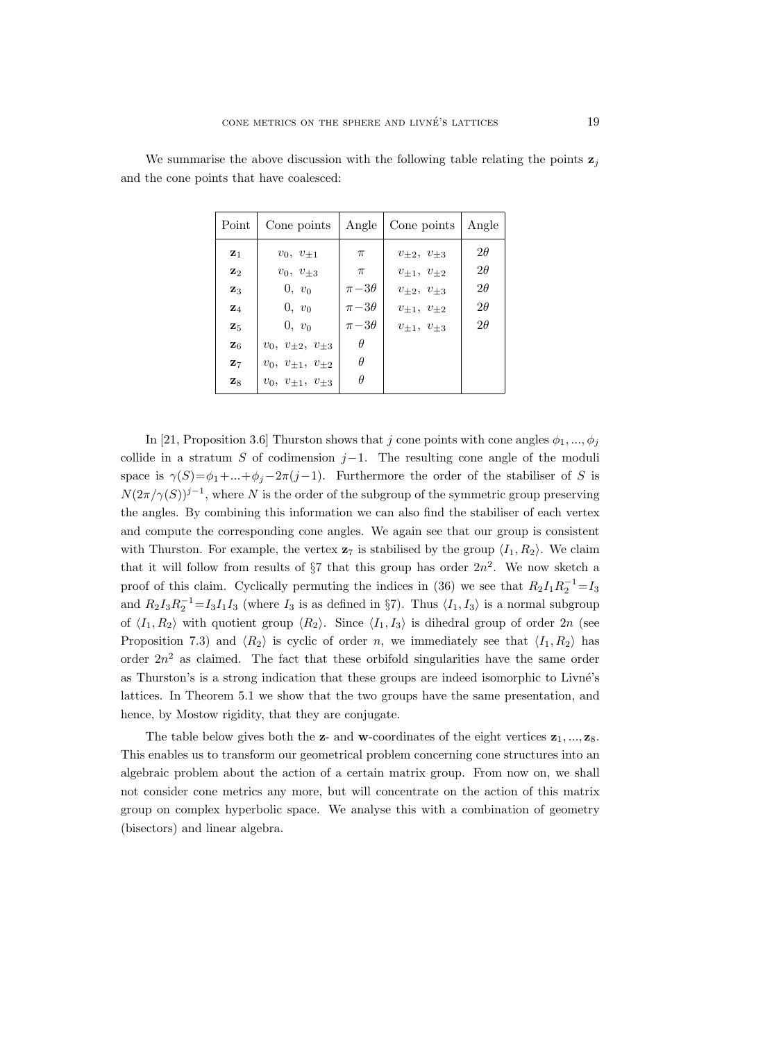We summarise the above discussion with the following table relating the points $\mathbf{z}_j$ and the cone points that have coalesced:

| Point | Cone points | Angle | Cone points | Angle |
|---|---|---|---|---|
| $\mathbf{z}_1$ | $v_0,\ v_{\pm 1}$ | $\pi$ | $v_{\pm 2},\ v_{\pm 3}$ | $2\theta$ |
| $\mathbf{z}_2$ | $v_0,\ v_{\pm 3}$ | $\pi$ | $v_{\pm 1},\ v_{\pm 2}$ | $2\theta$ |
| $\mathbf{z}_3$ | $0,\ v_0$ | $\pi - 3\theta$ | $v_{\pm 2},\ v_{\pm 3}$ | $2\theta$ |
| $\mathbf{z}_4$ | $0,\ v_0$ | $\pi - 3\theta$ | $v_{\pm 1},\ v_{\pm 2}$ | $2\theta$ |
| $\mathbf{z}_5$ | $0,\ v_0$ | $\pi - 3\theta$ | $v_{\pm 1},\ v_{\pm 3}$ | $2\theta$ |
| $\mathbf{z}_6$ | $v_0,\ v_{\pm 2},\ v_{\pm 3}$ | $\theta$ | | |
| $\mathbf{z}_7$ | $v_0,\ v_{\pm 1},\ v_{\pm 2}$ | $\theta$ | | |
| $\mathbf{z}_8$ | $v_0,\ v_{\pm 1},\ v_{\pm 3}$ | $\theta$ | | |

In [21, Proposition 3.6] Thurston shows that $j$ cone points with cone angles $\phi_1, ..., \phi_j$ collide in a stratum $S$ of codimension $j-1$. The resulting cone angle of the moduli space is $\gamma(S) = \phi_1 + ... + \phi_j - 2\pi(j-1)$. Furthermore the order of the stabiliser of $S$ is $N(2\pi/\gamma(S))^{j-1}$, where $N$ is the order of the subgroup of the symmetric group preserving the angles. By combining this information we can also find the stabiliser of each vertex and compute the corresponding cone angles. We again see that our group is consistent with Thurston. For example, the vertex $\mathbf{z}_7$ is stabilised by the group $\langle I_1, R_2\rangle$. We claim that it will follow from results of §7 that this group has order $2n^2$. We now sketch a proof of this claim. Cyclically permuting the indices in (36) we see that $R_2 I_1 R_2^{-1} = I_3$ and $R_2 I_3 R_2^{-1} = I_3 I_1 I_3$ (where $I_3$ is as defined in §7). Thus $\langle I_1, I_3\rangle$ is a normal subgroup of $\langle I_1, R_2\rangle$ with quotient group $\langle R_2\rangle$. Since $\langle I_1, I_3\rangle$ is dihedral group of order $2n$ (see Proposition 7.3) and $\langle R_2\rangle$ is cyclic of order $n$, we immediately see that $\langle I_1, R_2\rangle$ has order $2n^2$ as claimed. The fact that these orbifold singularities have the same order as Thurston's is a strong indication that these groups are indeed isomorphic to Livné's lattices. In Theorem 5.1 we show that the two groups have the same presentation, and hence, by Mostow rigidity, that they are conjugate.

The table below gives both the $\mathbf{z}$- and $\mathbf{w}$-coordinates of the eight vertices $\mathbf{z}_1, ..., \mathbf{z}_8$. This enables us to transform our geometrical problem concerning cone structures into an algebraic problem about the action of a certain matrix group. From now on, we shall not consider cone metrics any more, but will concentrate on the action of this matrix group on complex hyperbolic space. We analyse this with a combination of geometry (bisectors) and linear algebra.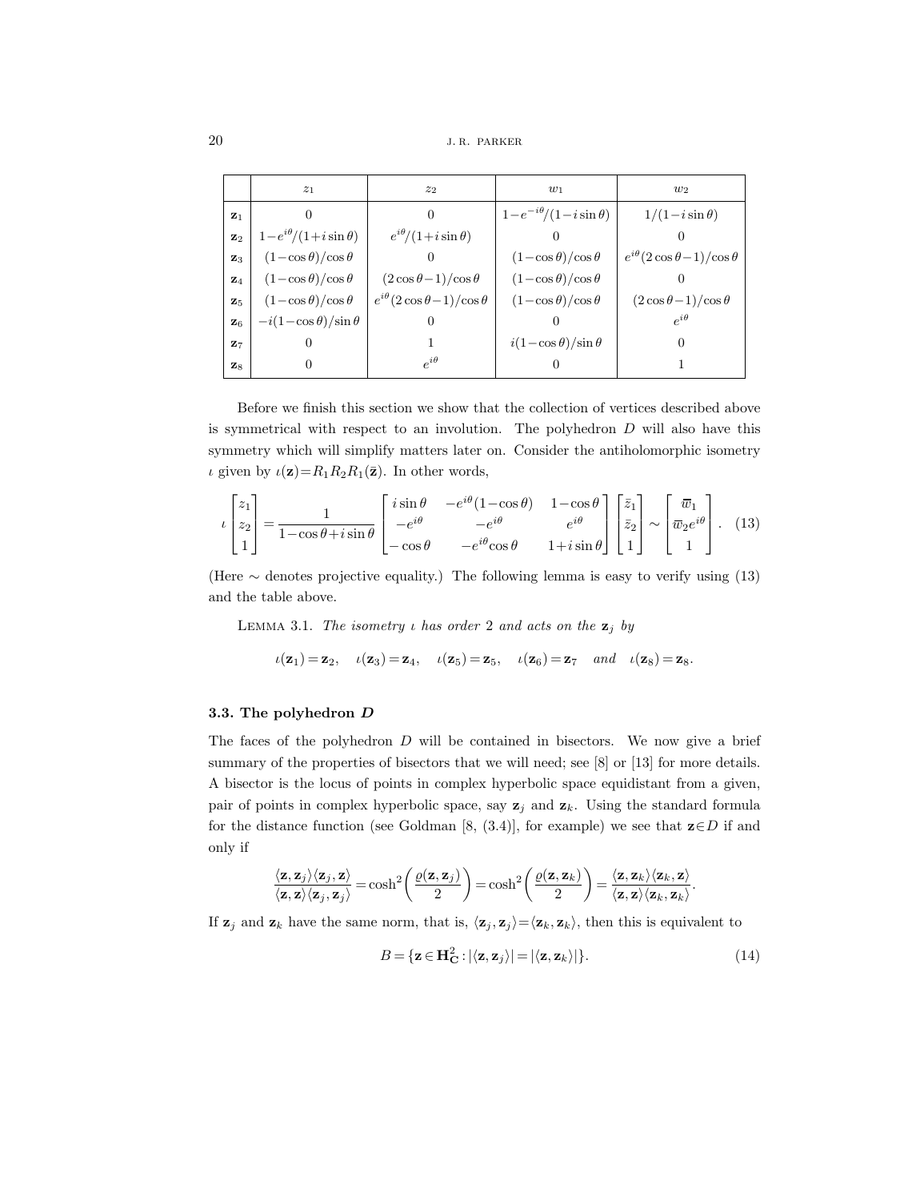|  | $z_1$ | $z_2$ | $w_1$ | $w_2$ |
|---|---|---|---|---|
| $\mathbf{z}_1$ | $0$ | $0$ | $1-e^{-i\theta}/(1-i\sin\theta)$ | $1/(1-i\sin\theta)$ |
| $\mathbf{z}_2$ | $1-e^{i\theta}/(1+i\sin\theta)$ | $e^{i\theta}/(1+i\sin\theta)$ | $0$ | $0$ |
| $\mathbf{z}_3$ | $(1-\cos\theta)/\cos\theta$ | $0$ | $(1-\cos\theta)/\cos\theta$ | $e^{i\theta}(2\cos\theta-1)/\cos\theta$ |
| $\mathbf{z}_4$ | $(1-\cos\theta)/\cos\theta$ | $(2\cos\theta-1)/\cos\theta$ | $(1-\cos\theta)/\cos\theta$ | $0$ |
| $\mathbf{z}_5$ | $(1-\cos\theta)/\cos\theta$ | $e^{i\theta}(2\cos\theta-1)/\cos\theta$ | $(1-\cos\theta)/\cos\theta$ | $(2\cos\theta-1)/\cos\theta$ |
| $\mathbf{z}_6$ | $-i(1-\cos\theta)/\sin\theta$ | $0$ | $0$ | $e^{i\theta}$ |
| $\mathbf{z}_7$ | $0$ | $1$ | $i(1-\cos\theta)/\sin\theta$ | $0$ |
| $\mathbf{z}_8$ | $0$ | $e^{i\theta}$ | $0$ | $1$ |

Before we finish this section we show that the collection of vertices described above is symmetrical with respect to an involution. The polyhedron $D$ will also have this symmetry which will simplify matters later on. Consider the antiholomorphic isometry $\iota$ given by $\iota(\mathbf{z})=R_1R_2R_1(\bar{\mathbf{z}})$. In other words,

$$\iota\begin{bmatrix} z_1 \\ z_2 \\ 1 \end{bmatrix} = \frac{1}{1-\cos\theta+i\sin\theta}\begin{bmatrix} i\sin\theta & -e^{i\theta}(1-\cos\theta) & 1-\cos\theta \\ -e^{i\theta} & -e^{i\theta} & e^{i\theta} \\ -\cos\theta & -e^{i\theta}\cos\theta & 1+i\sin\theta \end{bmatrix}\begin{bmatrix} \bar{z}_1 \\ \bar{z}_2 \\ 1 \end{bmatrix} \sim \begin{bmatrix} \overline{w}_1 \\ \overline{w}_2 e^{i\theta} \\ 1 \end{bmatrix}. \quad (13)$$

(Here $\sim$ denotes projective equality.) The following lemma is easy to verify using (13) and the table above.

Lemma 3.1. *The isometry $\iota$ has order 2 and acts on the $\mathbf{z}_j$ by*

$$\iota(\mathbf{z}_1)=\mathbf{z}_2, \quad \iota(\mathbf{z}_3)=\mathbf{z}_4, \quad \iota(\mathbf{z}_5)=\mathbf{z}_5, \quad \iota(\mathbf{z}_6)=\mathbf{z}_7 \quad \textit{and} \quad \iota(\mathbf{z}_8)=\mathbf{z}_8.$$

### 3.3. The polyhedron $D$

The faces of the polyhedron $D$ will be contained in bisectors. We now give a brief summary of the properties of bisectors that we will need; see [8] or [13] for more details. A bisector is the locus of points in complex hyperbolic space equidistant from a given, pair of points in complex hyperbolic space, say $\mathbf{z}_j$ and $\mathbf{z}_k$. Using the standard formula for the distance function (see Goldman [8, (3.4)], for example) we see that $\mathbf{z}\in D$ if and only if

$$\frac{\langle \mathbf{z},\mathbf{z}_j\rangle\langle \mathbf{z}_j,\mathbf{z}\rangle}{\langle \mathbf{z},\mathbf{z}\rangle\langle \mathbf{z}_j,\mathbf{z}_j\rangle} = \cosh^2\!\left(\frac{\varrho(\mathbf{z},\mathbf{z}_j)}{2}\right) = \cosh^2\!\left(\frac{\varrho(\mathbf{z},\mathbf{z}_k)}{2}\right) = \frac{\langle \mathbf{z},\mathbf{z}_k\rangle\langle \mathbf{z}_k,\mathbf{z}\rangle}{\langle \mathbf{z},\mathbf{z}\rangle\langle \mathbf{z}_k,\mathbf{z}_k\rangle}.$$

If $\mathbf{z}_j$ and $\mathbf{z}_k$ have the same norm, that is, $\langle \mathbf{z}_j,\mathbf{z}_j\rangle=\langle \mathbf{z}_k,\mathbf{z}_k\rangle$, then this is equivalent to

$$B=\{\mathbf{z}\in \mathbf{H}^2_{\mathbf{C}} : |\langle \mathbf{z},\mathbf{z}_j\rangle| = |\langle \mathbf{z},\mathbf{z}_k\rangle|\}. \quad (14)$$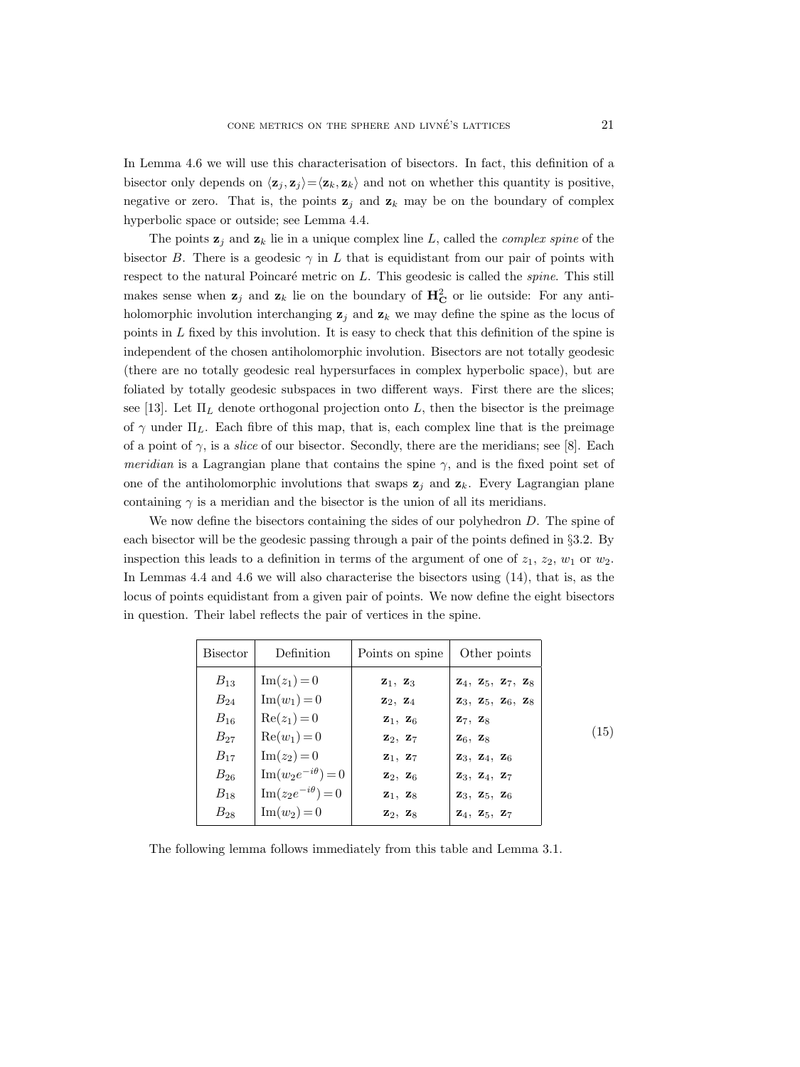In Lemma 4.6 we will use this characterisation of bisectors. In fact, this definition of a bisector only depends on $\langle \mathbf{z}_j, \mathbf{z}_j\rangle = \langle \mathbf{z}_k, \mathbf{z}_k\rangle$ and not on whether this quantity is positive, negative or zero. That is, the points $\mathbf{z}_j$ and $\mathbf{z}_k$ may be on the boundary of complex hyperbolic space or outside; see Lemma 4.4.

The points $\mathbf{z}_j$ and $\mathbf{z}_k$ lie in a unique complex line $L$, called the *complex spine* of the bisector $B$. There is a geodesic $\gamma$ in $L$ that is equidistant from our pair of points with respect to the natural Poincaré metric on $L$. This geodesic is called the *spine*. This still makes sense when $\mathbf{z}_j$ and $\mathbf{z}_k$ lie on the boundary of $\mathbf{H}^2_{\mathbf{C}}$ or lie outside: For any antiholomorphic involution interchanging $\mathbf{z}_j$ and $\mathbf{z}_k$ we may define the spine as the locus of points in $L$ fixed by this involution. It is easy to check that this definition of the spine is independent of the chosen antiholomorphic involution. Bisectors are not totally geodesic (there are no totally geodesic real hypersurfaces in complex hyperbolic space), but are foliated by totally geodesic subspaces in two different ways. First there are the slices; see [13]. Let $\Pi_L$ denote orthogonal projection onto $L$, then the bisector is the preimage of $\gamma$ under $\Pi_L$. Each fibre of this map, that is, each complex line that is the preimage of a point of $\gamma$, is a *slice* of our bisector. Secondly, there are the meridians; see [8]. Each *meridian* is a Lagrangian plane that contains the spine $\gamma$, and is the fixed point set of one of the antiholomorphic involutions that swaps $\mathbf{z}_j$ and $\mathbf{z}_k$. Every Lagrangian plane containing $\gamma$ is a meridian and the bisector is the union of all its meridians.

We now define the bisectors containing the sides of our polyhedron $D$. The spine of each bisector will be the geodesic passing through a pair of the points defined in §3.2. By inspection this leads to a definition in terms of the argument of one of $z_1$, $z_2$, $w_1$ or $w_2$. In Lemmas 4.4 and 4.6 we will also characterise the bisectors using (14), that is, as the locus of points equidistant from a given pair of points. We now define the eight bisectors in question. Their label reflects the pair of vertices in the spine.

| Bisector | Definition | Points on spine | Other points |
|---|---|---|---|
| $B_{13}$ | $\mathrm{Im}(z_1)=0$ | $\mathbf{z}_1,\ \mathbf{z}_3$ | $\mathbf{z}_4,\ \mathbf{z}_5,\ \mathbf{z}_7,\ \mathbf{z}_8$ |
| $B_{24}$ | $\mathrm{Im}(w_1)=0$ | $\mathbf{z}_2,\ \mathbf{z}_4$ | $\mathbf{z}_3,\ \mathbf{z}_5,\ \mathbf{z}_6,\ \mathbf{z}_8$ |
| $B_{16}$ | $\mathrm{Re}(z_1)=0$ | $\mathbf{z}_1,\ \mathbf{z}_6$ | $\mathbf{z}_7,\ \mathbf{z}_8$ |
| $B_{27}$ | $\mathrm{Re}(w_1)=0$ | $\mathbf{z}_2,\ \mathbf{z}_7$ | $\mathbf{z}_6,\ \mathbf{z}_8$ |
| $B_{17}$ | $\mathrm{Im}(z_2)=0$ | $\mathbf{z}_1,\ \mathbf{z}_7$ | $\mathbf{z}_3,\ \mathbf{z}_4,\ \mathbf{z}_6$ |
| $B_{26}$ | $\mathrm{Im}(w_2e^{-i\theta})=0$ | $\mathbf{z}_2,\ \mathbf{z}_6$ | $\mathbf{z}_3,\ \mathbf{z}_4,\ \mathbf{z}_7$ |
| $B_{18}$ | $\mathrm{Im}(z_2e^{-i\theta})=0$ | $\mathbf{z}_1,\ \mathbf{z}_8$ | $\mathbf{z}_3,\ \mathbf{z}_5,\ \mathbf{z}_6$ |
| $B_{28}$ | $\mathrm{Im}(w_2)=0$ | $\mathbf{z}_2,\ \mathbf{z}_8$ | $\mathbf{z}_4,\ \mathbf{z}_5,\ \mathbf{z}_7$ |

(15)

The following lemma follows immediately from this table and Lemma 3.1.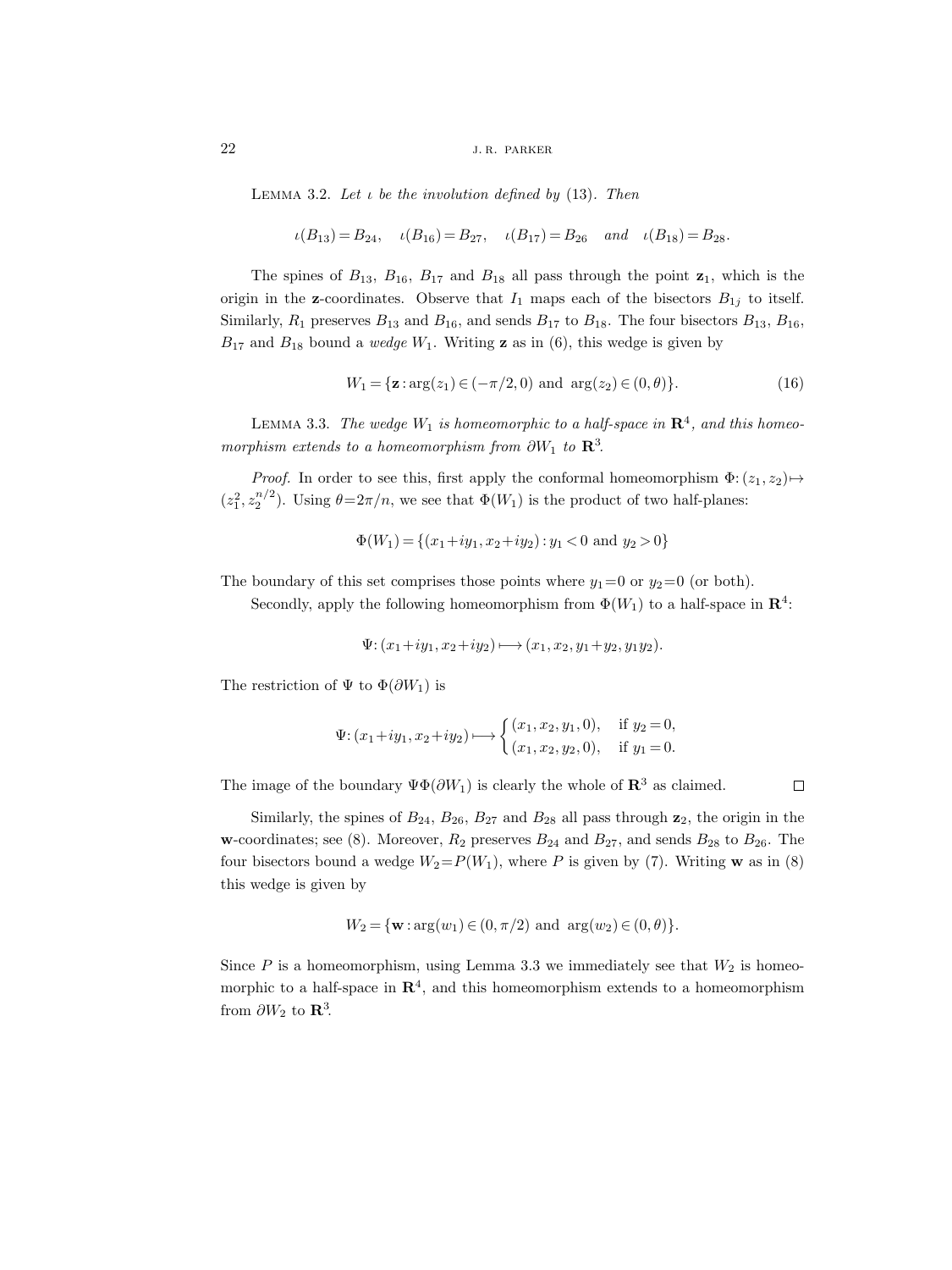**Lemma 3.2.** *Let $\iota$ be the involution defined by* (13). *Then*

$$\iota(B_{13}) = B_{24}, \quad \iota(B_{16}) = B_{27}, \quad \iota(B_{17}) = B_{26} \quad \text{and} \quad \iota(B_{18}) = B_{28}.$$

The spines of $B_{13}$, $B_{16}$, $B_{17}$ and $B_{18}$ all pass through the point $\mathbf{z}_1$, which is the origin in the $\mathbf{z}$-coordinates. Observe that $I_1$ maps each of the bisectors $B_{1j}$ to itself. Similarly, $R_1$ preserves $B_{13}$ and $B_{16}$, and sends $B_{17}$ to $B_{18}$. The four bisectors $B_{13}$, $B_{16}$, $B_{17}$ and $B_{18}$ bound a *wedge* $W_1$. Writing $\mathbf{z}$ as in (6), this wedge is given by

$$W_1 = \{\mathbf{z} : \arg(z_1) \in (-\pi/2, 0) \text{ and } \arg(z_2) \in (0, \theta)\}. \tag{16}$$

**Lemma 3.3.** *The wedge $W_1$ is homeomorphic to a half-space in $\mathbf{R}^4$, and this homeomorphism extends to a homeomorphism from $\partial W_1$ to $\mathbf{R}^3$.*

*Proof.* In order to see this, first apply the conformal homeomorphism $\Phi: (z_1, z_2) \mapsto (z_1^2, z_2^{n/2})$. Using $\theta = 2\pi/n$, we see that $\Phi(W_1)$ is the product of two half-planes:

$$\Phi(W_1) = \{(x_1 + iy_1, x_2 + iy_2) : y_1 < 0 \text{ and } y_2 > 0\}$$

The boundary of this set comprises those points where $y_1 = 0$ or $y_2 = 0$ (or both).

Secondly, apply the following homeomorphism from $\Phi(W_1)$ to a half-space in $\mathbf{R}^4$:

$$\Psi: (x_1 + iy_1, x_2 + iy_2) \longmapsto (x_1, x_2, y_1 + y_2, y_1 y_2).$$

The restriction of $\Psi$ to $\Phi(\partial W_1)$ is

$$\Psi: (x_1 + iy_1, x_2 + iy_2) \longmapsto \begin{cases} (x_1, x_2, y_1, 0), & \text{if } y_2 = 0, \\ (x_1, x_2, y_2, 0), & \text{if } y_1 = 0. \end{cases}$$

The image of the boundary $\Psi\Phi(\partial W_1)$ is clearly the whole of $\mathbf{R}^3$ as claimed. $\square$

Similarly, the spines of $B_{24}$, $B_{26}$, $B_{27}$ and $B_{28}$ all pass through $\mathbf{z}_2$, the origin in the $\mathbf{w}$-coordinates; see (8). Moreover, $R_2$ preserves $B_{24}$ and $B_{27}$, and sends $B_{28}$ to $B_{26}$. The four bisectors bound a wedge $W_2 = P(W_1)$, where $P$ is given by (7). Writing $\mathbf{w}$ as in (8) this wedge is given by

$$W_2 = \{\mathbf{w} : \arg(w_1) \in (0, \pi/2) \text{ and } \arg(w_2) \in (0, \theta)\}.$$

Since $P$ is a homeomorphism, using Lemma 3.3 we immediately see that $W_2$ is homeomorphic to a half-space in $\mathbf{R}^4$, and this homeomorphism extends to a homeomorphism from $\partial W_2$ to $\mathbf{R}^3$.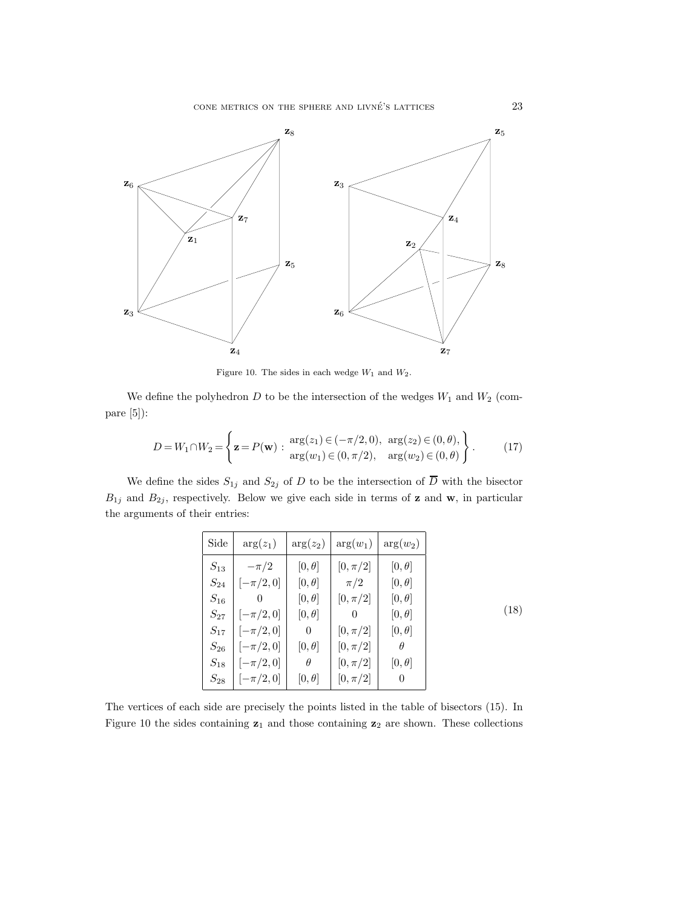Figure 10. The sides in each wedge $W_1$ and $W_2$.

We define the polyhedron $D$ to be the intersection of the wedges $W_1$ and $W_2$ (compare [5]):

$$D = W_1 \cap W_2 = \left\{ \mathbf{z} = P(\mathbf{w}) : \begin{array}{l} \arg(z_1) \in (-\pi/2, 0), \ \arg(z_2) \in (0, \theta), \\ \arg(w_1) \in (0, \pi/2), \quad \arg(w_2) \in (0, \theta) \end{array} \right\}. \tag{17}$$

We define the sides $S_{1j}$ and $S_{2j}$ of $D$ to be the intersection of $\overline{D}$ with the bisector $B_{1j}$ and $B_{2j}$, respectively. Below we give each side in terms of $\mathbf{z}$ and $\mathbf{w}$, in particular the arguments of their entries:

(18)

| Side | $\arg(z_1)$ | $\arg(z_2)$ | $\arg(w_1)$ | $\arg(w_2)$ |
|---|---|---|---|---|
| $S_{13}$ | $-\pi/2$ | $[0,\theta]$ | $[0,\pi/2]$ | $[0,\theta]$ |
| $S_{24}$ | $[-\pi/2,0]$ | $[0,\theta]$ | $\pi/2$ | $[0,\theta]$ |
| $S_{16}$ | $0$ | $[0,\theta]$ | $[0,\pi/2]$ | $[0,\theta]$ |
| $S_{27}$ | $[-\pi/2,0]$ | $[0,\theta]$ | $0$ | $[0,\theta]$ |
| $S_{17}$ | $[-\pi/2,0]$ | $0$ | $[0,\pi/2]$ | $[0,\theta]$ |
| $S_{26}$ | $[-\pi/2,0]$ | $[0,\theta]$ | $[0,\pi/2]$ | $\theta$ |
| $S_{18}$ | $[-\pi/2,0]$ | $\theta$ | $[0,\pi/2]$ | $[0,\theta]$ |
| $S_{28}$ | $[-\pi/2,0]$ | $[0,\theta]$ | $[0,\pi/2]$ | $0$ |

The vertices of each side are precisely the points listed in the table of bisectors (15). In Figure 10 the sides containing $\mathbf{z}_1$ and those containing $\mathbf{z}_2$ are shown. These collections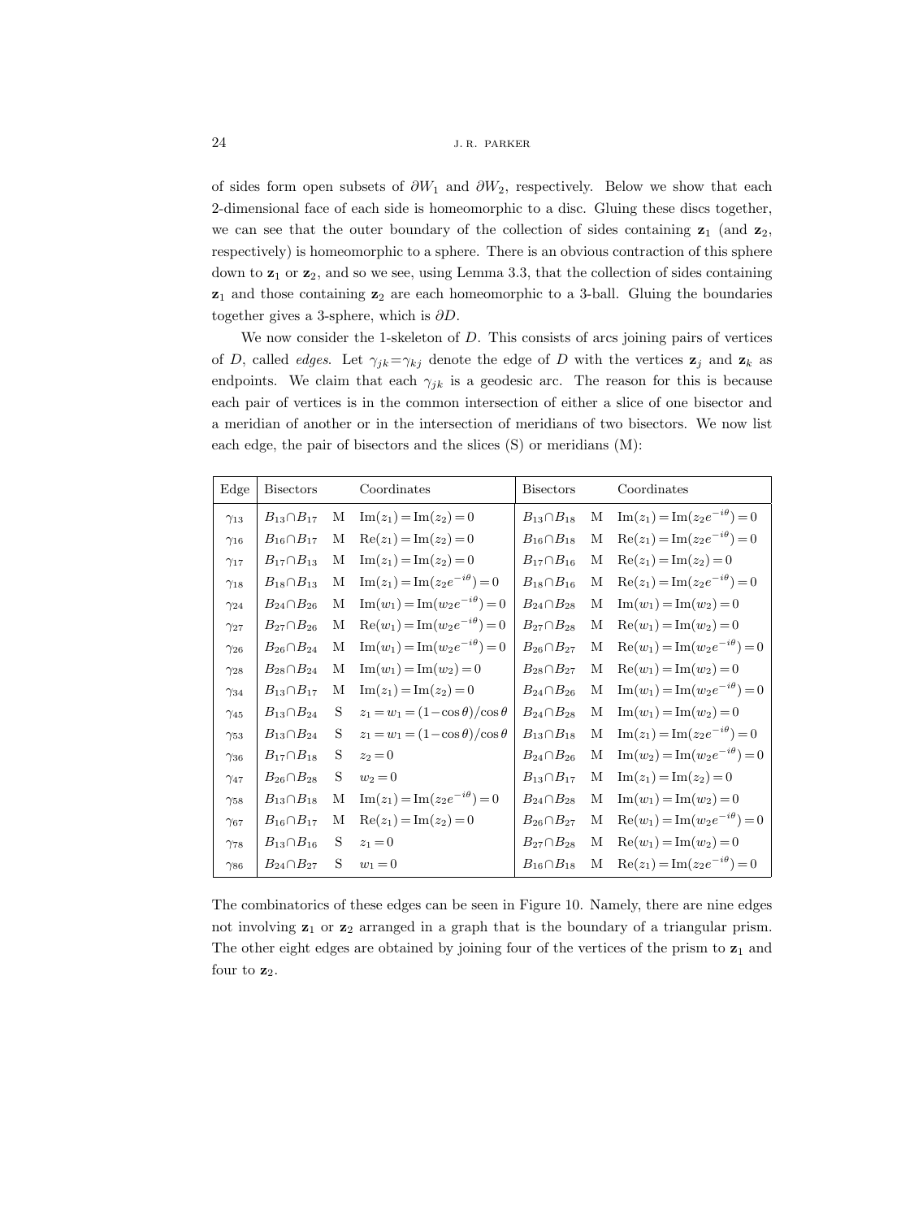of sides form open subsets of $\partial W_1$ and $\partial W_2$, respectively. Below we show that each 2-dimensional face of each side is homeomorphic to a disc. Gluing these discs together, we can see that the outer boundary of the collection of sides containing $\mathbf{z}_1$ (and $\mathbf{z}_2$, respectively) is homeomorphic to a sphere. There is an obvious contraction of this sphere down to $\mathbf{z}_1$ or $\mathbf{z}_2$, and so we see, using Lemma 3.3, that the collection of sides containing $\mathbf{z}_1$ and those containing $\mathbf{z}_2$ are each homeomorphic to a 3-ball. Gluing the boundaries together gives a 3-sphere, which is $\partial D$.

We now consider the 1-skeleton of $D$. This consists of arcs joining pairs of vertices of $D$, called *edges*. Let $\gamma_{jk}=\gamma_{kj}$ denote the edge of $D$ with the vertices $\mathbf{z}_j$ and $\mathbf{z}_k$ as endpoints. We claim that each $\gamma_{jk}$ is a geodesic arc. The reason for this is because each pair of vertices is in the common intersection of either a slice of one bisector and a meridian of another or in the intersection of meridians of two bisectors. We now list each edge, the pair of bisectors and the slices (S) or meridians (M):

| Edge | Bisectors | | Coordinates | Bisectors | | Coordinates |
|---|---|---|---|---|---|---|
| $\gamma_{13}$ | $B_{13}\cap B_{17}$ | M | $\mathrm{Im}(z_1)=\mathrm{Im}(z_2)=0$ | $B_{13}\cap B_{18}$ | M | $\mathrm{Im}(z_1)=\mathrm{Im}(z_2e^{-i\theta})=0$ |
| $\gamma_{16}$ | $B_{16}\cap B_{17}$ | M | $\mathrm{Re}(z_1)=\mathrm{Im}(z_2)=0$ | $B_{16}\cap B_{18}$ | M | $\mathrm{Re}(z_1)=\mathrm{Im}(z_2e^{-i\theta})=0$ |
| $\gamma_{17}$ | $B_{17}\cap B_{13}$ | M | $\mathrm{Im}(z_1)=\mathrm{Im}(z_2)=0$ | $B_{17}\cap B_{16}$ | M | $\mathrm{Re}(z_1)=\mathrm{Im}(z_2)=0$ |
| $\gamma_{18}$ | $B_{18}\cap B_{13}$ | M | $\mathrm{Im}(z_1)=\mathrm{Im}(z_2e^{-i\theta})=0$ | $B_{18}\cap B_{16}$ | M | $\mathrm{Re}(z_1)=\mathrm{Im}(z_2e^{-i\theta})=0$ |
| $\gamma_{24}$ | $B_{24}\cap B_{26}$ | M | $\mathrm{Im}(w_1)=\mathrm{Im}(w_2e^{-i\theta})=0$ | $B_{24}\cap B_{28}$ | M | $\mathrm{Im}(w_1)=\mathrm{Im}(w_2)=0$ |
| $\gamma_{27}$ | $B_{27}\cap B_{26}$ | M | $\mathrm{Re}(w_1)=\mathrm{Im}(w_2e^{-i\theta})=0$ | $B_{27}\cap B_{28}$ | M | $\mathrm{Re}(w_1)=\mathrm{Im}(w_2)=0$ |
| $\gamma_{26}$ | $B_{26}\cap B_{24}$ | M | $\mathrm{Im}(w_1)=\mathrm{Im}(w_2e^{-i\theta})=0$ | $B_{26}\cap B_{27}$ | M | $\mathrm{Re}(w_1)=\mathrm{Im}(w_2e^{-i\theta})=0$ |
| $\gamma_{28}$ | $B_{28}\cap B_{24}$ | M | $\mathrm{Im}(w_1)=\mathrm{Im}(w_2)=0$ | $B_{28}\cap B_{27}$ | M | $\mathrm{Re}(w_1)=\mathrm{Im}(w_2)=0$ |
| $\gamma_{34}$ | $B_{13}\cap B_{17}$ | M | $\mathrm{Im}(z_1)=\mathrm{Im}(z_2)=0$ | $B_{24}\cap B_{26}$ | M | $\mathrm{Im}(w_1)=\mathrm{Im}(w_2e^{-i\theta})=0$ |
| $\gamma_{45}$ | $B_{13}\cap B_{24}$ | S | $z_1=w_1=(1-\cos\theta)/\cos\theta$ | $B_{24}\cap B_{28}$ | M | $\mathrm{Im}(w_1)=\mathrm{Im}(w_2)=0$ |
| $\gamma_{53}$ | $B_{13}\cap B_{24}$ | S | $z_1=w_1=(1-\cos\theta)/\cos\theta$ | $B_{13}\cap B_{18}$ | M | $\mathrm{Im}(z_1)=\mathrm{Im}(z_2e^{-i\theta})=0$ |
| $\gamma_{36}$ | $B_{17}\cap B_{18}$ | S | $z_2=0$ | $B_{24}\cap B_{26}$ | M | $\mathrm{Im}(w_2)=\mathrm{Im}(w_2e^{-i\theta})=0$ |
| $\gamma_{47}$ | $B_{26}\cap B_{28}$ | S | $w_2=0$ | $B_{13}\cap B_{17}$ | M | $\mathrm{Im}(z_1)=\mathrm{Im}(z_2)=0$ |
| $\gamma_{58}$ | $B_{13}\cap B_{18}$ | M | $\mathrm{Im}(z_1)=\mathrm{Im}(z_2e^{-i\theta})=0$ | $B_{24}\cap B_{28}$ | M | $\mathrm{Im}(w_1)=\mathrm{Im}(w_2)=0$ |
| $\gamma_{67}$ | $B_{16}\cap B_{17}$ | M | $\mathrm{Re}(z_1)=\mathrm{Im}(z_2)=0$ | $B_{26}\cap B_{27}$ | M | $\mathrm{Re}(w_1)=\mathrm{Im}(w_2e^{-i\theta})=0$ |
| $\gamma_{78}$ | $B_{13}\cap B_{16}$ | S | $z_1=0$ | $B_{27}\cap B_{28}$ | M | $\mathrm{Re}(w_1)=\mathrm{Im}(w_2)=0$ |
| $\gamma_{86}$ | $B_{24}\cap B_{27}$ | S | $w_1=0$ | $B_{16}\cap B_{18}$ | M | $\mathrm{Re}(z_1)=\mathrm{Im}(z_2e^{-i\theta})=0$ |

The combinatorics of these edges can be seen in Figure 10. Namely, there are nine edges not involving $\mathbf{z}_1$ or $\mathbf{z}_2$ arranged in a graph that is the boundary of a triangular prism. The other eight edges are obtained by joining four of the vertices of the prism to $\mathbf{z}_1$ and four to $\mathbf{z}_2$.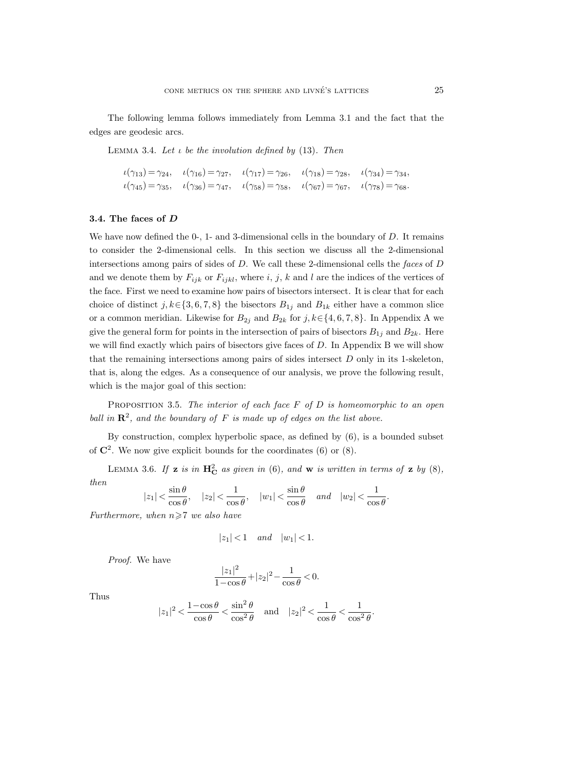The following lemma follows immediately from Lemma 3.1 and the fact that the edges are geodesic arcs.

Lemma 3.4. *Let $\iota$ be the involution defined by* (13). *Then*

$$\iota(\gamma_{13})=\gamma_{24},\quad \iota(\gamma_{16})=\gamma_{27},\quad \iota(\gamma_{17})=\gamma_{26},\quad \iota(\gamma_{18})=\gamma_{28},\quad \iota(\gamma_{34})=\gamma_{34},$$
$$\iota(\gamma_{45})=\gamma_{35},\quad \iota(\gamma_{36})=\gamma_{47},\quad \iota(\gamma_{58})=\gamma_{58},\quad \iota(\gamma_{67})=\gamma_{67},\quad \iota(\gamma_{78})=\gamma_{68}.$$

### 3.4. The faces of $D$

We have now defined the 0-, 1- and 3-dimensional cells in the boundary of $D$. It remains to consider the 2-dimensional cells. In this section we discuss all the 2-dimensional intersections among pairs of sides of $D$. We call these 2-dimensional cells the *faces* of $D$ and we denote them by $F_{ijk}$ or $F_{ijkl}$, where $i$, $j$, $k$ and $l$ are the indices of the vertices of the face. First we need to examine how pairs of bisectors intersect. It is clear that for each choice of distinct $j,k\in\{3,6,7,8\}$ the bisectors $B_{1j}$ and $B_{1k}$ either have a common slice or a common meridian. Likewise for $B_{2j}$ and $B_{2k}$ for $j,k\in\{4,6,7,8\}$. In Appendix A we give the general form for points in the intersection of pairs of bisectors $B_{1j}$ and $B_{2k}$. Here we will find exactly which pairs of bisectors give faces of $D$. In Appendix B we will show that the remaining intersections among pairs of sides intersect $D$ only in its 1-skeleton, that is, along the edges. As a consequence of our analysis, we prove the following result, which is the major goal of this section:

Proposition 3.5. *The interior of each face $F$ of $D$ is homeomorphic to an open ball in $\mathbf{R}^2$, and the boundary of $F$ is made up of edges on the list above.*

By construction, complex hyperbolic space, as defined by (6), is a bounded subset of $\mathbf{C}^2$. We now give explicit bounds for the coordinates (6) or (8).

Lemma 3.6. *If $\mathbf{z}$ is in $\mathbf{H}^2_{\mathbf{C}}$ as given in* (6), *and $\mathbf{w}$ is written in terms of $\mathbf{z}$ by* (8), *then*

$$|z_1|<\frac{\sin\theta}{\cos\theta},\quad |z_2|<\frac{1}{\cos\theta},\quad |w_1|<\frac{\sin\theta}{\cos\theta}\quad \textit{and}\quad |w_2|<\frac{1}{\cos\theta}.$$

*Furthermore, when $n\geqslant 7$ we also have*

$$|z_1|<1\quad \textit{and}\quad |w_1|<1.$$

*Proof.* We have

$$\frac{|z_1|^2}{1-\cos\theta}+|z_2|^2-\frac{1}{\cos\theta}<0.$$

Thus

$$|z_1|^2<\frac{1-\cos\theta}{\cos\theta}<\frac{\sin^2\theta}{\cos^2\theta}\quad \text{and}\quad |z_2|^2<\frac{1}{\cos\theta}<\frac{1}{\cos^2\theta}.$$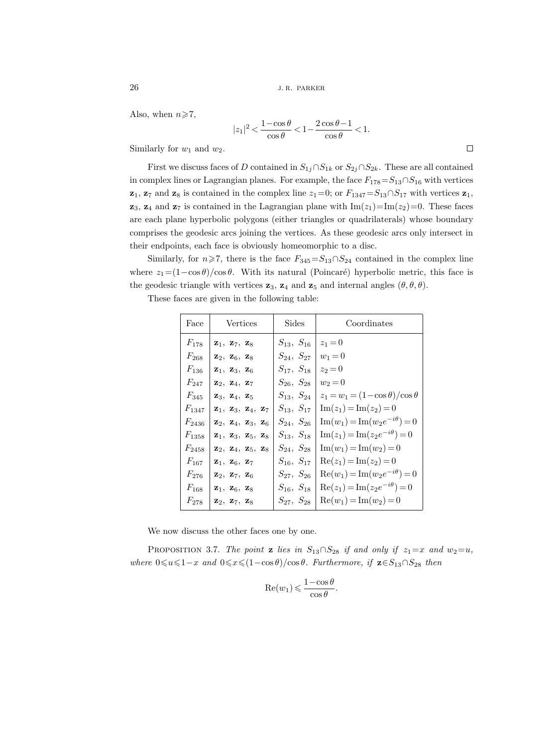Also, when $n \geqslant 7$,

$$|z_1|^2 < \frac{1-\cos\theta}{\cos\theta} < 1 - \frac{2\cos\theta - 1}{\cos\theta} < 1.$$

Similarly for $w_1$ and $w_2$. $\square$

First we discuss faces of $D$ contained in $S_{1j} \cap S_{1k}$ or $S_{2j} \cap S_{2k}$. These are all contained in complex lines or Lagrangian planes. For example, the face $F_{178} = S_{13} \cap S_{16}$ with vertices $\mathbf{z}_1$, $\mathbf{z}_7$ and $\mathbf{z}_8$ is contained in the complex line $z_1 = 0$; or $F_{1347} = S_{13} \cap S_{17}$ with vertices $\mathbf{z}_1$, $\mathbf{z}_3$, $\mathbf{z}_4$ and $\mathbf{z}_7$ is contained in the Lagrangian plane with $\mathrm{Im}(z_1) = \mathrm{Im}(z_2) = 0$. These faces are each plane hyperbolic polygons (either triangles or quadrilaterals) whose boundary comprises the geodesic arcs joining the vertices. As these geodesic arcs only intersect in their endpoints, each face is obviously homeomorphic to a disc.

Similarly, for $n \geqslant 7$, there is the face $F_{345} = S_{13} \cap S_{24}$ contained in the complex line where $z_1 = (1-\cos\theta)/\cos\theta$. With its natural (Poincaré) hyperbolic metric, this face is the geodesic triangle with vertices $\mathbf{z}_3$, $\mathbf{z}_4$ and $\mathbf{z}_5$ and internal angles $(\theta, \theta, \theta)$.

These faces are given in the following table:

| Face | Vertices | Sides | Coordinates |
|---|---|---|---|
| $F_{178}$ | $\mathbf{z}_1,\ \mathbf{z}_7,\ \mathbf{z}_8$ | $S_{13},\ S_{16}$ | $z_1 = 0$ |
| $F_{268}$ | $\mathbf{z}_2,\ \mathbf{z}_6,\ \mathbf{z}_8$ | $S_{24},\ S_{27}$ | $w_1 = 0$ |
| $F_{136}$ | $\mathbf{z}_1,\ \mathbf{z}_3,\ \mathbf{z}_6$ | $S_{17},\ S_{18}$ | $z_2 = 0$ |
| $F_{247}$ | $\mathbf{z}_2,\ \mathbf{z}_4,\ \mathbf{z}_7$ | $S_{26},\ S_{28}$ | $w_2 = 0$ |
| $F_{345}$ | $\mathbf{z}_3,\ \mathbf{z}_4,\ \mathbf{z}_5$ | $S_{13},\ S_{24}$ | $z_1 = w_1 = (1-\cos\theta)/\cos\theta$ |
| $F_{1347}$ | $\mathbf{z}_1,\ \mathbf{z}_3,\ \mathbf{z}_4,\ \mathbf{z}_7$ | $S_{13},\ S_{17}$ | $\mathrm{Im}(z_1) = \mathrm{Im}(z_2) = 0$ |
| $F_{2436}$ | $\mathbf{z}_2,\ \mathbf{z}_4,\ \mathbf{z}_3,\ \mathbf{z}_6$ | $S_{24},\ S_{26}$ | $\mathrm{Im}(w_1) = \mathrm{Im}(w_2 e^{-i\theta}) = 0$ |
| $F_{1358}$ | $\mathbf{z}_1,\ \mathbf{z}_3,\ \mathbf{z}_5,\ \mathbf{z}_8$ | $S_{13},\ S_{18}$ | $\mathrm{Im}(z_1) = \mathrm{Im}(z_2 e^{-i\theta}) = 0$ |
| $F_{2458}$ | $\mathbf{z}_2,\ \mathbf{z}_4,\ \mathbf{z}_5,\ \mathbf{z}_8$ | $S_{24},\ S_{28}$ | $\mathrm{Im}(w_1) = \mathrm{Im}(w_2) = 0$ |
| $F_{167}$ | $\mathbf{z}_1,\ \mathbf{z}_6,\ \mathbf{z}_7$ | $S_{16},\ S_{17}$ | $\mathrm{Re}(z_1) = \mathrm{Im}(z_2) = 0$ |
| $F_{276}$ | $\mathbf{z}_2,\ \mathbf{z}_7,\ \mathbf{z}_6$ | $S_{27},\ S_{26}$ | $\mathrm{Re}(w_1) = \mathrm{Im}(w_2 e^{-i\theta}) = 0$ |
| $F_{168}$ | $\mathbf{z}_1,\ \mathbf{z}_6,\ \mathbf{z}_8$ | $S_{16},\ S_{18}$ | $\mathrm{Re}(z_1) = \mathrm{Im}(z_2 e^{-i\theta}) = 0$ |
| $F_{278}$ | $\mathbf{z}_2,\ \mathbf{z}_7,\ \mathbf{z}_8$ | $S_{27},\ S_{28}$ | $\mathrm{Re}(w_1) = \mathrm{Im}(w_2) = 0$ |

We now discuss the other faces one by one.

Proposition 3.7. *The point $\mathbf{z}$ lies in $S_{13} \cap S_{28}$ if and only if $z_1 = x$ and $w_2 = u$, where $0 \leqslant u \leqslant 1 - x$ and $0 \leqslant x \leqslant (1-\cos\theta)/\cos\theta$. Furthermore, if $\mathbf{z} \in S_{13} \cap S_{28}$ then*

$$\mathrm{Re}(w_1) \leqslant \frac{1-\cos\theta}{\cos\theta}.$$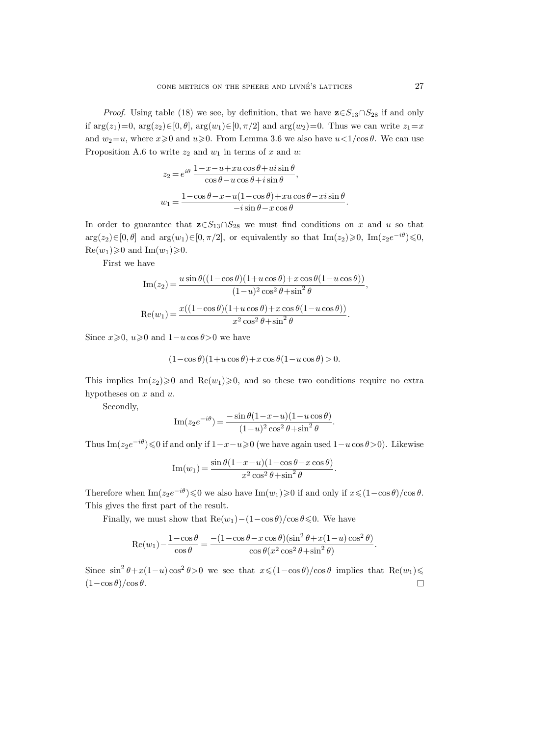*Proof.* Using table (18) we see, by definition, that we have $\mathbf{z}\in S_{13}\cap S_{28}$ if and only if $\arg(z_1)=0$, $\arg(z_2)\in[0,\theta]$, $\arg(w_1)\in[0,\pi/2]$ and $\arg(w_2)=0$. Thus we can write $z_1=x$ and $w_2=u$, where $x\geqslant 0$ and $u\geqslant 0$. From Lemma 3.6 we also have $u<1/\cos\theta$. We can use Proposition A.6 to write $z_2$ and $w_1$ in terms of $x$ and $u$:

$$z_2 = e^{i\theta}\,\frac{1-x-u+xu\cos\theta+ui\sin\theta}{\cos\theta-u\cos\theta+i\sin\theta},$$

$$w_1 = \frac{1-\cos\theta-x-u(1-\cos\theta)+xu\cos\theta-xi\sin\theta}{-i\sin\theta-x\cos\theta}.$$

In order to guarantee that $\mathbf{z}\in S_{13}\cap S_{28}$ we must find conditions on $x$ and $u$ so that $\arg(z_2)\in[0,\theta]$ and $\arg(w_1)\in[0,\pi/2]$, or equivalently so that $\mathrm{Im}(z_2)\geqslant 0$, $\mathrm{Im}(z_2e^{-i\theta})\leqslant 0$, $\mathrm{Re}(w_1)\geqslant 0$ and $\mathrm{Im}(w_1)\geqslant 0$.

First we have

$$\mathrm{Im}(z_2) = \frac{u\sin\theta((1-\cos\theta)(1+u\cos\theta)+x\cos\theta(1-u\cos\theta))}{(1-u)^2\cos^2\theta+\sin^2\theta},$$

$$\mathrm{Re}(w_1) = \frac{x((1-\cos\theta)(1+u\cos\theta)+x\cos\theta(1-u\cos\theta))}{x^2\cos^2\theta+\sin^2\theta}.$$

Since $x\geqslant 0$, $u\geqslant 0$ and $1-u\cos\theta>0$ we have

$$(1-\cos\theta)(1+u\cos\theta)+x\cos\theta(1-u\cos\theta)>0.$$

This implies $\mathrm{Im}(z_2)\geqslant 0$ and $\mathrm{Re}(w_1)\geqslant 0$, and so these two conditions require no extra hypotheses on $x$ and $u$.

Secondly,

$$\mathrm{Im}(z_2e^{-i\theta}) = \frac{-\sin\theta(1-x-u)(1-u\cos\theta)}{(1-u)^2\cos^2\theta+\sin^2\theta}.$$

Thus $\mathrm{Im}(z_2e^{-i\theta})\leqslant 0$ if and only if $1-x-u\geqslant 0$ (we have again used $1-u\cos\theta>0$). Likewise

$$\mathrm{Im}(w_1) = \frac{\sin\theta(1-x-u)(1-\cos\theta-x\cos\theta)}{x^2\cos^2\theta+\sin^2\theta}.$$

Therefore when $\mathrm{Im}(z_2e^{-i\theta})\leqslant 0$ we also have $\mathrm{Im}(w_1)\geqslant 0$ if and only if $x\leqslant(1-\cos\theta)/\cos\theta$. This gives the first part of the result.

Finally, we must show that $\mathrm{Re}(w_1)-(1-\cos\theta)/\cos\theta\leqslant 0$. We have

$$\mathrm{Re}(w_1)-\frac{1-\cos\theta}{\cos\theta} = \frac{-(1-\cos\theta-x\cos\theta)(\sin^2\theta+x(1-u)\cos^2\theta)}{\cos\theta(x^2\cos^2\theta+\sin^2\theta)}.$$

Since $\sin^2\theta+x(1-u)\cos^2\theta>0$ we see that $x\leqslant(1-\cos\theta)/\cos\theta$ implies that $\mathrm{Re}(w_1)\leqslant(1-\cos\theta)/\cos\theta$. □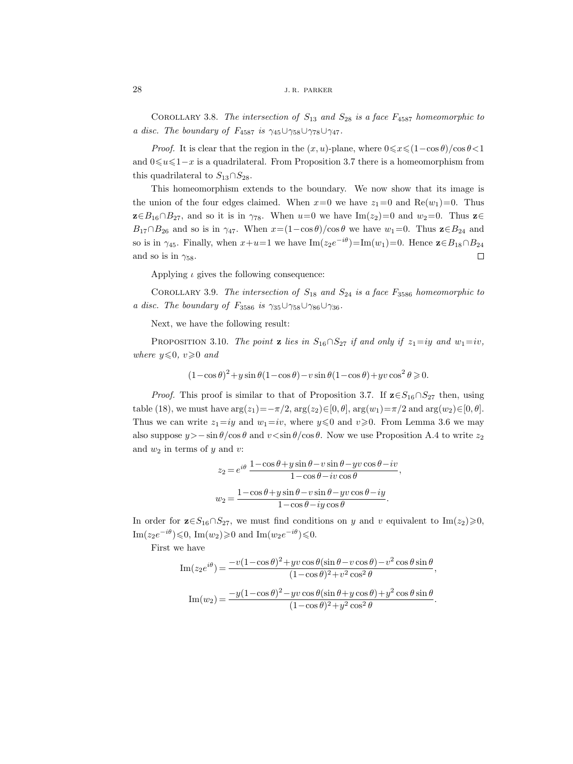Corollary 3.8. *The intersection of $S_{13}$ and $S_{28}$ is a face $F_{4587}$ homeomorphic to a disc. The boundary of $F_{4587}$ is $\gamma_{45}\cup\gamma_{58}\cup\gamma_{78}\cup\gamma_{47}$.*

*Proof.* It is clear that the region in the $(x,u)$-plane, where $0\leqslant x\leqslant(1-\cos\theta)/\cos\theta<1$ and $0\leqslant u\leqslant 1-x$ is a quadrilateral. From Proposition 3.7 there is a homeomorphism from this quadrilateral to $S_{13}\cap S_{28}$.

This homeomorphism extends to the boundary. We now show that its image is the union of the four edges claimed. When $x=0$ we have $z_1=0$ and $\mathrm{Re}(w_1)=0$. Thus $\mathbf{z}\in B_{16}\cap B_{27}$, and so it is in $\gamma_{78}$. When $u=0$ we have $\mathrm{Im}(z_2)=0$ and $w_2=0$. Thus $\mathbf{z}\in B_{17}\cap B_{26}$ and so is in $\gamma_{47}$. When $x=(1-\cos\theta)/\cos\theta$ we have $w_1=0$. Thus $\mathbf{z}\in B_{24}$ and so is in $\gamma_{45}$. Finally, when $x+u=1$ we have $\mathrm{Im}(z_2e^{-i\theta})=\mathrm{Im}(w_1)=0$. Hence $\mathbf{z}\in B_{18}\cap B_{24}$ and so is in $\gamma_{58}$. ∎

Applying $\iota$ gives the following consequence:

Corollary 3.9. *The intersection of $S_{18}$ and $S_{24}$ is a face $F_{3586}$ homeomorphic to a disc. The boundary of $F_{3586}$ is $\gamma_{35}\cup\gamma_{58}\cup\gamma_{86}\cup\gamma_{36}$.*

Next, we have the following result:

Proposition 3.10. *The point $\mathbf{z}$ lies in $S_{16}\cap S_{27}$ if and only if $z_1=iy$ and $w_1=iv$, where $y\leqslant 0$, $v\geqslant 0$ and*

$$(1-\cos\theta)^2+y\sin\theta(1-\cos\theta)-v\sin\theta(1-\cos\theta)+yv\cos^2\theta\geqslant 0.$$

*Proof.* This proof is similar to that of Proposition 3.7. If $\mathbf{z}\in S_{16}\cap S_{27}$ then, using table (18), we must have $\arg(z_1)=-\pi/2$, $\arg(z_2)\in[0,\theta]$, $\arg(w_1)=\pi/2$ and $\arg(w_2)\in[0,\theta]$. Thus we can write $z_1=iy$ and $w_1=iv$, where $y\leqslant 0$ and $v\geqslant 0$. From Lemma 3.6 we may also suppose $y>-\sin\theta/\cos\theta$ and $v<\sin\theta/\cos\theta$. Now we use Proposition A.4 to write $z_2$ and $w_2$ in terms of $y$ and $v$:

$$z_2=e^{i\theta}\,\frac{1-\cos\theta+y\sin\theta-v\sin\theta-yv\cos\theta-iv}{1-\cos\theta-iv\cos\theta},$$

$$w_2=\frac{1-\cos\theta+y\sin\theta-v\sin\theta-yv\cos\theta-iy}{1-\cos\theta-iy\cos\theta}.$$

In order for $\mathbf{z}\in S_{16}\cap S_{27}$, we must find conditions on $y$ and $v$ equivalent to $\mathrm{Im}(z_2)\geqslant 0$, $\mathrm{Im}(z_2e^{-i\theta})\leqslant 0$, $\mathrm{Im}(w_2)\geqslant 0$ and $\mathrm{Im}(w_2e^{-i\theta})\leqslant 0$.

First we have

$$\mathrm{Im}(z_2e^{i\theta})=\frac{-v(1-\cos\theta)^2+yv\cos\theta(\sin\theta-v\cos\theta)-v^2\cos\theta\sin\theta}{(1-\cos\theta)^2+v^2\cos^2\theta},$$

$$\mathrm{Im}(w_2)=\frac{-y(1-\cos\theta)^2-yv\cos\theta(\sin\theta+y\cos\theta)+y^2\cos\theta\sin\theta}{(1-\cos\theta)^2+y^2\cos^2\theta}.$$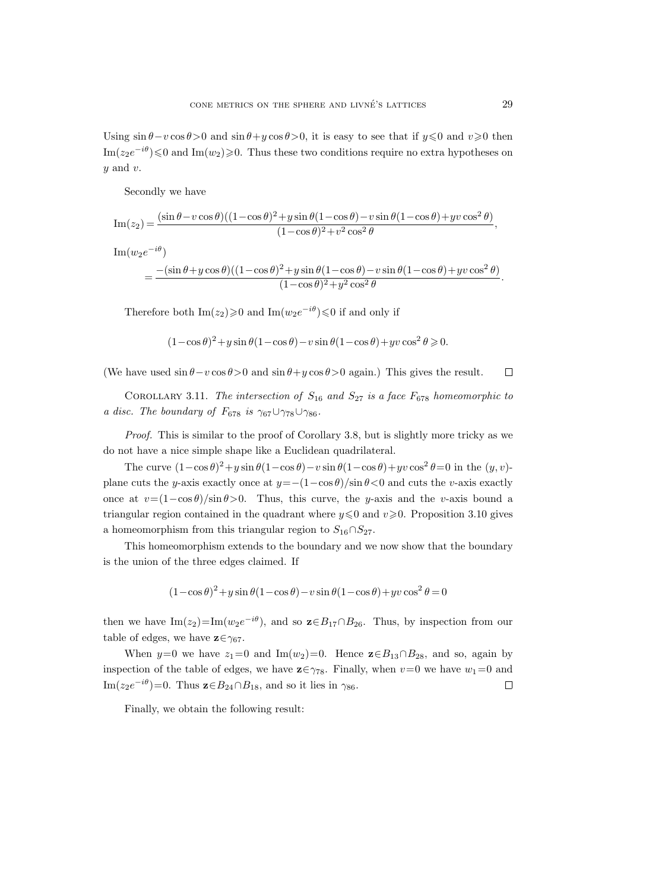Using $\sin\theta - v\cos\theta > 0$ and $\sin\theta + y\cos\theta > 0$, it is easy to see that if $y \leqslant 0$ and $v \geqslant 0$ then $\mathrm{Im}(z_2 e^{-i\theta}) \leqslant 0$ and $\mathrm{Im}(w_2) \geqslant 0$. Thus these two conditions require no extra hypotheses on $y$ and $v$.

Secondly we have

$$\mathrm{Im}(z_2) = \frac{(\sin\theta - v\cos\theta)((1-\cos\theta)^2 + y\sin\theta(1-\cos\theta) - v\sin\theta(1-\cos\theta) + yv\cos^2\theta)}{(1-\cos\theta)^2 + v^2\cos^2\theta},$$

$$\mathrm{Im}(w_2 e^{-i\theta}) = \frac{-(\sin\theta + y\cos\theta)((1-\cos\theta)^2 + y\sin\theta(1-\cos\theta) - v\sin\theta(1-\cos\theta) + yv\cos^2\theta)}{(1-\cos\theta)^2 + y^2\cos^2\theta}.$$

Therefore both $\mathrm{Im}(z_2) \geqslant 0$ and $\mathrm{Im}(w_2 e^{-i\theta}) \leqslant 0$ if and only if

$$(1-\cos\theta)^2 + y\sin\theta(1-\cos\theta) - v\sin\theta(1-\cos\theta) + yv\cos^2\theta \geqslant 0.$$

(We have used $\sin\theta - v\cos\theta > 0$ and $\sin\theta + y\cos\theta > 0$ again.) This gives the result. □

Corollary 3.11. *The intersection of $S_{16}$ and $S_{27}$ is a face $F_{678}$ homeomorphic to a disc. The boundary of $F_{678}$ is $\gamma_{67} \cup \gamma_{78} \cup \gamma_{86}$.*

*Proof.* This is similar to the proof of Corollary 3.8, but is slightly more tricky as we do not have a nice simple shape like a Euclidean quadrilateral.

The curve $(1-\cos\theta)^2 + y\sin\theta(1-\cos\theta) - v\sin\theta(1-\cos\theta) + yv\cos^2\theta = 0$ in the $(y,v)$-plane cuts the $y$-axis exactly once at $y = -(1-\cos\theta)/\sin\theta < 0$ and cuts the $v$-axis exactly once at $v = (1-\cos\theta)/\sin\theta > 0$. Thus, this curve, the $y$-axis and the $v$-axis bound a triangular region contained in the quadrant where $y \leqslant 0$ and $v \geqslant 0$. Proposition 3.10 gives a homeomorphism from this triangular region to $S_{16} \cap S_{27}$.

This homeomorphism extends to the boundary and we now show that the boundary is the union of the three edges claimed. If

$$(1-\cos\theta)^2 + y\sin\theta(1-\cos\theta) - v\sin\theta(1-\cos\theta) + yv\cos^2\theta = 0$$

then we have $\mathrm{Im}(z_2) = \mathrm{Im}(w_2 e^{-i\theta})$, and so $\mathbf{z} \in B_{17} \cap B_{26}$. Thus, by inspection from our table of edges, we have $\mathbf{z} \in \gamma_{67}$.

When $y=0$ we have $z_1 = 0$ and $\mathrm{Im}(w_2) = 0$. Hence $\mathbf{z} \in B_{13} \cap B_{28}$, and so, again by inspection of the table of edges, we have $\mathbf{z} \in \gamma_{78}$. Finally, when $v=0$ we have $w_1 = 0$ and $\mathrm{Im}(z_2 e^{-i\theta}) = 0$. Thus $\mathbf{z} \in B_{24} \cap B_{18}$, and so it lies in $\gamma_{86}$. □

Finally, we obtain the following result: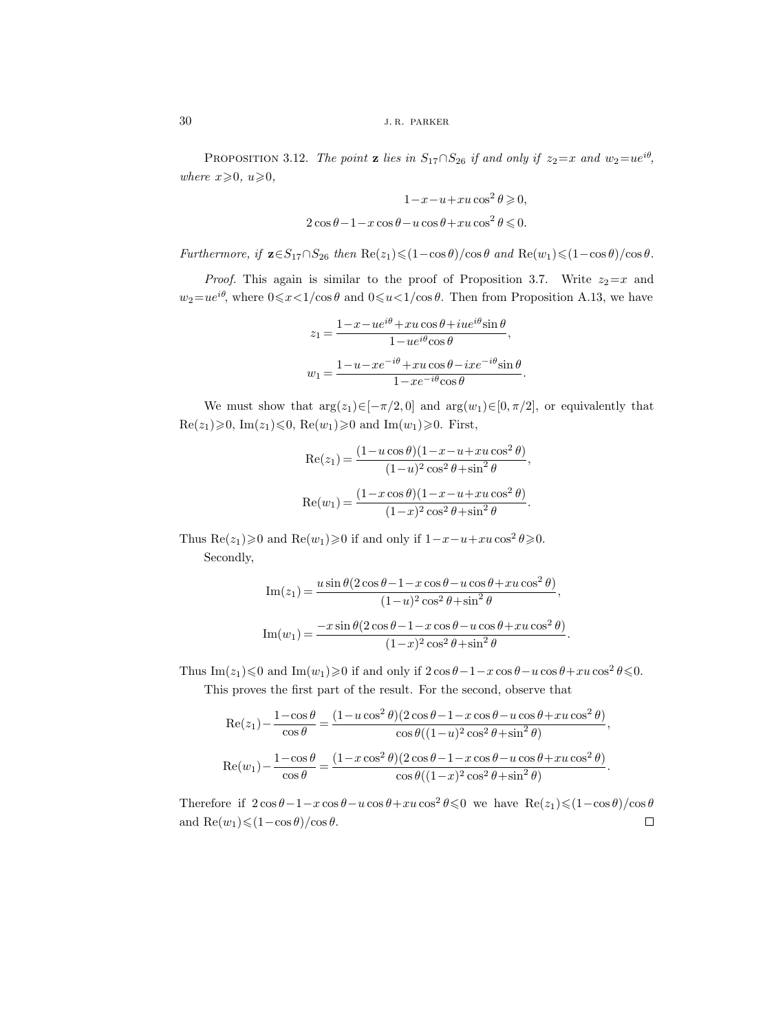**Proposition 3.12.** *The point* $\mathbf{z}$ *lies in* $S_{17}\cap S_{26}$ *if and only if* $z_2=x$ *and* $w_2=ue^{i\theta}$, *where* $x\geqslant 0$, $u\geqslant 0$,

$$1-x-u+xu\cos^2\theta\geqslant 0,$$

$$2\cos\theta-1-x\cos\theta-u\cos\theta+xu\cos^2\theta\leqslant 0.$$

*Furthermore, if* $\mathbf{z}\in S_{17}\cap S_{26}$ *then* $\mathrm{Re}(z_1)\leqslant(1-\cos\theta)/\cos\theta$ *and* $\mathrm{Re}(w_1)\leqslant(1-\cos\theta)/\cos\theta$.

*Proof.* This again is similar to the proof of Proposition 3.7. Write $z_2=x$ and $w_2=ue^{i\theta}$, where $0\leqslant x<1/\cos\theta$ and $0\leqslant u<1/\cos\theta$. Then from Proposition A.13, we have

$$z_1=\frac{1-x-ue^{i\theta}+xu\cos\theta+iue^{i\theta}\sin\theta}{1-ue^{i\theta}\cos\theta},$$

$$w_1=\frac{1-u-xe^{-i\theta}+xu\cos\theta-ixe^{-i\theta}\sin\theta}{1-xe^{-i\theta}\cos\theta}.$$

We must show that $\arg(z_1)\in[-\pi/2,0]$ and $\arg(w_1)\in[0,\pi/2]$, or equivalently that $\mathrm{Re}(z_1)\geqslant 0$, $\mathrm{Im}(z_1)\leqslant 0$, $\mathrm{Re}(w_1)\geqslant 0$ and $\mathrm{Im}(w_1)\geqslant 0$. First,

$$\mathrm{Re}(z_1)=\frac{(1-u\cos\theta)(1-x-u+xu\cos^2\theta)}{(1-u)^2\cos^2\theta+\sin^2\theta},$$

$$\mathrm{Re}(w_1)=\frac{(1-x\cos\theta)(1-x-u+xu\cos^2\theta)}{(1-x)^2\cos^2\theta+\sin^2\theta}.$$

Thus $\mathrm{Re}(z_1)\geqslant 0$ and $\mathrm{Re}(w_1)\geqslant 0$ if and only if $1-x-u+xu\cos^2\theta\geqslant 0$.

Secondly,

$$\mathrm{Im}(z_1)=\frac{u\sin\theta(2\cos\theta-1-x\cos\theta-u\cos\theta+xu\cos^2\theta)}{(1-u)^2\cos^2\theta+\sin^2\theta},$$

$$\mathrm{Im}(w_1)=\frac{-x\sin\theta(2\cos\theta-1-x\cos\theta-u\cos\theta+xu\cos^2\theta)}{(1-x)^2\cos^2\theta+\sin^2\theta}.$$

Thus $\mathrm{Im}(z_1)\leqslant 0$ and $\mathrm{Im}(w_1)\geqslant 0$ if and only if $2\cos\theta-1-x\cos\theta-u\cos\theta+xu\cos^2\theta\leqslant 0$.

This proves the first part of the result. For the second, observe that

$$\mathrm{Re}(z_1)-\frac{1-\cos\theta}{\cos\theta}=\frac{(1-u\cos^2\theta)(2\cos\theta-1-x\cos\theta-u\cos\theta+xu\cos^2\theta)}{\cos\theta((1-u)^2\cos^2\theta+\sin^2\theta)},$$

$$\mathrm{Re}(w_1)-\frac{1-\cos\theta}{\cos\theta}=\frac{(1-x\cos^2\theta)(2\cos\theta-1-x\cos\theta-u\cos\theta+xu\cos^2\theta)}{\cos\theta((1-x)^2\cos^2\theta+\sin^2\theta)}.$$

Therefore if $2\cos\theta-1-x\cos\theta-u\cos\theta+xu\cos^2\theta\leqslant 0$ we have $\mathrm{Re}(z_1)\leqslant(1-\cos\theta)/\cos\theta$ and $\mathrm{Re}(w_1)\leqslant(1-\cos\theta)/\cos\theta$. $\square$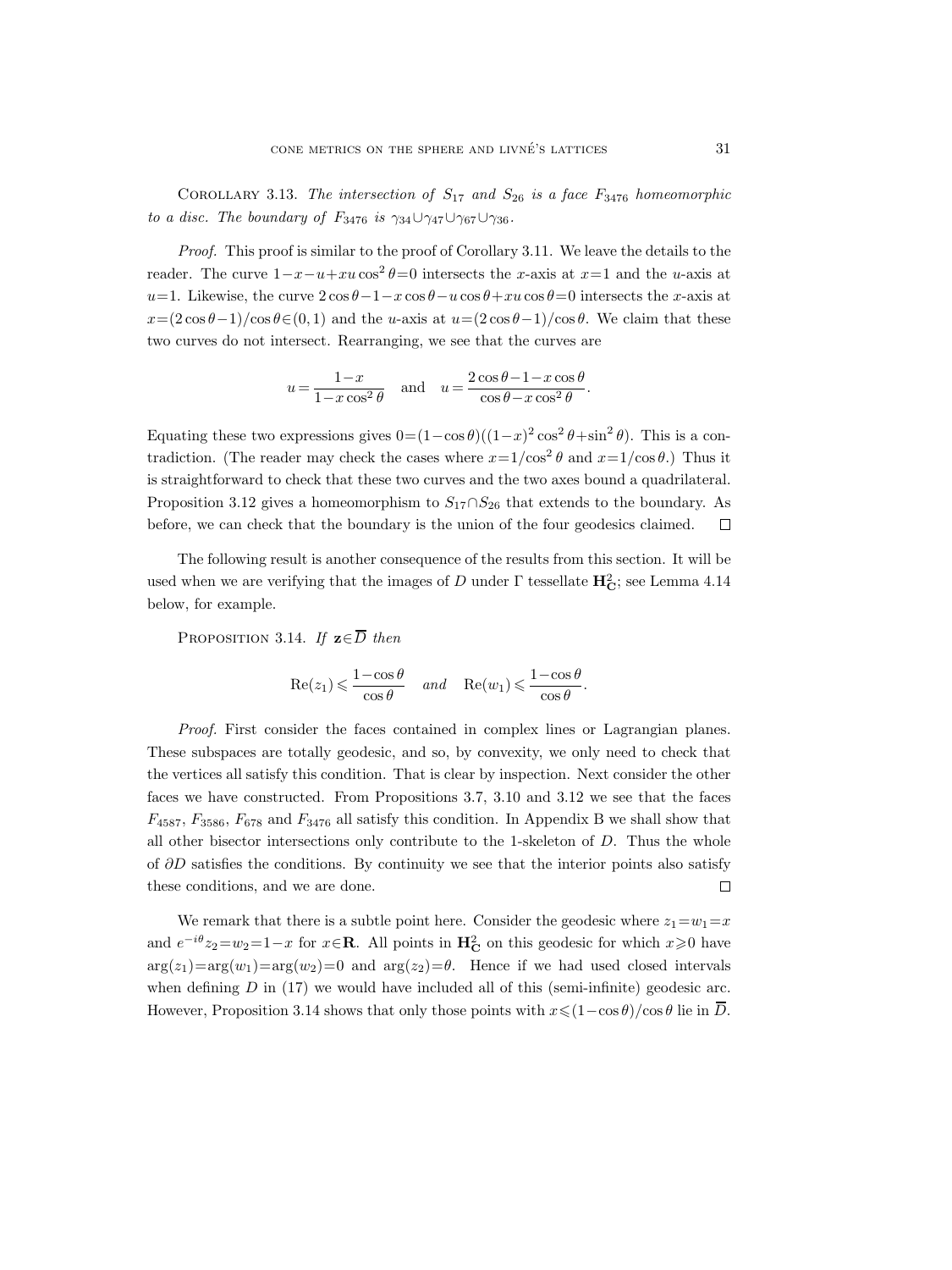Corollary 3.13. *The intersection of $S_{17}$ and $S_{26}$ is a face $F_{3476}$ homeomorphic to a disc. The boundary of $F_{3476}$ is $\gamma_{34}\cup\gamma_{47}\cup\gamma_{67}\cup\gamma_{36}$.*

*Proof.* This proof is similar to the proof of Corollary 3.11. We leave the details to the reader. The curve $1-x-u+xu\cos^2\theta=0$ intersects the $x$-axis at $x=1$ and the $u$-axis at $u=1$. Likewise, the curve $2\cos\theta-1-x\cos\theta-u\cos\theta+xu\cos\theta=0$ intersects the $x$-axis at $x=(2\cos\theta-1)/\cos\theta\in(0,1)$ and the $u$-axis at $u=(2\cos\theta-1)/\cos\theta$. We claim that these two curves do not intersect. Rearranging, we see that the curves are

$$u=\frac{1-x}{1-x\cos^2\theta}\quad\text{and}\quad u=\frac{2\cos\theta-1-x\cos\theta}{\cos\theta-x\cos^2\theta}.$$

Equating these two expressions gives $0=(1-\cos\theta)((1-x)^2\cos^2\theta+\sin^2\theta)$. This is a contradiction. (The reader may check the cases where $x=1/\cos^2\theta$ and $x=1/\cos\theta$.) Thus it is straightforward to check that these two curves and the two axes bound a quadrilateral. Proposition 3.12 gives a homeomorphism to $S_{17}\cap S_{26}$ that extends to the boundary. As before, we can check that the boundary is the union of the four geodesics claimed. $\square$

The following result is another consequence of the results from this section. It will be used when we are verifying that the images of $D$ under $\Gamma$ tessellate $\mathbf{H}^2_{\mathbf{C}}$; see Lemma 4.14 below, for example.

Proposition 3.14. *If $\mathbf{z}\in\overline{D}$ then*

$$\operatorname{Re}(z_1)\leqslant\frac{1-\cos\theta}{\cos\theta}\quad\textit{and}\quad\operatorname{Re}(w_1)\leqslant\frac{1-\cos\theta}{\cos\theta}.$$

*Proof.* First consider the faces contained in complex lines or Lagrangian planes. These subspaces are totally geodesic, and so, by convexity, we only need to check that the vertices all satisfy this condition. That is clear by inspection. Next consider the other faces we have constructed. From Propositions 3.7, 3.10 and 3.12 we see that the faces $F_{4587}$, $F_{3586}$, $F_{678}$ and $F_{3476}$ all satisfy this condition. In Appendix B we shall show that all other bisector intersections only contribute to the 1-skeleton of $D$. Thus the whole of $\partial D$ satisfies the conditions. By continuity we see that the interior points also satisfy these conditions, and we are done. $\square$

We remark that there is a subtle point here. Consider the geodesic where $z_1=w_1=x$ and $e^{-i\theta}z_2=w_2=1-x$ for $x\in\mathbf{R}$. All points in $\mathbf{H}^2_{\mathbf{C}}$ on this geodesic for which $x\geqslant 0$ have $\arg(z_1)=\arg(w_1)=\arg(w_2)=0$ and $\arg(z_2)=\theta$. Hence if we had used closed intervals when defining $D$ in (17) we would have included all of this (semi-infinite) geodesic arc. However, Proposition 3.14 shows that only those points with $x\leqslant(1-\cos\theta)/\cos\theta$ lie in $\overline{D}$.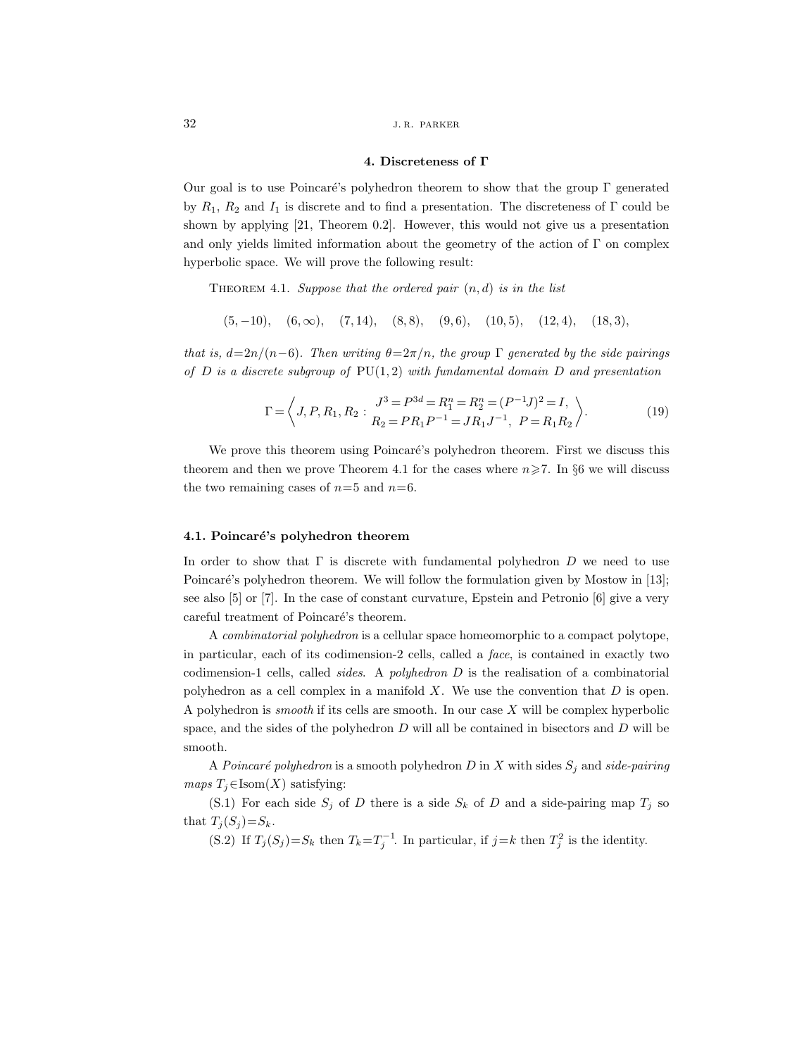## 4. Discreteness of $\Gamma$

Our goal is to use Poincaré's polyhedron theorem to show that the group $\Gamma$ generated by $R_1$, $R_2$ and $I_1$ is discrete and to find a presentation. The discreteness of $\Gamma$ could be shown by applying [21, Theorem 0.2]. However, this would not give us a presentation and only yields limited information about the geometry of the action of $\Gamma$ on complex hyperbolic space. We will prove the following result:

Theorem 4.1. *Suppose that the ordered pair $(n, d)$ is in the list*

$$(5, -10), \quad (6, \infty), \quad (7, 14), \quad (8, 8), \quad (9, 6), \quad (10, 5), \quad (12, 4), \quad (18, 3),$$

*that is, $d = 2n/(n-6)$. Then writing $\theta = 2\pi/n$, the group $\Gamma$ generated by the side pairings of $D$ is a discrete subgroup of $\mathrm{PU}(1,2)$ with fundamental domain $D$ and presentation*

$$\Gamma = \left\langle J, P, R_1, R_2 : \begin{array}{c} J^3 = P^{3d} = R_1^n = R_2^n = (P^{-1}J)^2 = I, \\ R_2 = PR_1P^{-1} = JR_1J^{-1}, \ P = R_1R_2 \end{array} \right\rangle. \tag{19}$$

We prove this theorem using Poincaré's polyhedron theorem. First we discuss this theorem and then we prove Theorem 4.1 for the cases where $n \geqslant 7$. In §6 we will discuss the two remaining cases of $n = 5$ and $n = 6$.

### 4.1. Poincaré's polyhedron theorem

In order to show that $\Gamma$ is discrete with fundamental polyhedron $D$ we need to use Poincaré's polyhedron theorem. We will follow the formulation given by Mostow in [13]; see also [5] or [7]. In the case of constant curvature, Epstein and Petronio [6] give a very careful treatment of Poincaré's theorem.

A *combinatorial polyhedron* is a cellular space homeomorphic to a compact polytope, in particular, each of its codimension-2 cells, called a *face*, is contained in exactly two codimension-1 cells, called *sides*. A *polyhedron* $D$ is the realisation of a combinatorial polyhedron as a cell complex in a manifold $X$. We use the convention that $D$ is open. A polyhedron is *smooth* if its cells are smooth. In our case $X$ will be complex hyperbolic space, and the sides of the polyhedron $D$ will all be contained in bisectors and $D$ will be smooth.

A *Poincaré polyhedron* is a smooth polyhedron $D$ in $X$ with sides $S_j$ and *side-pairing maps* $T_j \in \mathrm{Isom}(X)$ satisfying:

(S.1) For each side $S_j$ of $D$ there is a side $S_k$ of $D$ and a side-pairing map $T_j$ so that $T_j(S_j) = S_k$.

(S.2) If $T_j(S_j) = S_k$ then $T_k = T_j^{-1}$. In particular, if $j = k$ then $T_j^2$ is the identity.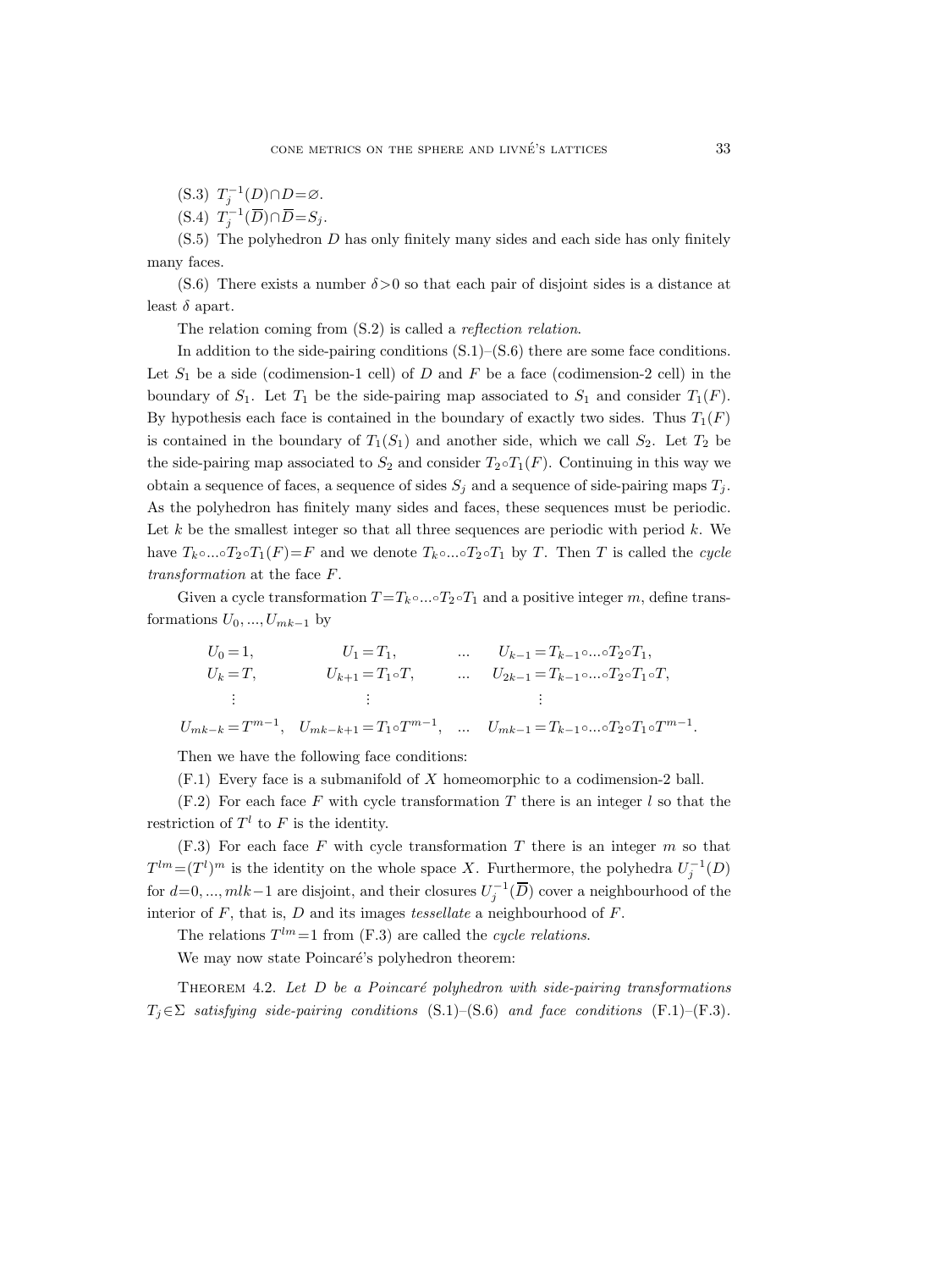(S.3) $T_j^{-1}(D)\cap D=\varnothing$.

(S.4) $T_j^{-1}(\overline{D})\cap\overline{D}=S_j$.

(S.5) The polyhedron $D$ has only finitely many sides and each side has only finitely many faces.

(S.6) There exists a number $\delta>0$ so that each pair of disjoint sides is a distance at least $\delta$ apart.

The relation coming from (S.2) is called a *reflection relation*.

In addition to the side-pairing conditions (S.1)–(S.6) there are some face conditions. Let $S_1$ be a side (codimension-1 cell) of $D$ and $F$ be a face (codimension-2 cell) in the boundary of $S_1$. Let $T_1$ be the side-pairing map associated to $S_1$ and consider $T_1(F)$. By hypothesis each face is contained in the boundary of exactly two sides. Thus $T_1(F)$ is contained in the boundary of $T_1(S_1)$ and another side, which we call $S_2$. Let $T_2$ be the side-pairing map associated to $S_2$ and consider $T_2\circ T_1(F)$. Continuing in this way we obtain a sequence of faces, a sequence of sides $S_j$ and a sequence of side-pairing maps $T_j$. As the polyhedron has finitely many sides and faces, these sequences must be periodic. Let $k$ be the smallest integer so that all three sequences are periodic with period $k$. We have $T_k\circ...\circ T_2\circ T_1(F)=F$ and we denote $T_k\circ...\circ T_2\circ T_1$ by $T$. Then $T$ is called the *cycle transformation* at the face $F$.

Given a cycle transformation $T=T_k\circ...\circ T_2\circ T_1$ and a positive integer $m$, define transformations $U_0, ..., U_{mk-1}$ by

$$
\begin{array}{llll}
U_0=1, & U_1=T_1, & ... & U_{k-1}=T_{k-1}\circ...\circ T_2\circ T_1, \\
U_k=T, & U_{k+1}=T_1\circ T, & ... & U_{2k-1}=T_{k-1}\circ...\circ T_2\circ T_1\circ T, \\
\vdots & \vdots & & \vdots \\
U_{mk-k}=T^{m-1}, & U_{mk-k+1}=T_1\circ T^{m-1}, & ... & U_{mk-1}=T_{k-1}\circ...\circ T_2\circ T_1\circ T^{m-1}.
\end{array}
$$

Then we have the following face conditions:

(F.1) Every face is a submanifold of $X$ homeomorphic to a codimension-2 ball.

(F.2) For each face $F$ with cycle transformation $T$ there is an integer $l$ so that the restriction of $T^l$ to $F$ is the identity.

(F.3) For each face $F$ with cycle transformation $T$ there is an integer $m$ so that $T^{lm}=(T^l)^m$ is the identity on the whole space $X$. Furthermore, the polyhedra $U_j^{-1}(D)$ for $d=0, ..., mlk-1$ are disjoint, and their closures $U_j^{-1}(\overline{D})$ cover a neighbourhood of the interior of $F$, that is, $D$ and its images *tessellate* a neighbourhood of $F$.

The relations $T^{lm}=1$ from (F.3) are called the *cycle relations*.

We may now state Poincaré's polyhedron theorem:

Theorem 4.2. *Let $D$ be a Poincaré polyhedron with side-pairing transformations $T_j\in\Sigma$ satisfying side-pairing conditions* (S.1)–(S.6) *and face conditions* (F.1)–(F.3).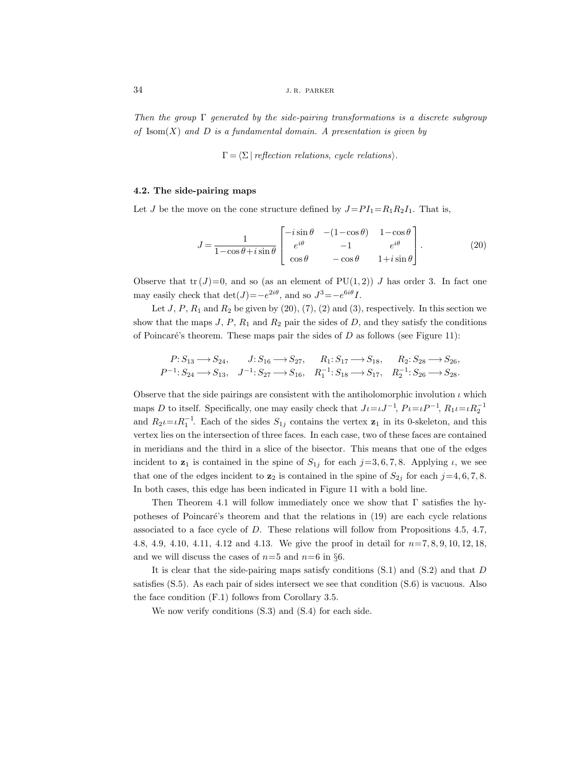*Then the group $\Gamma$ generated by the side-pairing transformations is a discrete subgroup of* $\mathrm{Isom}(X)$ *and $D$ is a fundamental domain. A presentation is given by*

$$\Gamma = \langle \Sigma \mid \textit{reflection relations, cycle relations} \rangle.$$

### 4.2. The side-pairing maps

Let $J$ be the move on the cone structure defined by $J = PI_1 = R_1R_2I_1$. That is,

$$J = \frac{1}{1-\cos\theta + i\sin\theta} \begin{bmatrix} -i\sin\theta & -(1-\cos\theta) & 1-\cos\theta \\ e^{i\theta} & -1 & e^{i\theta} \\ \cos\theta & -\cos\theta & 1+i\sin\theta \end{bmatrix}. \tag{20}$$

Observe that $\mathrm{tr}\,(J)=0$, and so (as an element of $\mathrm{PU}(1,2)$) $J$ has order 3. In fact one may easily check that $\det(J) = -e^{2i\theta}$, and so $J^3 = -e^{6i\theta}I$.

Let $J$, $P$, $R_1$ and $R_2$ be given by (20), (7), (2) and (3), respectively. In this section we show that the maps $J$, $P$, $R_1$ and $R_2$ pair the sides of $D$, and they satisfy the conditions of Poincaré's theorem. These maps pair the sides of $D$ as follows (see Figure 11):

$$\begin{array}{llll} P\colon S_{13} \longrightarrow S_{24}, & J\colon S_{16} \longrightarrow S_{27}, & R_1\colon S_{17} \longrightarrow S_{18}, & R_2\colon S_{28} \longrightarrow S_{26}, \\ P^{-1}\colon S_{24} \longrightarrow S_{13}, & J^{-1}\colon S_{27} \longrightarrow S_{16}, & R_1^{-1}\colon S_{18} \longrightarrow S_{17}, & R_2^{-1}\colon S_{26} \longrightarrow S_{28}. \end{array}$$

Observe that the side pairings are consistent with the antiholomorphic involution $\iota$ which maps $D$ to itself. Specifically, one may easily check that $J\iota = \iota J^{-1}$, $P\iota = \iota P^{-1}$, $R_1\iota = \iota R_2^{-1}$ and $R_2\iota = \iota R_1^{-1}$. Each of the sides $S_{1j}$ contains the vertex $\mathbf{z}_1$ in its 0-skeleton, and this vertex lies on the intersection of three faces. In each case, two of these faces are contained in meridians and the third in a slice of the bisector. This means that one of the edges incident to $\mathbf{z}_1$ is contained in the spine of $S_{1j}$ for each $j=3,6,7,8$. Applying $\iota$, we see that one of the edges incident to $\mathbf{z}_2$ is contained in the spine of $S_{2j}$ for each $j=4,6,7,8$. In both cases, this edge has been indicated in Figure 11 with a bold line.

Then Theorem 4.1 will follow immediately once we show that $\Gamma$ satisfies the hypotheses of Poincaré's theorem and that the relations in (19) are each cycle relations associated to a face cycle of $D$. These relations will follow from Propositions 4.5, 4.7, 4.8, 4.9, 4.10, 4.11, 4.12 and 4.13. We give the proof in detail for $n=7,8,9,10,12,18$, and we will discuss the cases of $n=5$ and $n=6$ in §6.

It is clear that the side-pairing maps satisfy conditions (S.1) and (S.2) and that $D$ satisfies (S.5). As each pair of sides intersect we see that condition (S.6) is vacuous. Also the face condition (F.1) follows from Corollary 3.5.

We now verify conditions (S.3) and (S.4) for each side.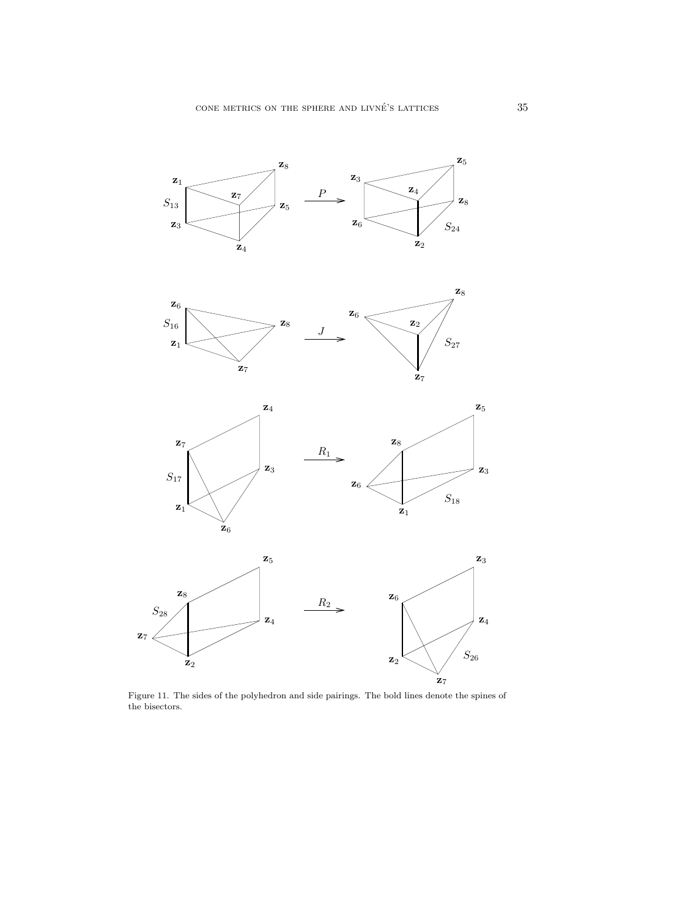Figure 11. The sides of the polyhedron and side pairings. The bold lines denote the spines of the bisectors.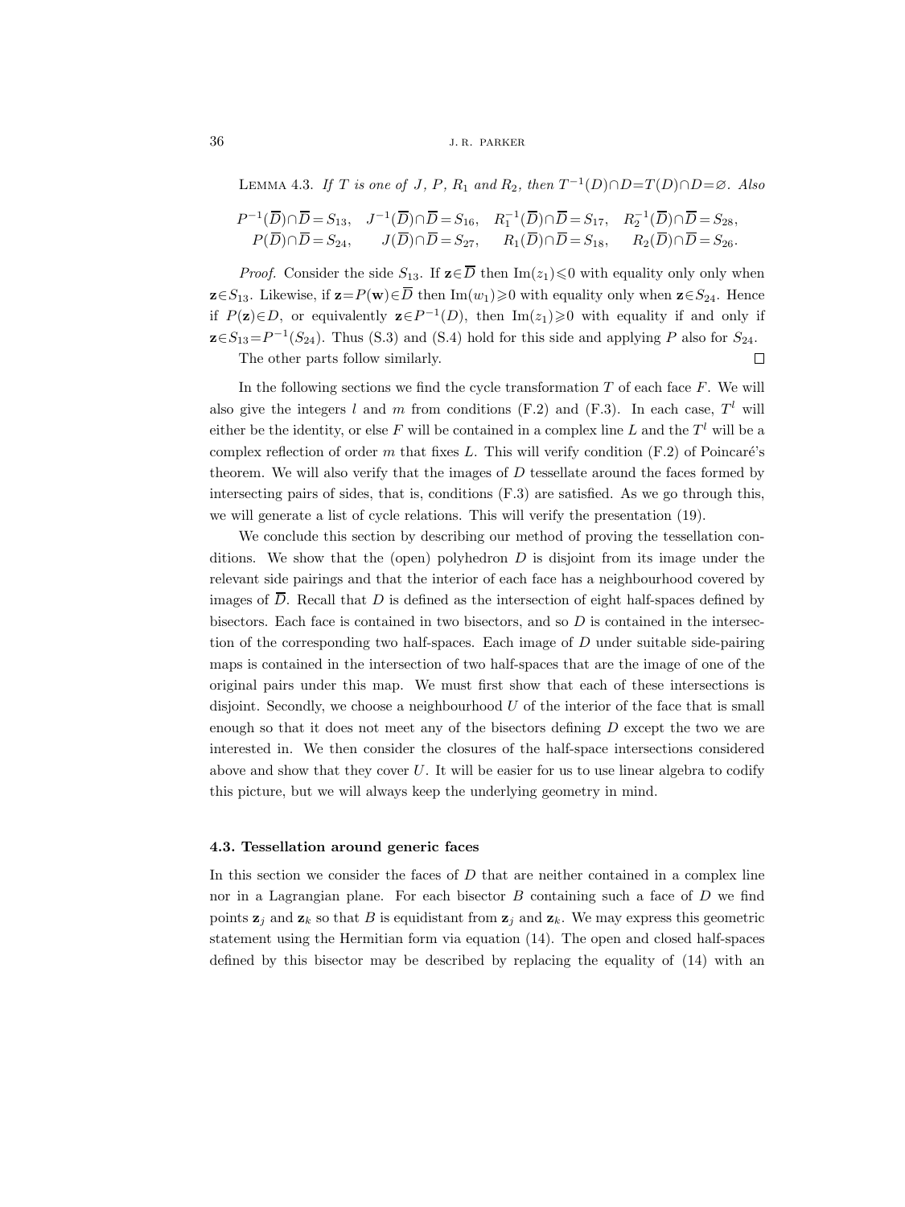LEMMA 4.3. *If $T$ is one of $J$, $P$, $R_1$ and $R_2$, then $T^{-1}(D)\cap D=T(D)\cap D=\varnothing$. Also*

$$P^{-1}(\overline{D})\cap\overline{D}=S_{13},\quad J^{-1}(\overline{D})\cap\overline{D}=S_{16},\quad R_1^{-1}(\overline{D})\cap\overline{D}=S_{17},\quad R_2^{-1}(\overline{D})\cap\overline{D}=S_{28},$$
$$P(\overline{D})\cap\overline{D}=S_{24},\qquad J(\overline{D})\cap\overline{D}=S_{27},\qquad R_1(\overline{D})\cap\overline{D}=S_{18},\qquad R_2(\overline{D})\cap\overline{D}=S_{26}.$$

*Proof.* Consider the side $S_{13}$. If $\mathbf{z}\in\overline{D}$ then $\mathrm{Im}(z_1)\leqslant 0$ with equality only only when $\mathbf{z}\in S_{13}$. Likewise, if $\mathbf{z}=P(\mathbf{w})\in\overline{D}$ then $\mathrm{Im}(w_1)\geqslant 0$ with equality only when $\mathbf{z}\in S_{24}$. Hence if $P(\mathbf{z})\in D$, or equivalently $\mathbf{z}\in P^{-1}(D)$, then $\mathrm{Im}(z_1)\geqslant 0$ with equality if and only if $\mathbf{z}\in S_{13}=P^{-1}(S_{24})$. Thus (S.3) and (S.4) hold for this side and applying $P$ also for $S_{24}$.

The other parts follow similarly. $\square$

In the following sections we find the cycle transformation $T$ of each face $F$. We will also give the integers $l$ and $m$ from conditions (F.2) and (F.3). In each case, $T^l$ will either be the identity, or else $F$ will be contained in a complex line $L$ and the $T^l$ will be a complex reflection of order $m$ that fixes $L$. This will verify condition (F.2) of Poincaré's theorem. We will also verify that the images of $D$ tessellate around the faces formed by intersecting pairs of sides, that is, conditions (F.3) are satisfied. As we go through this, we will generate a list of cycle relations. This will verify the presentation (19).

We conclude this section by describing our method of proving the tessellation conditions. We show that the (open) polyhedron $D$ is disjoint from its image under the relevant side pairings and that the interior of each face has a neighbourhood covered by images of $\overline{D}$. Recall that $D$ is defined as the intersection of eight half-spaces defined by bisectors. Each face is contained in two bisectors, and so $D$ is contained in the intersection of the corresponding two half-spaces. Each image of $D$ under suitable side-pairing maps is contained in the intersection of two half-spaces that are the image of one of the original pairs under this map. We must first show that each of these intersections is disjoint. Secondly, we choose a neighbourhood $U$ of the interior of the face that is small enough so that it does not meet any of the bisectors defining $D$ except the two we are interested in. We then consider the closures of the half-space intersections considered above and show that they cover $U$. It will be easier for us to use linear algebra to codify this picture, but we will always keep the underlying geometry in mind.

### 4.3. Tessellation around generic faces

In this section we consider the faces of $D$ that are neither contained in a complex line nor in a Lagrangian plane. For each bisector $B$ containing such a face of $D$ we find points $\mathbf{z}_j$ and $\mathbf{z}_k$ so that $B$ is equidistant from $\mathbf{z}_j$ and $\mathbf{z}_k$. We may express this geometric statement using the Hermitian form via equation (14). The open and closed half-spaces defined by this bisector may be described by replacing the equality of (14) with an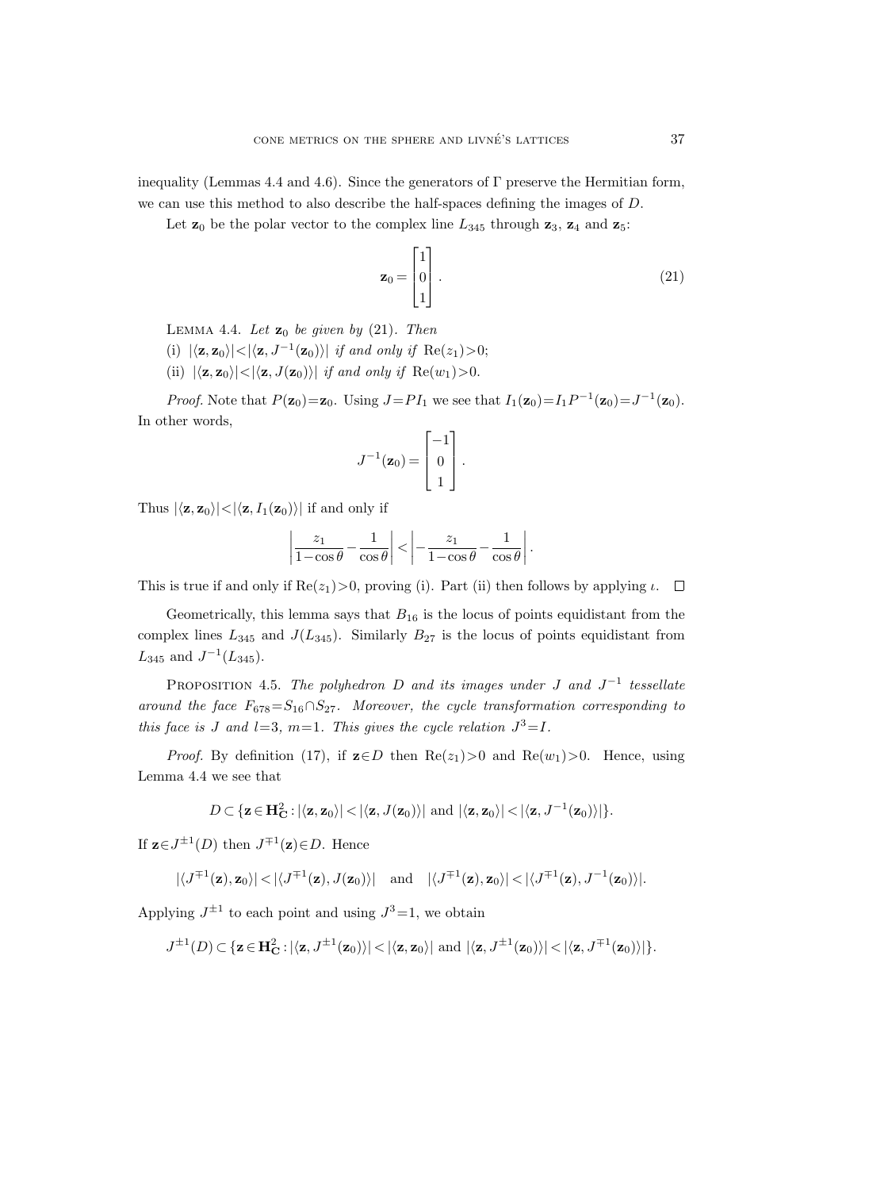inequality (Lemmas 4.4 and 4.6). Since the generators of $\Gamma$ preserve the Hermitian form, we can use this method to also describe the half-spaces defining the images of $D$.

Let $\mathbf{z}_0$ be the polar vector to the complex line $L_{345}$ through $\mathbf{z}_3$, $\mathbf{z}_4$ and $\mathbf{z}_5$:

$$\mathbf{z}_0 = \begin{bmatrix} 1 \\ 0 \\ 1 \end{bmatrix}. \tag{21}$$

Lemma 4.4. *Let $\mathbf{z}_0$ be given by (21). Then*

(i) $|\langle \mathbf{z}, \mathbf{z}_0\rangle| < |\langle \mathbf{z}, J^{-1}(\mathbf{z}_0)\rangle|$ *if and only if* $\mathrm{Re}(z_1) > 0$;

(ii) $|\langle \mathbf{z}, \mathbf{z}_0\rangle| < |\langle \mathbf{z}, J(\mathbf{z}_0)\rangle|$ *if and only if* $\mathrm{Re}(w_1) > 0$.

*Proof.* Note that $P(\mathbf{z}_0) = \mathbf{z}_0$. Using $J = PI_1$ we see that $I_1(\mathbf{z}_0) = I_1 P^{-1}(\mathbf{z}_0) = J^{-1}(\mathbf{z}_0)$. In other words,

$$J^{-1}(\mathbf{z}_0) = \begin{bmatrix} -1 \\ 0 \\ 1 \end{bmatrix}.$$

Thus $|\langle \mathbf{z}, \mathbf{z}_0\rangle| < |\langle \mathbf{z}, I_1(\mathbf{z}_0)\rangle|$ if and only if

$$\left| \frac{z_1}{1-\cos\theta} - \frac{1}{\cos\theta} \right| < \left| -\frac{z_1}{1-\cos\theta} - \frac{1}{\cos\theta} \right|.$$

This is true if and only if $\mathrm{Re}(z_1) > 0$, proving (i). Part (ii) then follows by applying $\iota$. $\square$

Geometrically, this lemma says that $B_{16}$ is the locus of points equidistant from the complex lines $L_{345}$ and $J(L_{345})$. Similarly $B_{27}$ is the locus of points equidistant from $L_{345}$ and $J^{-1}(L_{345})$.

Proposition 4.5. *The polyhedron $D$ and its images under $J$ and $J^{-1}$ tessellate around the face $F_{678} = S_{16} \cap S_{27}$. Moreover, the cycle transformation corresponding to this face is $J$ and $l = 3$, $m = 1$. This gives the cycle relation $J^3 = I$.*

*Proof.* By definition (17), if $\mathbf{z} \in D$ then $\mathrm{Re}(z_1) > 0$ and $\mathrm{Re}(w_1) > 0$. Hence, using Lemma 4.4 we see that

$$D \subset \{\mathbf{z} \in \mathbf{H}^2_{\mathbf{C}} : |\langle \mathbf{z}, \mathbf{z}_0\rangle| < |\langle \mathbf{z}, J(\mathbf{z}_0)\rangle| \text{ and } |\langle \mathbf{z}, \mathbf{z}_0\rangle| < |\langle \mathbf{z}, J^{-1}(\mathbf{z}_0)\rangle|\}.$$

If $\mathbf{z} \in J^{\pm 1}(D)$ then $J^{\mp 1}(\mathbf{z}) \in D$. Hence

$$|\langle J^{\mp 1}(\mathbf{z}), \mathbf{z}_0\rangle| < |\langle J^{\mp 1}(\mathbf{z}), J(\mathbf{z}_0)\rangle| \quad \text{and} \quad |\langle J^{\mp 1}(\mathbf{z}), \mathbf{z}_0\rangle| < |\langle J^{\mp 1}(\mathbf{z}), J^{-1}(\mathbf{z}_0)\rangle|.$$

Applying $J^{\pm 1}$ to each point and using $J^3 = 1$, we obtain

$$J^{\pm 1}(D) \subset \{\mathbf{z} \in \mathbf{H}^2_{\mathbf{C}} : |\langle \mathbf{z}, J^{\pm 1}(\mathbf{z}_0)\rangle| < |\langle \mathbf{z}, \mathbf{z}_0\rangle| \text{ and } |\langle \mathbf{z}, J^{\pm 1}(\mathbf{z}_0)\rangle| < |\langle \mathbf{z}, J^{\mp 1}(\mathbf{z}_0)\rangle|\}.$$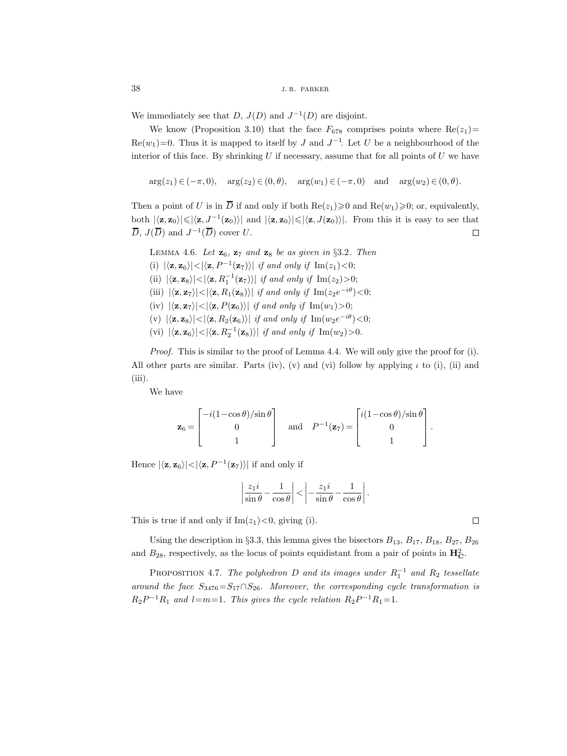We immediately see that $D$, $J(D)$ and $J^{-1}(D)$ are disjoint.

We know (Proposition 3.10) that the face $F_{678}$ comprises points where $\mathrm{Re}(z_1)=\mathrm{Re}(w_1)=0$. Thus it is mapped to itself by $J$ and $J^{-1}$. Let $U$ be a neighbourhood of the interior of this face. By shrinking $U$ if necessary, assume that for all points of $U$ we have

$$\arg(z_1)\in(-\pi,0),\quad \arg(z_2)\in(0,\theta),\quad \arg(w_1)\in(-\pi,0)\quad\text{and}\quad \arg(w_2)\in(0,\theta).$$

Then a point of $U$ is in $\overline{D}$ if and only if both $\mathrm{Re}(z_1)\geqslant 0$ and $\mathrm{Re}(w_1)\geqslant 0$; or, equivalently, both $|\langle \mathbf{z},\mathbf{z}_0\rangle|\leqslant|\langle \mathbf{z},J^{-1}(\mathbf{z}_0)\rangle|$ and $|\langle \mathbf{z},\mathbf{z}_0\rangle|\leqslant|\langle \mathbf{z},J(\mathbf{z}_0)\rangle|$. From this it is easy to see that $\overline{D}$, $J(\overline{D})$ and $J^{-1}(\overline{D})$ cover $U$. $\square$

Lemma 4.6. *Let $\mathbf{z}_6$, $\mathbf{z}_7$ and $\mathbf{z}_8$ be as given in* §3.2. *Then*

(i) $|\langle \mathbf{z},\mathbf{z}_6\rangle|<|\langle \mathbf{z},P^{-1}(\mathbf{z}_7)\rangle|$ *if and only if* $\mathrm{Im}(z_1)<0$;

(ii) $|\langle \mathbf{z},\mathbf{z}_8\rangle|<|\langle \mathbf{z},R_1^{-1}(\mathbf{z}_7)\rangle|$ *if and only if* $\mathrm{Im}(z_2)>0$;

(iii) $|\langle \mathbf{z},\mathbf{z}_7\rangle|<|\langle \mathbf{z},R_1(\mathbf{z}_8)\rangle|$ *if and only if* $\mathrm{Im}(z_2e^{-i\theta})<0$;

(iv) $|\langle \mathbf{z},\mathbf{z}_7\rangle|<|\langle \mathbf{z},P(\mathbf{z}_6)\rangle|$ *if and only if* $\mathrm{Im}(w_1)>0$;

(v) $|\langle \mathbf{z},\mathbf{z}_8\rangle|<|\langle \mathbf{z},R_2(\mathbf{z}_6)\rangle|$ *if and only if* $\mathrm{Im}(w_2e^{-i\theta})<0$;

(vi) $|\langle \mathbf{z},\mathbf{z}_6\rangle|<|\langle \mathbf{z},R_2^{-1}(\mathbf{z}_8)\rangle|$ *if and only if* $\mathrm{Im}(w_2)>0$.

*Proof.* This is similar to the proof of Lemma 4.4. We will only give the proof for (i). All other parts are similar. Parts (iv), (v) and (vi) follow by applying $\iota$ to (i), (ii) and (iii).

We have

$$\mathbf{z}_6=\begin{bmatrix}-i(1-\cos\theta)/\sin\theta\\0\\1\end{bmatrix}\quad\text{and}\quad P^{-1}(\mathbf{z}_7)=\begin{bmatrix}i(1-\cos\theta)/\sin\theta\\0\\1\end{bmatrix}.$$

Hence $|\langle \mathbf{z},\mathbf{z}_6\rangle|<|\langle \mathbf{z},P^{-1}(\mathbf{z}_7)\rangle|$ if and only if

$$\left|\frac{z_1 i}{\sin\theta}-\frac{1}{\cos\theta}\right|<\left|-\frac{z_1 i}{\sin\theta}-\frac{1}{\cos\theta}\right|.$$

This is true if and only if $\mathrm{Im}(z_1)<0$, giving (i). $\square$

Using the description in §3.3, this lemma gives the bisectors $B_{13}$, $B_{17}$, $B_{18}$, $B_{27}$, $B_{26}$ and $B_{28}$, respectively, as the locus of points equidistant from a pair of points in $\mathbf{H}^2_{\mathbf{C}}$.

Proposition 4.7. *The polyhedron $D$ and its images under $R_1^{-1}$ and $R_2$ tessellate around the face $S_{3476}=S_{17}\cap S_{26}$. Moreover, the corresponding cycle transformation is $R_2P^{-1}R_1$ and $l=m=1$. This gives the cycle relation $R_2P^{-1}R_1=1$.*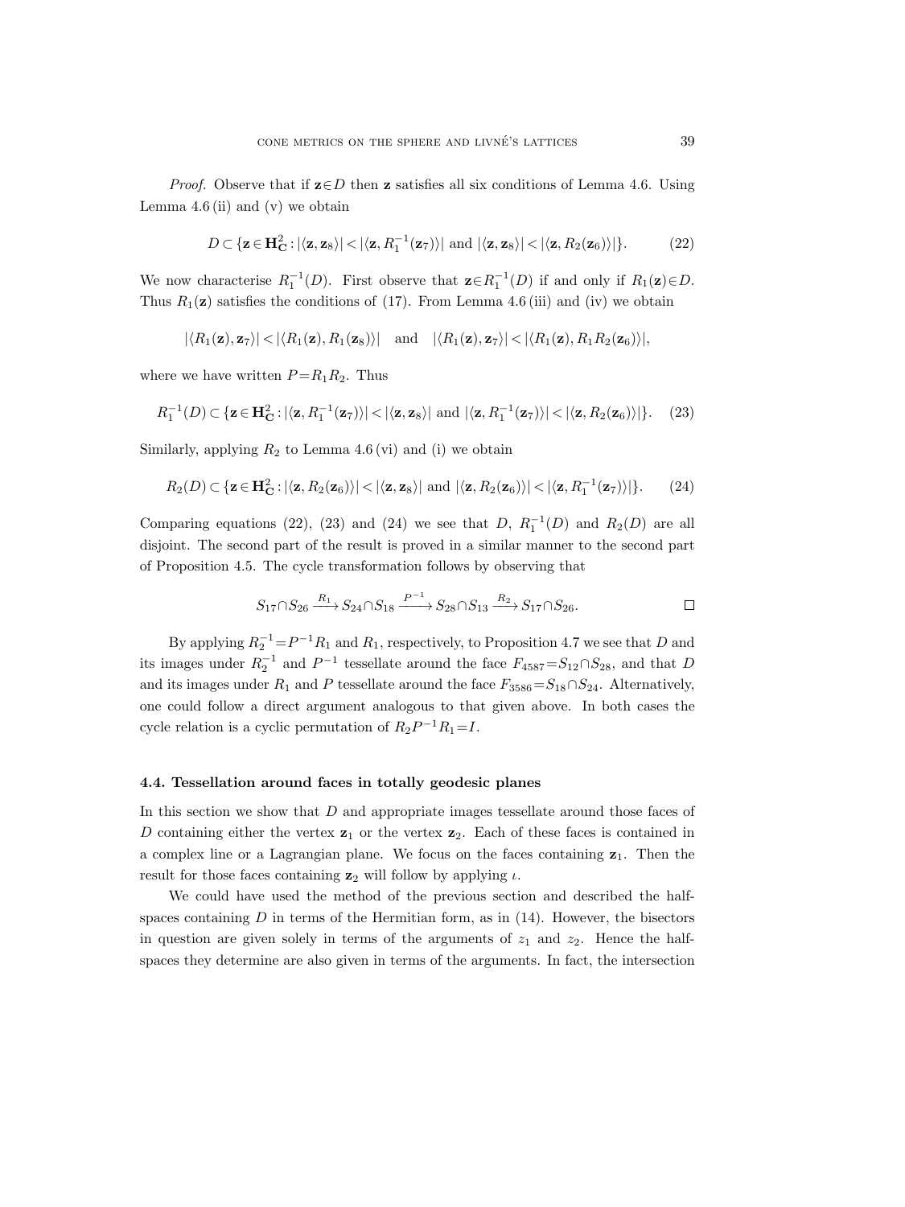*Proof.* Observe that if $\mathbf{z}\in D$ then $\mathbf{z}$ satisfies all six conditions of Lemma 4.6. Using Lemma 4.6 (ii) and (v) we obtain

$$D\subset\{\mathbf{z}\in\mathbf{H}^2_{\mathbf{C}}:|\langle\mathbf{z},\mathbf{z}_8\rangle|<|\langle\mathbf{z},R_1^{-1}(\mathbf{z}_7)\rangle| \text{ and } |\langle\mathbf{z},\mathbf{z}_8\rangle|<|\langle\mathbf{z},R_2(\mathbf{z}_6)\rangle|\}. \tag{22}$$

We now characterise $R_1^{-1}(D)$. First observe that $\mathbf{z}\in R_1^{-1}(D)$ if and only if $R_1(\mathbf{z})\in D$. Thus $R_1(\mathbf{z})$ satisfies the conditions of (17). From Lemma 4.6 (iii) and (iv) we obtain

$$|\langle R_1(\mathbf{z}),\mathbf{z}_7\rangle|<|\langle R_1(\mathbf{z}),R_1(\mathbf{z}_8)\rangle| \quad\text{and}\quad |\langle R_1(\mathbf{z}),\mathbf{z}_7\rangle|<|\langle R_1(\mathbf{z}),R_1R_2(\mathbf{z}_6)\rangle|,$$

where we have written $P=R_1R_2$. Thus

$$R_1^{-1}(D)\subset\{\mathbf{z}\in\mathbf{H}^2_{\mathbf{C}}:|\langle\mathbf{z},R_1^{-1}(\mathbf{z}_7)\rangle|<|\langle\mathbf{z},\mathbf{z}_8\rangle| \text{ and } |\langle\mathbf{z},R_1^{-1}(\mathbf{z}_7)\rangle|<|\langle\mathbf{z},R_2(\mathbf{z}_6)\rangle|\}. \tag{23}$$

Similarly, applying $R_2$ to Lemma 4.6 (vi) and (i) we obtain

$$R_2(D)\subset\{\mathbf{z}\in\mathbf{H}^2_{\mathbf{C}}:|\langle\mathbf{z},R_2(\mathbf{z}_6)\rangle|<|\langle\mathbf{z},\mathbf{z}_8\rangle| \text{ and } |\langle\mathbf{z},R_2(\mathbf{z}_6)\rangle|<|\langle\mathbf{z},R_1^{-1}(\mathbf{z}_7)\rangle|\}. \tag{24}$$

Comparing equations (22), (23) and (24) we see that $D$, $R_1^{-1}(D)$ and $R_2(D)$ are all disjoint. The second part of the result is proved in a similar manner to the second part of Proposition 4.5. The cycle transformation follows by observing that

$$S_{17}\cap S_{26}\xrightarrow{R_1}S_{24}\cap S_{18}\xrightarrow{P^{-1}}S_{28}\cap S_{13}\xrightarrow{R_2}S_{17}\cap S_{26}. \qquad\square$$

By applying $R_2^{-1}=P^{-1}R_1$ and $R_1$, respectively, to Proposition 4.7 we see that $D$ and its images under $R_2^{-1}$ and $P^{-1}$ tessellate around the face $F_{4587}=S_{12}\cap S_{28}$, and that $D$ and its images under $R_1$ and $P$ tessellate around the face $F_{3586}=S_{18}\cap S_{24}$. Alternatively, one could follow a direct argument analogous to that given above. In both cases the cycle relation is a cyclic permutation of $R_2P^{-1}R_1=I$.

### 4.4. Tessellation around faces in totally geodesic planes

In this section we show that $D$ and appropriate images tessellate around those faces of $D$ containing either the vertex $\mathbf{z}_1$ or the vertex $\mathbf{z}_2$. Each of these faces is contained in a complex line or a Lagrangian plane. We focus on the faces containing $\mathbf{z}_1$. Then the result for those faces containing $\mathbf{z}_2$ will follow by applying $\iota$.

We could have used the method of the previous section and described the half-spaces containing $D$ in terms of the Hermitian form, as in (14). However, the bisectors in question are given solely in terms of the arguments of $z_1$ and $z_2$. Hence the half-spaces they determine are also given in terms of the arguments. In fact, the intersection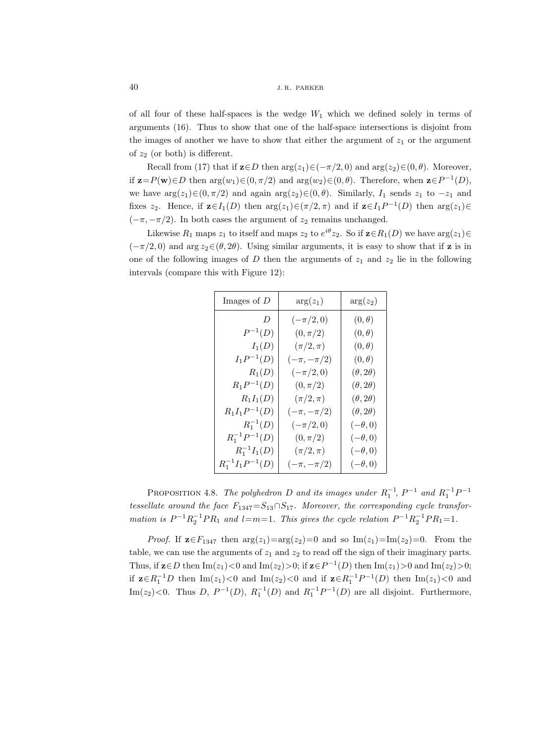of all four of these half-spaces is the wedge $W_1$ which we defined solely in terms of arguments (16). Thus to show that one of the half-space intersections is disjoint from the images of another we have to show that either the argument of $z_1$ or the argument of $z_2$ (or both) is different.

Recall from (17) that if $\mathbf{z}\in D$ then $\arg(z_1)\in(-\pi/2,0)$ and $\arg(z_2)\in(0,\theta)$. Moreover, if $\mathbf{z}=P(\mathbf{w})\in D$ then $\arg(w_1)\in(0,\pi/2)$ and $\arg(w_2)\in(0,\theta)$. Therefore, when $\mathbf{z}\in P^{-1}(D)$, we have $\arg(z_1)\in(0,\pi/2)$ and again $\arg(z_2)\in(0,\theta)$. Similarly, $I_1$ sends $z_1$ to $-z_1$ and fixes $z_2$. Hence, if $\mathbf{z}\in I_1(D)$ then $\arg(z_1)\in(\pi/2,\pi)$ and if $\mathbf{z}\in I_1P^{-1}(D)$ then $\arg(z_1)\in(-\pi,-\pi/2)$. In both cases the argument of $z_2$ remains unchanged.

Likewise $R_1$ maps $z_1$ to itself and maps $z_2$ to $e^{i\theta}z_2$. So if $\mathbf{z}\in R_1(D)$ we have $\arg(z_1)\in(-\pi/2,0)$ and $\arg z_2\in(\theta,2\theta)$. Using similar arguments, it is easy to show that if $\mathbf{z}$ is in one of the following images of $D$ then the arguments of $z_1$ and $z_2$ lie in the following intervals (compare this with Figure 12):

| Images of $D$ | $\arg(z_1)$ | $\arg(z_2)$ |
|---|---|---|
| $D$ | $(-\pi/2,0)$ | $(0,\theta)$ |
| $P^{-1}(D)$ | $(0,\pi/2)$ | $(0,\theta)$ |
| $I_1(D)$ | $(\pi/2,\pi)$ | $(0,\theta)$ |
| $I_1P^{-1}(D)$ | $(-\pi,-\pi/2)$ | $(0,\theta)$ |
| $R_1(D)$ | $(-\pi/2,0)$ | $(\theta,2\theta)$ |
| $R_1P^{-1}(D)$ | $(0,\pi/2)$ | $(\theta,2\theta)$ |
| $R_1I_1(D)$ | $(\pi/2,\pi)$ | $(\theta,2\theta)$ |
| $R_1I_1P^{-1}(D)$ | $(-\pi,-\pi/2)$ | $(\theta,2\theta)$ |
| $R_1^{-1}(D)$ | $(-\pi/2,0)$ | $(-\theta,0)$ |
| $R_1^{-1}P^{-1}(D)$ | $(0,\pi/2)$ | $(-\theta,0)$ |
| $R_1^{-1}I_1(D)$ | $(\pi/2,\pi)$ | $(-\theta,0)$ |
| $R_1^{-1}I_1P^{-1}(D)$ | $(-\pi,-\pi/2)$ | $(-\theta,0)$ |

PROPOSITION 4.8. *The polyhedron $D$ and its images under $R_1^{-1}$, $P^{-1}$ and $R_1^{-1}P^{-1}$ tessellate around the face $F_{1347}=S_{13}\cap S_{17}$. Moreover, the corresponding cycle transformation is $P^{-1}R_2^{-1}PR_1$ and $l=m=1$. This gives the cycle relation $P^{-1}R_2^{-1}PR_1=1$.*

*Proof.* If $\mathbf{z}\in F_{1347}$ then $\arg(z_1)=\arg(z_2)=0$ and so $\mathrm{Im}(z_1)=\mathrm{Im}(z_2)=0$. From the table, we can use the arguments of $z_1$ and $z_2$ to read off the sign of their imaginary parts. Thus, if $\mathbf{z}\in D$ then $\mathrm{Im}(z_1)<0$ and $\mathrm{Im}(z_2)>0$; if $\mathbf{z}\in P^{-1}(D)$ then $\mathrm{Im}(z_1)>0$ and $\mathrm{Im}(z_2)>0$; if $\mathbf{z}\in R_1^{-1}D$ then $\mathrm{Im}(z_1)<0$ and $\mathrm{Im}(z_2)<0$ and if $\mathbf{z}\in R_1^{-1}P^{-1}(D)$ then $\mathrm{Im}(z_1)<0$ and $\mathrm{Im}(z_2)<0$. Thus $D$, $P^{-1}(D)$, $R_1^{-1}(D)$ and $R_1^{-1}P^{-1}(D)$ are all disjoint. Furthermore,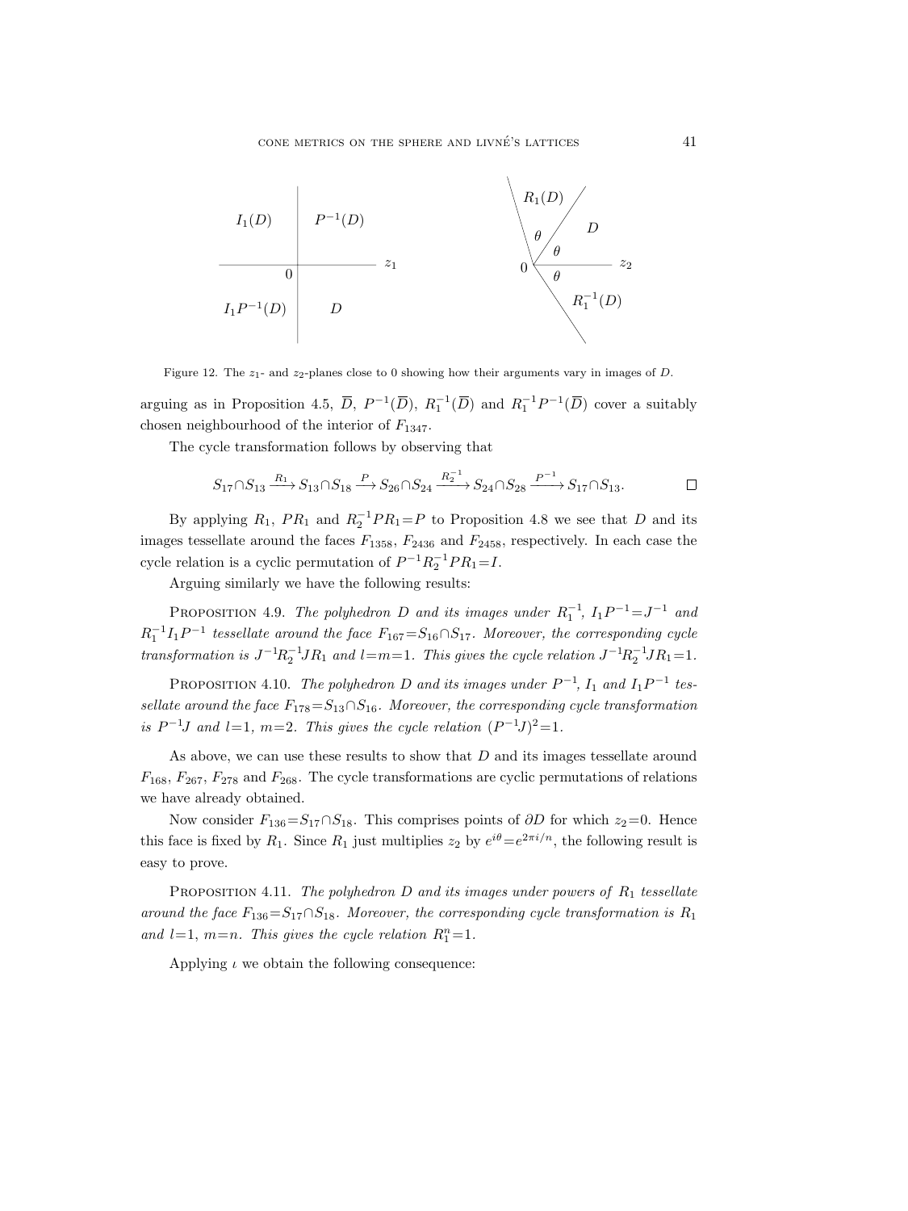Figure 12. The $z_1$- and $z_2$-planes close to 0 showing how their arguments vary in images of $D$.

arguing as in Proposition 4.5, $\overline{D}$, $P^{-1}(\overline{D})$, $R_1^{-1}(\overline{D})$ and $R_1^{-1}P^{-1}(\overline{D})$ cover a suitably chosen neighbourhood of the interior of $F_{1347}$.

The cycle transformation follows by observing that

$$S_{17}\cap S_{13} \xrightarrow{R_1} S_{13}\cap S_{18} \xrightarrow{P} S_{26}\cap S_{24} \xrightarrow{R_2^{-1}} S_{24}\cap S_{28} \xrightarrow{P^{-1}} S_{17}\cap S_{13}. \qquad \square$$

By applying $R_1$, $PR_1$ and $R_2^{-1}PR_1=P$ to Proposition 4.8 we see that $D$ and its images tessellate around the faces $F_{1358}$, $F_{2436}$ and $F_{2458}$, respectively. In each case the cycle relation is a cyclic permutation of $P^{-1}R_2^{-1}PR_1=I$.

Arguing similarly we have the following results:

**Proposition 4.9.** *The polyhedron $D$ and its images under $R_1^{-1}$, $I_1P^{-1}=J^{-1}$ and $R_1^{-1}I_1P^{-1}$ tessellate around the face $F_{167}=S_{16}\cap S_{17}$. Moreover, the corresponding cycle transformation is $J^{-1}R_2^{-1}JR_1$ and $l=m=1$. This gives the cycle relation $J^{-1}R_2^{-1}JR_1=1$.*

**Proposition 4.10.** *The polyhedron $D$ and its images under $P^{-1}$, $I_1$ and $I_1P^{-1}$ tessellate around the face $F_{178}=S_{13}\cap S_{16}$. Moreover, the corresponding cycle transformation is $P^{-1}J$ and $l=1$, $m=2$. This gives the cycle relation $(P^{-1}J)^2=1$.*

As above, we can use these results to show that $D$ and its images tessellate around $F_{168}$, $F_{267}$, $F_{278}$ and $F_{268}$. The cycle transformations are cyclic permutations of relations we have already obtained.

Now consider $F_{136}=S_{17}\cap S_{18}$. This comprises points of $\partial D$ for which $z_2=0$. Hence this face is fixed by $R_1$. Since $R_1$ just multiplies $z_2$ by $e^{i\theta}=e^{2\pi i/n}$, the following result is easy to prove.

**Proposition 4.11.** *The polyhedron $D$ and its images under powers of $R_1$ tessellate around the face $F_{136}=S_{17}\cap S_{18}$. Moreover, the corresponding cycle transformation is $R_1$ and $l=1$, $m=n$. This gives the cycle relation $R_1^n=1$.*

Applying $\iota$ we obtain the following consequence: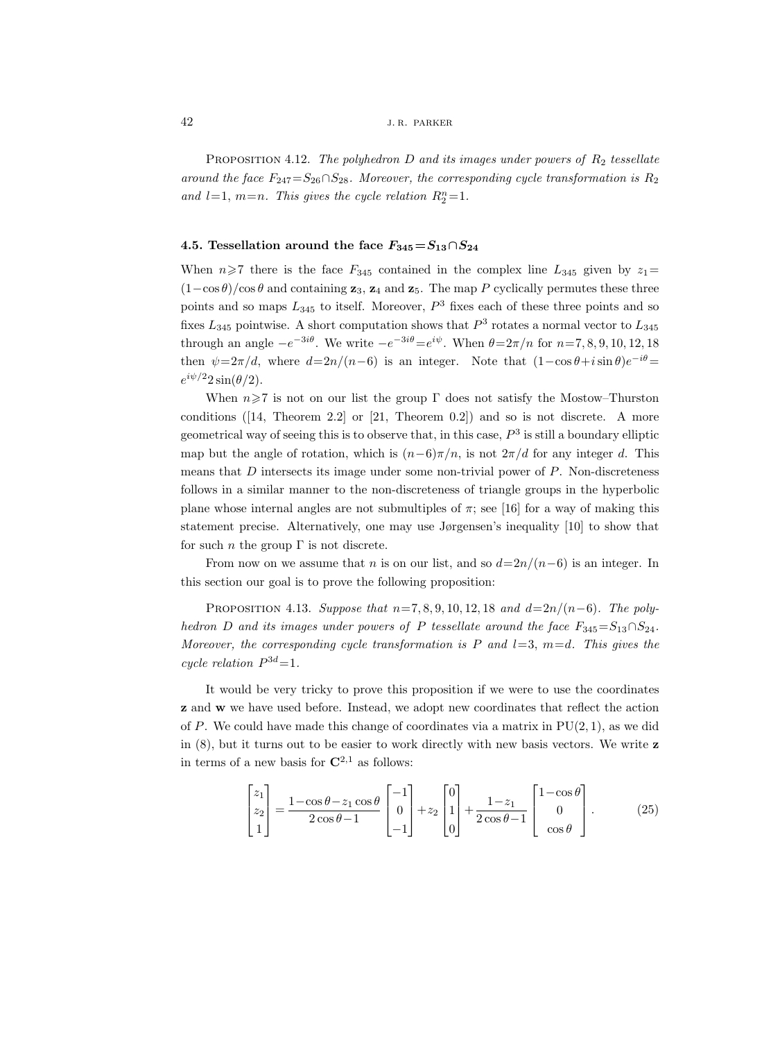**Proposition 4.12.** *The polyhedron $D$ and its images under powers of $R_2$ tessellate around the face $F_{247}=S_{26}\cap S_{28}$. Moreover, the corresponding cycle transformation is $R_2$ and $l=1$, $m=n$. This gives the cycle relation $R_2^n=1$.*

### 4.5. Tessellation around the face $F_{345}=S_{13}\cap S_{24}$

When $n\geqslant 7$ there is the face $F_{345}$ contained in the complex line $L_{345}$ given by $z_1=(1-\cos\theta)/\cos\theta$ and containing $\mathbf{z}_3$, $\mathbf{z}_4$ and $\mathbf{z}_5$. The map $P$ cyclically permutes these three points and so maps $L_{345}$ to itself. Moreover, $P^3$ fixes each of these three points and so fixes $L_{345}$ pointwise. A short computation shows that $P^3$ rotates a normal vector to $L_{345}$ through an angle $-e^{-3i\theta}$. We write $-e^{-3i\theta}=e^{i\psi}$. When $\theta=2\pi/n$ for $n=7,8,9,10,12,18$ then $\psi=2\pi/d$, where $d=2n/(n-6)$ is an integer. Note that $(1-\cos\theta+i\sin\theta)e^{-i\theta}=e^{i\psi/2}2\sin(\theta/2)$.

When $n\geqslant 7$ is not on our list the group $\Gamma$ does not satisfy the Mostow–Thurston conditions ([14, Theorem 2.2] or [21, Theorem 0.2]) and so is not discrete. A more geometrical way of seeing this is to observe that, in this case, $P^3$ is still a boundary elliptic map but the angle of rotation, which is $(n-6)\pi/n$, is not $2\pi/d$ for any integer $d$. This means that $D$ intersects its image under some non-trivial power of $P$. Non-discreteness follows in a similar manner to the non-discreteness of triangle groups in the hyperbolic plane whose internal angles are not submultiples of $\pi$; see [16] for a way of making this statement precise. Alternatively, one may use Jørgensen's inequality [10] to show that for such $n$ the group $\Gamma$ is not discrete.

From now on we assume that $n$ is on our list, and so $d=2n/(n-6)$ is an integer. In this section our goal is to prove the following proposition:

**Proposition 4.13.** *Suppose that $n=7,8,9,10,12,18$ and $d=2n/(n-6)$. The polyhedron $D$ and its images under powers of $P$ tessellate around the face $F_{345}=S_{13}\cap S_{24}$. Moreover, the corresponding cycle transformation is $P$ and $l=3$, $m=d$. This gives the cycle relation $P^{3d}=1$.*

It would be very tricky to prove this proposition if we were to use the coordinates $\mathbf{z}$ and $\mathbf{w}$ we have used before. Instead, we adopt new coordinates that reflect the action of $P$. We could have made this change of coordinates via a matrix in $\mathrm{PU}(2,1)$, as we did in (8), but it turns out to be easier to work directly with new basis vectors. We write $\mathbf{z}$ in terms of a new basis for $\mathbf{C}^{2,1}$ as follows:

$$\begin{bmatrix} z_1 \\ z_2 \\ 1 \end{bmatrix} = \frac{1-\cos\theta - z_1\cos\theta}{2\cos\theta-1}\begin{bmatrix} -1 \\ 0 \\ -1 \end{bmatrix} + z_2\begin{bmatrix} 0 \\ 1 \\ 0 \end{bmatrix} + \frac{1-z_1}{2\cos\theta-1}\begin{bmatrix} 1-\cos\theta \\ 0 \\ \cos\theta \end{bmatrix}. \tag{25}$$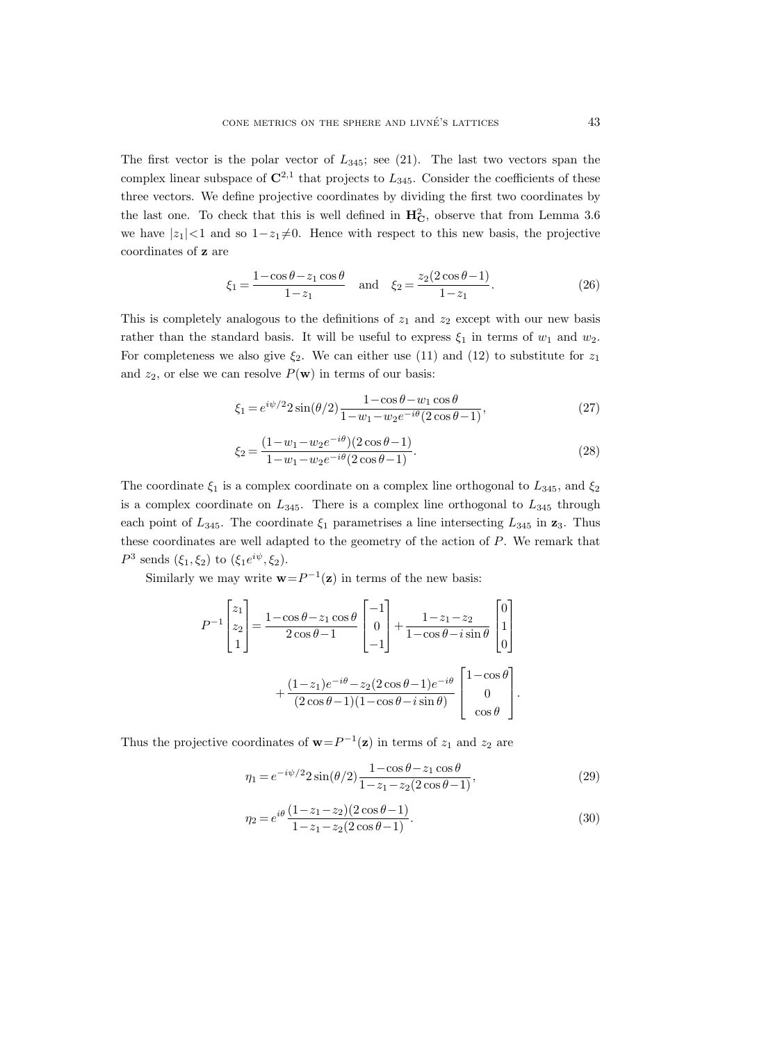The first vector is the polar vector of $L_{345}$; see (21). The last two vectors span the complex linear subspace of $\mathbf{C}^{2,1}$ that projects to $L_{345}$. Consider the coefficients of these three vectors. We define projective coordinates by dividing the first two coordinates by the last one. To check that this is well defined in $\mathbf{H}^2_{\mathbf{C}}$, observe that from Lemma 3.6 we have $|z_1|<1$ and so $1-z_1\neq 0$. Hence with respect to this new basis, the projective coordinates of $\mathbf{z}$ are

$$\xi_1 = \frac{1-\cos\theta - z_1\cos\theta}{1-z_1} \quad \text{and} \quad \xi_2 = \frac{z_2(2\cos\theta-1)}{1-z_1}. \tag{26}$$

This is completely analogous to the definitions of $z_1$ and $z_2$ except with our new basis rather than the standard basis. It will be useful to express $\xi_1$ in terms of $w_1$ and $w_2$. For completeness we also give $\xi_2$. We can either use (11) and (12) to substitute for $z_1$ and $z_2$, or else we can resolve $P(\mathbf{w})$ in terms of our basis:

$$\xi_1 = e^{i\psi/2} 2\sin(\theta/2) \frac{1-\cos\theta - w_1\cos\theta}{1-w_1-w_2e^{-i\theta}(2\cos\theta-1)}, \tag{27}$$

$$\xi_2 = \frac{(1-w_1-w_2e^{-i\theta})(2\cos\theta-1)}{1-w_1-w_2e^{-i\theta}(2\cos\theta-1)}. \tag{28}$$

The coordinate $\xi_1$ is a complex coordinate on a complex line orthogonal to $L_{345}$, and $\xi_2$ is a complex coordinate on $L_{345}$. There is a complex line orthogonal to $L_{345}$ through each point of $L_{345}$. The coordinate $\xi_1$ parametrises a line intersecting $L_{345}$ in $\mathbf{z}_3$. Thus these coordinates are well adapted to the geometry of the action of $P$. We remark that $P^3$ sends $(\xi_1, \xi_2)$ to $(\xi_1 e^{i\psi}, \xi_2)$.

Similarly we may write $\mathbf{w} = P^{-1}(\mathbf{z})$ in terms of the new basis:

$$P^{-1}\begin{bmatrix} z_1 \\ z_2 \\ 1 \end{bmatrix} = \frac{1-\cos\theta - z_1\cos\theta}{2\cos\theta-1}\begin{bmatrix} -1 \\ 0 \\ -1 \end{bmatrix} + \frac{1-z_1-z_2}{1-\cos\theta - i\sin\theta}\begin{bmatrix} 0 \\ 1 \\ 0 \end{bmatrix}$$

$$+ \frac{(1-z_1)e^{-i\theta} - z_2(2\cos\theta-1)e^{-i\theta}}{(2\cos\theta-1)(1-\cos\theta-i\sin\theta)}\begin{bmatrix} 1-\cos\theta \\ 0 \\ \cos\theta \end{bmatrix}.$$

Thus the projective coordinates of $\mathbf{w} = P^{-1}(\mathbf{z})$ in terms of $z_1$ and $z_2$ are

$$\eta_1 = e^{-i\psi/2} 2\sin(\theta/2) \frac{1-\cos\theta - z_1\cos\theta}{1-z_1-z_2(2\cos\theta-1)}, \tag{29}$$

$$\eta_2 = e^{i\theta} \frac{(1-z_1-z_2)(2\cos\theta-1)}{1-z_1-z_2(2\cos\theta-1)}. \tag{30}$$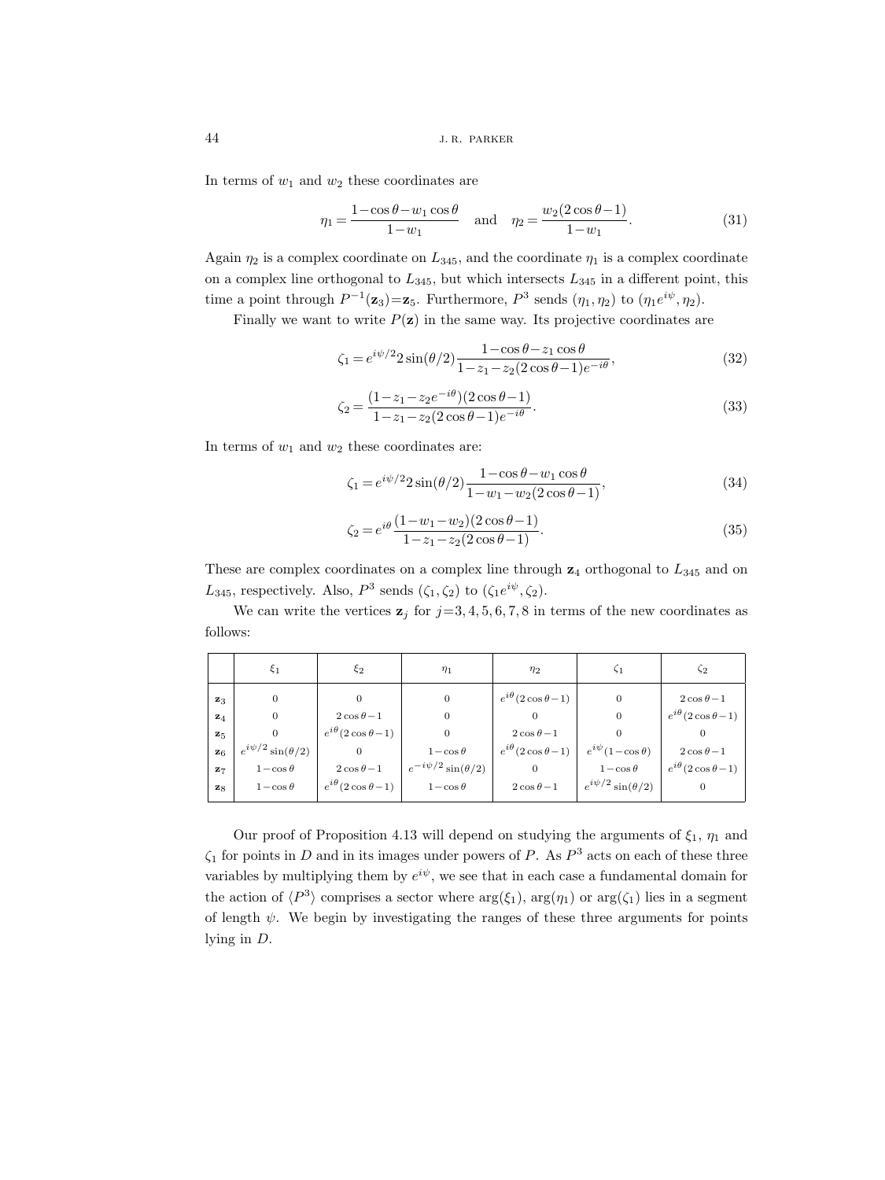In terms of $w_1$ and $w_2$ these coordinates are

$$\eta_1 = \frac{1-\cos\theta - w_1\cos\theta}{1-w_1} \quad \text{and} \quad \eta_2 = \frac{w_2(2\cos\theta-1)}{1-w_1}. \tag{31}$$

Again $\eta_2$ is a complex coordinate on $L_{345}$, and the coordinate $\eta_1$ is a complex coordinate on a complex line orthogonal to $L_{345}$, but which intersects $L_{345}$ in a different point, this time a point through $P^{-1}(\mathbf{z}_3)=\mathbf{z}_5$. Furthermore, $P^3$ sends $(\eta_1,\eta_2)$ to $(\eta_1 e^{i\psi},\eta_2)$.

Finally we want to write $P(\mathbf{z})$ in the same way. Its projective coordinates are

$$\zeta_1 = e^{i\psi/2}2\sin(\theta/2)\frac{1-\cos\theta - z_1\cos\theta}{1-z_1-z_2(2\cos\theta-1)e^{-i\theta}}, \tag{32}$$

$$\zeta_2 = \frac{(1-z_1-z_2e^{-i\theta})(2\cos\theta-1)}{1-z_1-z_2(2\cos\theta-1)e^{-i\theta}}. \tag{33}$$

In terms of $w_1$ and $w_2$ these coordinates are:

$$\zeta_1 = e^{i\psi/2}2\sin(\theta/2)\frac{1-\cos\theta - w_1\cos\theta}{1-w_1-w_2(2\cos\theta-1)}, \tag{34}$$

$$\zeta_2 = e^{i\theta}\frac{(1-w_1-w_2)(2\cos\theta-1)}{1-z_1-z_2(2\cos\theta-1)}. \tag{35}$$

These are complex coordinates on a complex line through $\mathbf{z}_4$ orthogonal to $L_{345}$ and on $L_{345}$, respectively. Also, $P^3$ sends $(\zeta_1,\zeta_2)$ to $(\zeta_1 e^{i\psi},\zeta_2)$.

We can write the vertices $\mathbf{z}_j$ for $j=3,4,5,6,7,8$ in terms of the new coordinates as follows:

| | $\xi_1$ | $\xi_2$ | $\eta_1$ | $\eta_2$ | $\zeta_1$ | $\zeta_2$ |
|---|---|---|---|---|---|---|
| $\mathbf{z}_3$ | $0$ | $0$ | $0$ | $e^{i\theta}(2\cos\theta-1)$ | $0$ | $2\cos\theta-1$ |
| $\mathbf{z}_4$ | $0$ | $2\cos\theta-1$ | $0$ | $0$ | $0$ | $e^{i\theta}(2\cos\theta-1)$ |
| $\mathbf{z}_5$ | $0$ | $e^{i\theta}(2\cos\theta-1)$ | $0$ | $2\cos\theta-1$ | $0$ | $0$ |
| $\mathbf{z}_6$ | $e^{i\psi/2}\sin(\theta/2)$ | $0$ | $1-\cos\theta$ | $e^{i\theta}(2\cos\theta-1)$ | $e^{i\psi}(1-\cos\theta)$ | $2\cos\theta-1$ |
| $\mathbf{z}_7$ | $1-\cos\theta$ | $2\cos\theta-1$ | $e^{-i\psi/2}\sin(\theta/2)$ | $0$ | $1-\cos\theta$ | $e^{i\theta}(2\cos\theta-1)$ |
| $\mathbf{z}_8$ | $1-\cos\theta$ | $e^{i\theta}(2\cos\theta-1)$ | $1-\cos\theta$ | $2\cos\theta-1$ | $e^{i\psi/2}\sin(\theta/2)$ | $0$ |

Our proof of Proposition 4.13 will depend on studying the arguments of $\xi_1$, $\eta_1$ and $\zeta_1$ for points in $D$ and in its images under powers of $P$. As $P^3$ acts on each of these three variables by multiplying them by $e^{i\psi}$, we see that in each case a fundamental domain for the action of $\langle P^3\rangle$ comprises a sector where $\arg(\xi_1)$, $\arg(\eta_1)$ or $\arg(\zeta_1)$ lies in a segment of length $\psi$. We begin by investigating the ranges of these three arguments for points lying in $D$.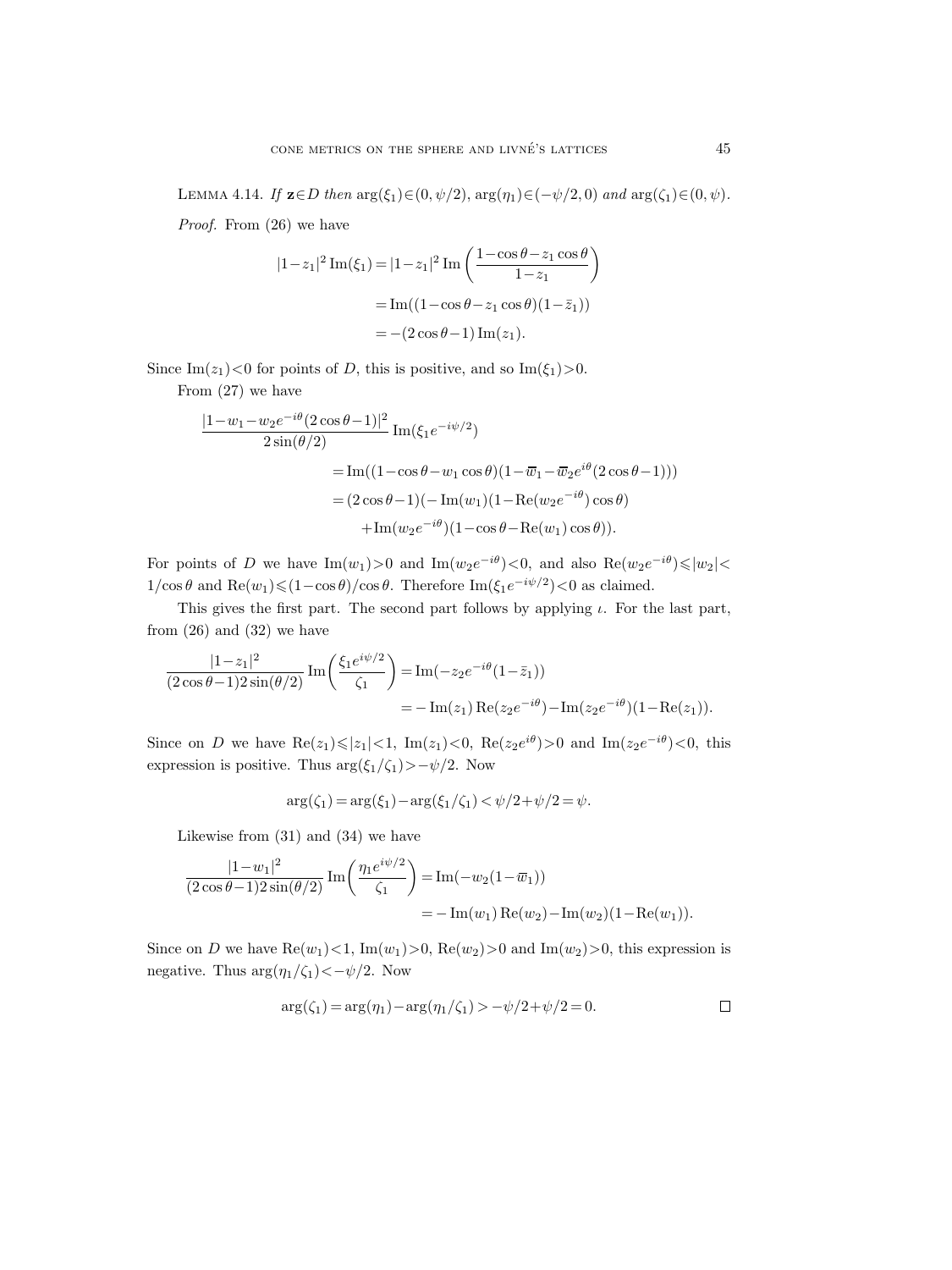LEMMA 4.14. *If* $\mathbf{z}\in D$ *then* $\arg(\xi_1)\in(0,\psi/2)$, $\arg(\eta_1)\in(-\psi/2,0)$ *and* $\arg(\zeta_1)\in(0,\psi)$.

*Proof.* From (26) we have

$$
\begin{aligned}
|1-z_1|^2\,\mathrm{Im}(\xi_1) &= |1-z_1|^2\,\mathrm{Im}\left(\frac{1-\cos\theta-z_1\cos\theta}{1-z_1}\right)\\
&= \mathrm{Im}((1-\cos\theta-z_1\cos\theta)(1-\bar{z}_1))\\
&= -(2\cos\theta-1)\,\mathrm{Im}(z_1).
\end{aligned}
$$

Since $\mathrm{Im}(z_1)<0$ for points of $D$, this is positive, and so $\mathrm{Im}(\xi_1)>0$.

From (27) we have

$$
\begin{aligned}
\frac{|1-w_1-w_2e^{-i\theta}(2\cos\theta-1)|^2}{2\sin(\theta/2)}\,\mathrm{Im}(\xi_1e^{-i\psi/2})&\\
&= \mathrm{Im}((1-\cos\theta-w_1\cos\theta)(1-\overline{w}_1-\overline{w}_2e^{i\theta}(2\cos\theta-1)))\\
&= (2\cos\theta-1)(-\mathrm{Im}(w_1)(1-\mathrm{Re}(w_2e^{-i\theta})\cos\theta)\\
&\qquad +\mathrm{Im}(w_2e^{-i\theta})(1-\cos\theta-\mathrm{Re}(w_1)\cos\theta)).
\end{aligned}
$$

For points of $D$ we have $\mathrm{Im}(w_1)>0$ and $\mathrm{Im}(w_2e^{-i\theta})<0$, and also $\mathrm{Re}(w_2e^{-i\theta})\leqslant|w_2|<1/\cos\theta$ and $\mathrm{Re}(w_1)\leqslant(1-\cos\theta)/\cos\theta$. Therefore $\mathrm{Im}(\xi_1e^{-i\psi/2})<0$ as claimed.

This gives the first part. The second part follows by applying $\iota$. For the last part, from (26) and (32) we have

$$
\begin{aligned}
\frac{|1-z_1|^2}{(2\cos\theta-1)2\sin(\theta/2)}\,\mathrm{Im}\left(\frac{\xi_1e^{i\psi/2}}{\zeta_1}\right) &= \mathrm{Im}(-z_2e^{-i\theta}(1-\bar{z}_1))\\
&= -\mathrm{Im}(z_1)\,\mathrm{Re}(z_2e^{-i\theta})-\mathrm{Im}(z_2e^{-i\theta})(1-\mathrm{Re}(z_1)).
\end{aligned}
$$

Since on $D$ we have $\mathrm{Re}(z_1)\leqslant|z_1|<1$, $\mathrm{Im}(z_1)<0$, $\mathrm{Re}(z_2e^{i\theta})>0$ and $\mathrm{Im}(z_2e^{-i\theta})<0$, this expression is positive. Thus $\arg(\xi_1/\zeta_1)>-\psi/2$. Now

$$
\arg(\zeta_1)=\arg(\xi_1)-\arg(\xi_1/\zeta_1)<\psi/2+\psi/2=\psi.
$$

Likewise from (31) and (34) we have

$$
\begin{aligned}
\frac{|1-w_1|^2}{(2\cos\theta-1)2\sin(\theta/2)}\,\mathrm{Im}\left(\frac{\eta_1e^{i\psi/2}}{\zeta_1}\right) &= \mathrm{Im}(-w_2(1-\overline{w}_1))\\
&= -\mathrm{Im}(w_1)\,\mathrm{Re}(w_2)-\mathrm{Im}(w_2)(1-\mathrm{Re}(w_1)).
\end{aligned}
$$

Since on $D$ we have $\mathrm{Re}(w_1)<1$, $\mathrm{Im}(w_1)>0$, $\mathrm{Re}(w_2)>0$ and $\mathrm{Im}(w_2)>0$, this expression is negative. Thus $\arg(\eta_1/\zeta_1)<-\psi/2$. Now

$$
\arg(\zeta_1)=\arg(\eta_1)-\arg(\eta_1/\zeta_1)>-\psi/2+\psi/2=0. \qquad\square
$$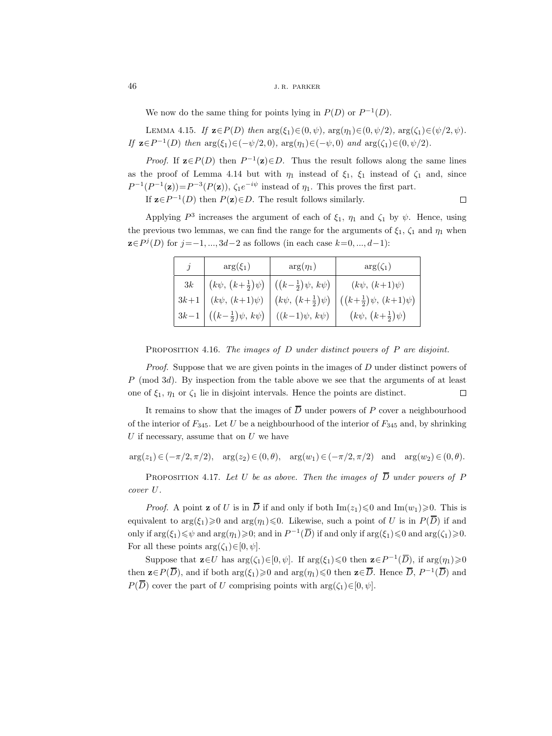We now do the same thing for points lying in $P(D)$ or $P^{-1}(D)$.

Lemma 4.15. *If* $\mathbf{z}\in P(D)$ *then* $\arg(\xi_1)\in(0,\psi)$, $\arg(\eta_1)\in(0,\psi/2)$, $\arg(\zeta_1)\in(\psi/2,\psi)$. *If* $\mathbf{z}\in P^{-1}(D)$ *then* $\arg(\xi_1)\in(-\psi/2,0)$, $\arg(\eta_1)\in(-\psi,0)$ *and* $\arg(\zeta_1)\in(0,\psi/2)$.

*Proof.* If $\mathbf{z}\in P(D)$ then $P^{-1}(\mathbf{z})\in D$. Thus the result follows along the same lines as the proof of Lemma 4.14 but with $\eta_1$ instead of $\xi_1$, $\xi_1$ instead of $\zeta_1$ and, since $P^{-1}(P^{-1}(\mathbf{z}))=P^{-3}(P(\mathbf{z}))$, $\zeta_1 e^{-i\psi}$ instead of $\eta_1$. This proves the first part.

If $\mathbf{z}\in P^{-1}(D)$ then $P(\mathbf{z})\in D$. The result follows similarly. $\square$

Applying $P^3$ increases the argument of each of $\xi_1$, $\eta_1$ and $\zeta_1$ by $\psi$. Hence, using the previous two lemmas, we can find the range for the arguments of $\xi_1$, $\zeta_1$ and $\eta_1$ when $\mathbf{z}\in P^j(D)$ for $j=-1,...,3d-2$ as follows (in each case $k=0,...,d-1$):

| $j$ | $\arg(\xi_1)$ | $\arg(\eta_1)$ | $\arg(\zeta_1)$ |
|---|---|---|---|
| $3k$ | $\left(k\psi,\,\left(k+\frac{1}{2}\right)\psi\right)$ | $\left(\left(k-\frac{1}{2}\right)\psi,\,k\psi\right)$ | $(k\psi,\,(k+1)\psi)$ |
| $3k+1$ | $(k\psi,\,(k+1)\psi)$ | $\left(k\psi,\,\left(k+\frac{1}{2}\right)\psi\right)$ | $\left(\left(k+\frac{1}{2}\right)\psi,\,(k+1)\psi\right)$ |
| $3k-1$ | $\left(\left(k-\frac{1}{2}\right)\psi,\,k\psi\right)$ | $((k-1)\psi,\,k\psi)$ | $\left(k\psi,\,\left(k+\frac{1}{2}\right)\psi\right)$ |

Proposition 4.16. *The images of $D$ under distinct powers of $P$ are disjoint.*

*Proof.* Suppose that we are given points in the images of $D$ under distinct powers of $P$ (mod $3d$). By inspection from the table above we see that the arguments of at least one of $\xi_1$, $\eta_1$ or $\zeta_1$ lie in disjoint intervals. Hence the points are distinct. $\square$

It remains to show that the images of $\overline{D}$ under powers of $P$ cover a neighbourhood of the interior of $F_{345}$. Let $U$ be a neighbourhood of the interior of $F_{345}$ and, by shrinking $U$ if necessary, assume that on $U$ we have

$$\arg(z_1)\in(-\pi/2,\pi/2),\quad \arg(z_2)\in(0,\theta),\quad \arg(w_1)\in(-\pi/2,\pi/2)\quad\text{and}\quad \arg(w_2)\in(0,\theta).$$

Proposition 4.17. *Let $U$ be as above. Then the images of $\overline{D}$ under powers of $P$ cover $U$.*

*Proof.* A point $\mathbf{z}$ of $U$ is in $\overline{D}$ if and only if both $\operatorname{Im}(z_1)\leqslant 0$ and $\operatorname{Im}(w_1)\geqslant 0$. This is equivalent to $\arg(\xi_1)\geqslant 0$ and $\arg(\eta_1)\leqslant 0$. Likewise, such a point of $U$ is in $P(\overline{D})$ if and only if $\arg(\xi_1)\leqslant\psi$ and $\arg(\eta_1)\geqslant 0$; and in $P^{-1}(\overline{D})$ if and only if $\arg(\xi_1)\leqslant 0$ and $\arg(\zeta_1)\geqslant 0$. For all these points $\arg(\zeta_1)\in[0,\psi]$.

Suppose that $\mathbf{z}\in U$ has $\arg(\zeta_1)\in[0,\psi]$. If $\arg(\xi_1)\leqslant 0$ then $\mathbf{z}\in P^{-1}(\overline{D})$, if $\arg(\eta_1)\geqslant 0$ then $\mathbf{z}\in P(\overline{D})$, and if both $\arg(\xi_1)\geqslant 0$ and $\arg(\eta_1)\leqslant 0$ then $\mathbf{z}\in\overline{D}$. Hence $\overline{D}$, $P^{-1}(\overline{D})$ and $P(\overline{D})$ cover the part of $U$ comprising points with $\arg(\zeta_1)\in[0,\psi]$.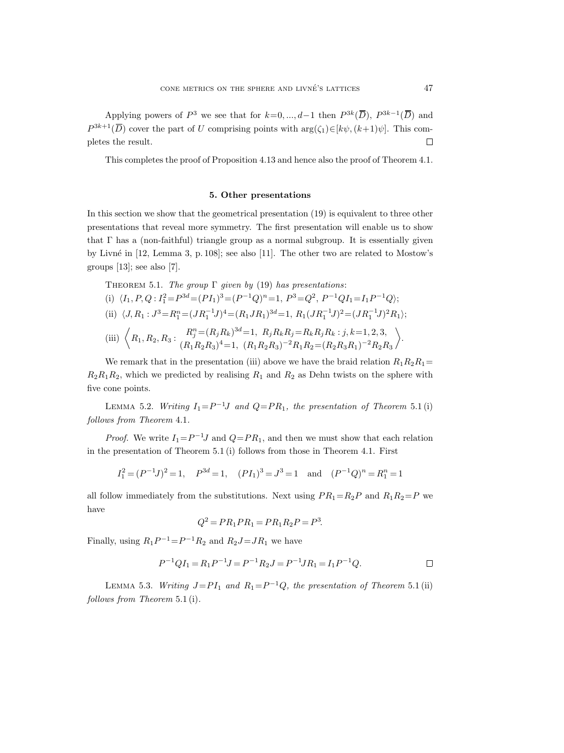Applying powers of $P^3$ we see that for $k=0,...,d-1$ then $P^{3k}(\overline{D})$, $P^{3k-1}(\overline{D})$ and $P^{3k+1}(\overline{D})$ cover the part of $U$ comprising points with $\arg(\zeta_1)\in[k\psi,(k+1)\psi]$. This completes the result. □

This completes the proof of Proposition 4.13 and hence also the proof of Theorem 4.1.

## 5. Other presentations

In this section we show that the geometrical presentation (19) is equivalent to three other presentations that reveal more symmetry. The first presentation will enable us to show that $\Gamma$ has a (non-faithful) triangle group as a normal subgroup. It is essentially given by Livné in [12, Lemma 3, p. 108]; see also [11]. The other two are related to Mostow's groups [13]; see also [7].

THEOREM 5.1. *The group $\Gamma$ given by* (19) *has presentations*:

(i) $\langle I_1, P, Q : I_1^2=P^{3d}=(PI_1)^3=(P^{-1}Q)^n=1,\ P^3=Q^2,\ P^{-1}QI_1=I_1P^{-1}Q\rangle$;

(ii) $\langle J, R_1 : J^3=R_1^n=(JR_1^{-1}J)^4=(R_1JR_1)^{3d}=1,\ R_1(JR_1^{-1}J)^2=(JR_1^{-1}J)^2R_1\rangle$;

(iii) $\left\langle R_1, R_2, R_3 : \begin{array}{c} R_j^n=(R_jR_k)^{3d}=1,\ R_jR_kR_j=R_kR_jR_k : j,k=1,2,3, \\ (R_1R_2R_3)^4=1,\ (R_1R_2R_3)^{-2}R_1R_2=(R_2R_3R_1)^{-2}R_2R_3 \end{array}\right\rangle$.

We remark that in the presentation (iii) above we have the braid relation $R_1R_2R_1=R_2R_1R_2$, which we predicted by realising $R_1$ and $R_2$ as Dehn twists on the sphere with five cone points.

LEMMA 5.2. *Writing $I_1=P^{-1}J$ and $Q=PR_1$, the presentation of Theorem* 5.1 (i) *follows from Theorem* 4.1.

*Proof.* We write $I_1=P^{-1}J$ and $Q=PR_1$, and then we must show that each relation in the presentation of Theorem 5.1 (i) follows from those in Theorem 4.1. First

$$I_1^2=(P^{-1}J)^2=1,\quad P^{3d}=1,\quad (PI_1)^3=J^3=1\quad\text{and}\quad (P^{-1}Q)^n=R_1^n=1$$

all follow immediately from the substitutions. Next using $PR_1=R_2P$ and $R_1R_2=P$ we have

$$Q^2=PR_1PR_1=PR_1R_2P=P^3.$$

Finally, using $R_1P^{-1}=P^{-1}R_2$ and $R_2J=JR_1$ we have

$$P^{-1}QI_1=R_1P^{-1}J=P^{-1}R_2J=P^{-1}JR_1=I_1P^{-1}Q.$$ □

LEMMA 5.3. *Writing $J=PI_1$ and $R_1=P^{-1}Q$, the presentation of Theorem* 5.1 (ii) *follows from Theorem* 5.1 (i).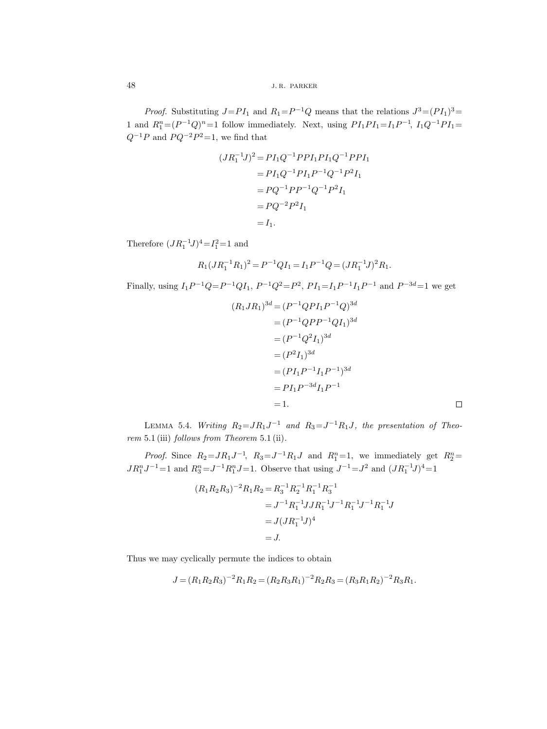*Proof.* Substituting $J = PI_1$ and $R_1 = P^{-1}Q$ means that the relations $J^3 = (PI_1)^3 = 1$ and $R_1^n = (P^{-1}Q)^n = 1$ follow immediately. Next, using $PI_1PI_1 = I_1P^{-1}$, $I_1Q^{-1}PI_1 = Q^{-1}P$ and $PQ^{-2}P^2 = 1$, we find that

$$
\begin{aligned}
(JR_1^{-1}J)^2 &= PI_1Q^{-1}PPI_1PI_1Q^{-1}PPI_1 \\
&= PI_1Q^{-1}PI_1P^{-1}Q^{-1}P^2I_1 \\
&= PQ^{-1}PP^{-1}Q^{-1}P^2I_1 \\
&= PQ^{-2}P^2I_1 \\
&= I_1.
\end{aligned}
$$

Therefore $(JR_1^{-1}J)^4 = I_1^2 = 1$ and

$$
R_1(JR_1^{-1}R_1)^2 = P^{-1}QI_1 = I_1P^{-1}Q = (JR_1^{-1}J)^2R_1.
$$

Finally, using $I_1P^{-1}Q = P^{-1}QI_1$, $P^{-1}Q^2 = P^2$, $PI_1 = I_1P^{-1}I_1P^{-1}$ and $P^{-3d} = 1$ we get

$$
\begin{aligned}
(R_1JR_1)^{3d} &= (P^{-1}QPI_1P^{-1}Q)^{3d} \\
&= (P^{-1}QPP^{-1}QI_1)^{3d} \\
&= (P^{-1}Q^2I_1)^{3d} \\
&= (P^2I_1)^{3d} \\
&= (PI_1P^{-1}I_1P^{-1})^{3d} \\
&= PI_1P^{-3d}I_1P^{-1} \\
&= 1.
\end{aligned}
$$

□

LEMMA 5.4. *Writing $R_2 = JR_1J^{-1}$ and $R_3 = J^{-1}R_1J$, the presentation of Theorem* 5.1 (iii) *follows from Theorem* 5.1 (ii).

*Proof.* Since $R_2 = JR_1J^{-1}$, $R_3 = J^{-1}R_1J$ and $R_1^n = 1$, we immediately get $R_2^n = JR_1^nJ^{-1} = 1$ and $R_3^n = J^{-1}R_1^nJ = 1$. Observe that using $J^{-1} = J^2$ and $(JR_1^{-1}J)^4 = 1$

$$
\begin{aligned}
(R_1R_2R_3)^{-2}R_1R_2 &= R_3^{-1}R_2^{-1}R_1^{-1}R_3^{-1} \\
&= J^{-1}R_1^{-1}JJR_1^{-1}J^{-1}R_1^{-1}J^{-1}R_1^{-1}J \\
&= J(JR_1^{-1}J)^4 \\
&= J.
\end{aligned}
$$

Thus we may cyclically permute the indices to obtain

$$
J = (R_1R_2R_3)^{-2}R_1R_2 = (R_2R_3R_1)^{-2}R_2R_3 = (R_3R_1R_2)^{-2}R_3R_1.
$$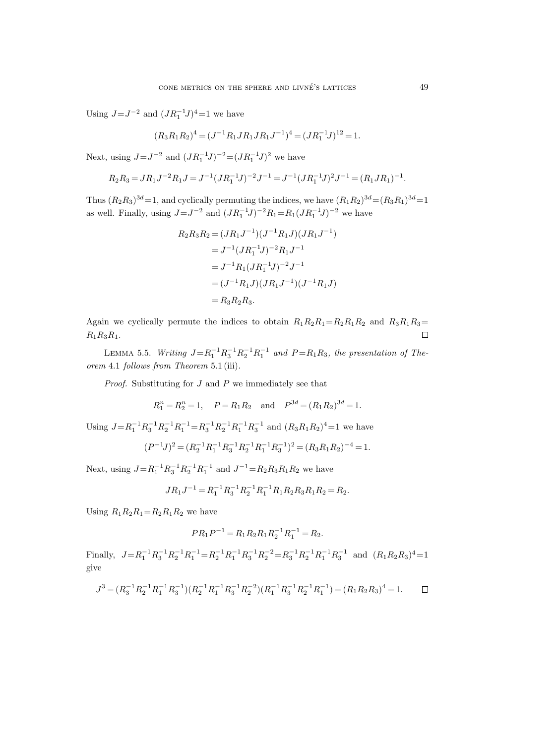Using $J=J^{-2}$ and $(JR_1^{-1}J)^4=1$ we have

$$(R_3R_1R_2)^4=(J^{-1}R_1JR_1JR_1J^{-1})^4=(JR_1^{-1}J)^{12}=1.$$

Next, using $J=J^{-2}$ and $(JR_1^{-1}J)^{-2}=(JR_1^{-1}J)^2$ we have

$$R_2R_3=JR_1J^{-2}R_1J=J^{-1}(JR_1^{-1}J)^{-2}J^{-1}=J^{-1}(JR_1^{-1}J)^2J^{-1}=(R_1JR_1)^{-1}.$$

Thus $(R_2R_3)^{3d}=1$, and cyclically permuting the indices, we have $(R_1R_2)^{3d}=(R_3R_1)^{3d}=1$ as well. Finally, using $J=J^{-2}$ and $(JR_1^{-1}J)^{-2}R_1=R_1(JR_1^{-1}J)^{-2}$ we have

$$\begin{aligned}
R_2R_3R_2 &= (JR_1J^{-1})(J^{-1}R_1J)(JR_1J^{-1})\\
&= J^{-1}(JR_1^{-1}J)^{-2}R_1J^{-1}\\
&= J^{-1}R_1(JR_1^{-1}J)^{-2}J^{-1}\\
&= (J^{-1}R_1J)(JR_1J^{-1})(J^{-1}R_1J)\\
&= R_3R_2R_3.
\end{aligned}$$

Again we cyclically permute the indices to obtain $R_1R_2R_1=R_2R_1R_2$ and $R_3R_1R_3=R_1R_3R_1$. ∎

Lemma 5.5. *Writing $J=R_1^{-1}R_3^{-1}R_2^{-1}R_1^{-1}$ and $P=R_1R_3$, the presentation of Theorem* 4.1 *follows from Theorem* 5.1 (iii).

*Proof.* Substituting for $J$ and $P$ we immediately see that

$$R_1^n=R_2^n=1,\quad P=R_1R_2\quad\text{and}\quad P^{3d}=(R_1R_2)^{3d}=1.$$

Using $J=R_1^{-1}R_3^{-1}R_2^{-1}R_1^{-1}=R_3^{-1}R_2^{-1}R_1^{-1}R_3^{-1}$ and $(R_3R_1R_2)^4=1$ we have

$$(P^{-1}J)^2=(R_2^{-1}R_1^{-1}R_3^{-1}R_2^{-1}R_1^{-1}R_3^{-1})^2=(R_3R_1R_2)^{-4}=1.$$

Next, using $J=R_1^{-1}R_3^{-1}R_2^{-1}R_1^{-1}$ and $J^{-1}=R_2R_3R_1R_2$ we have

$$JR_1J^{-1}=R_1^{-1}R_3^{-1}R_2^{-1}R_1^{-1}R_1R_2R_3R_1R_2=R_2.$$

Using $R_1R_2R_1=R_2R_1R_2$ we have

$$PR_1P^{-1}=R_1R_2R_1R_2^{-1}R_1^{-1}=R_2.$$

Finally, $J=R_1^{-1}R_3^{-1}R_2^{-1}R_1^{-1}=R_2^{-1}R_1^{-1}R_3^{-1}R_2^{-2}=R_3^{-1}R_2^{-1}R_1^{-1}R_3^{-1}$ and $(R_1R_2R_3)^4=1$ give

$$J^3=(R_3^{-1}R_2^{-1}R_1^{-1}R_3^{-1})(R_2^{-1}R_1^{-1}R_3^{-1}R_2^{-2})(R_1^{-1}R_3^{-1}R_2^{-1}R_1^{-1})=(R_1R_2R_3)^4=1.$$ ∎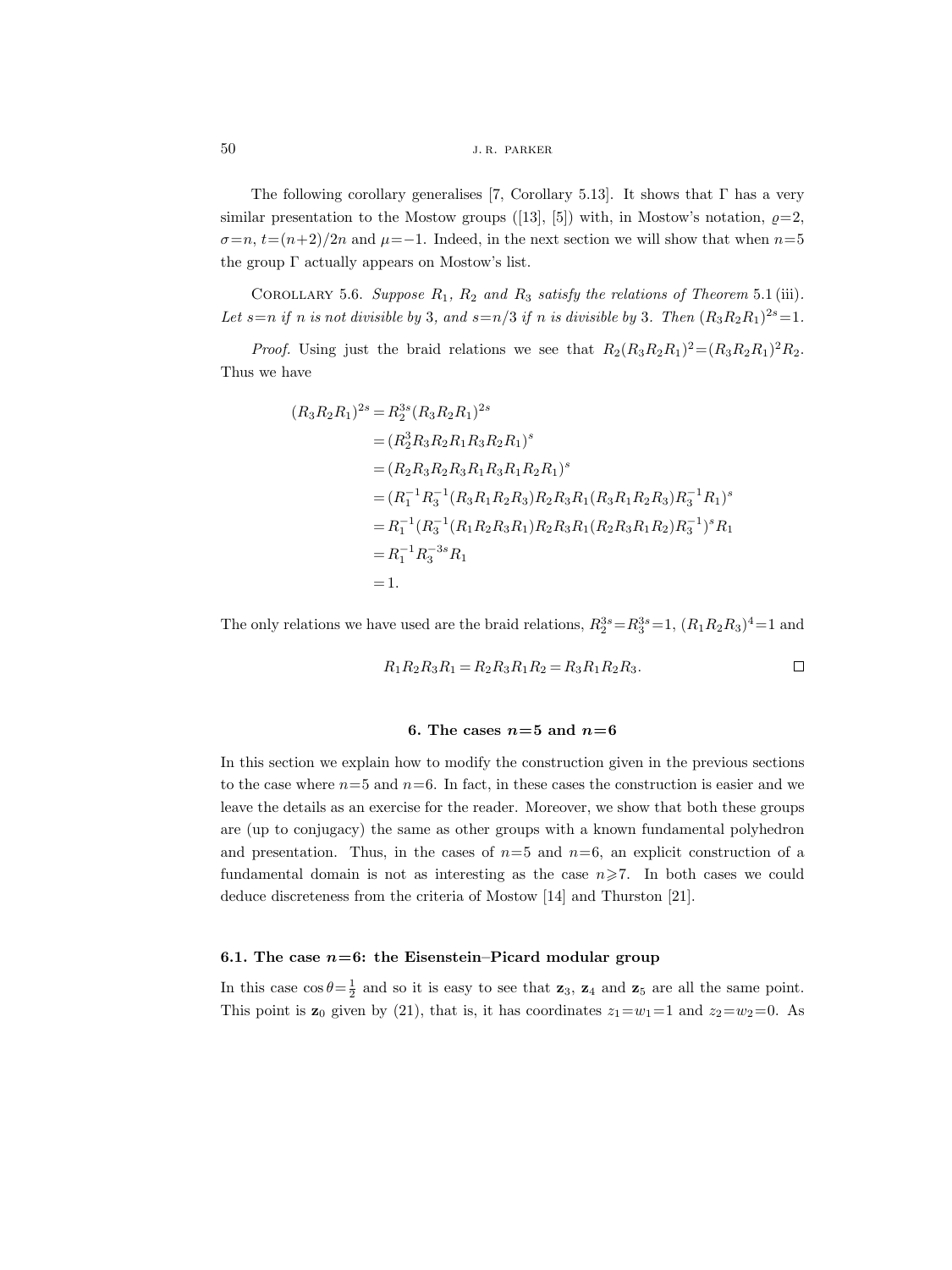The following corollary generalises [7, Corollary 5.13]. It shows that $\Gamma$ has a very similar presentation to the Mostow groups ([13], [5]) with, in Mostow's notation, $\varrho=2$, $\sigma=n$, $t=(n+2)/2n$ and $\mu=-1$. Indeed, in the next section we will show that when $n=5$ the group $\Gamma$ actually appears on Mostow's list.

Corollary 5.6. *Suppose $R_1$, $R_2$ and $R_3$ satisfy the relations of Theorem 5.1 (iii). Let $s=n$ if $n$ is not divisible by 3, and $s=n/3$ if $n$ is divisible by 3. Then $(R_3R_2R_1)^{2s}=1$.*

*Proof.* Using just the braid relations we see that $R_2(R_3R_2R_1)^2=(R_3R_2R_1)^2R_2$. Thus we have

$$
\begin{aligned}
(R_3R_2R_1)^{2s} &= R_2^{3s}(R_3R_2R_1)^{2s} \\
&= (R_2^3R_3R_2R_1R_3R_2R_1)^s \\
&= (R_2R_3R_2R_3R_1R_3R_1R_2R_1)^s \\
&= (R_1^{-1}R_3^{-1}(R_3R_1R_2R_3)R_2R_3R_1(R_3R_1R_2R_3)R_3^{-1}R_1)^s \\
&= R_1^{-1}(R_3^{-1}(R_1R_2R_3R_1)R_2R_3R_1(R_2R_3R_1R_2)R_3^{-1})^sR_1 \\
&= R_1^{-1}R_3^{-3s}R_1 \\
&= 1.
\end{aligned}
$$

The only relations we have used are the braid relations, $R_2^{3s}=R_3^{3s}=1$, $(R_1R_2R_3)^4=1$ and

$$
R_1R_2R_3R_1=R_2R_3R_1R_2=R_3R_1R_2R_3. \qquad \square
$$

## 6. The cases $n=5$ and $n=6$

In this section we explain how to modify the construction given in the previous sections to the case where $n=5$ and $n=6$. In fact, in these cases the construction is easier and we leave the details as an exercise for the reader. Moreover, we show that both these groups are (up to conjugacy) the same as other groups with a known fundamental polyhedron and presentation. Thus, in the cases of $n=5$ and $n=6$, an explicit construction of a fundamental domain is not as interesting as the case $n\geqslant 7$. In both cases we could deduce discreteness from the criteria of Mostow [14] and Thurston [21].

### 6.1. The case $n=6$: the Eisenstein–Picard modular group

In this case $\cos\theta=\frac{1}{2}$ and so it is easy to see that $\mathbf{z}_3$, $\mathbf{z}_4$ and $\mathbf{z}_5$ are all the same point. This point is $\mathbf{z}_0$ given by (21), that is, it has coordinates $z_1=w_1=1$ and $z_2=w_2=0$. As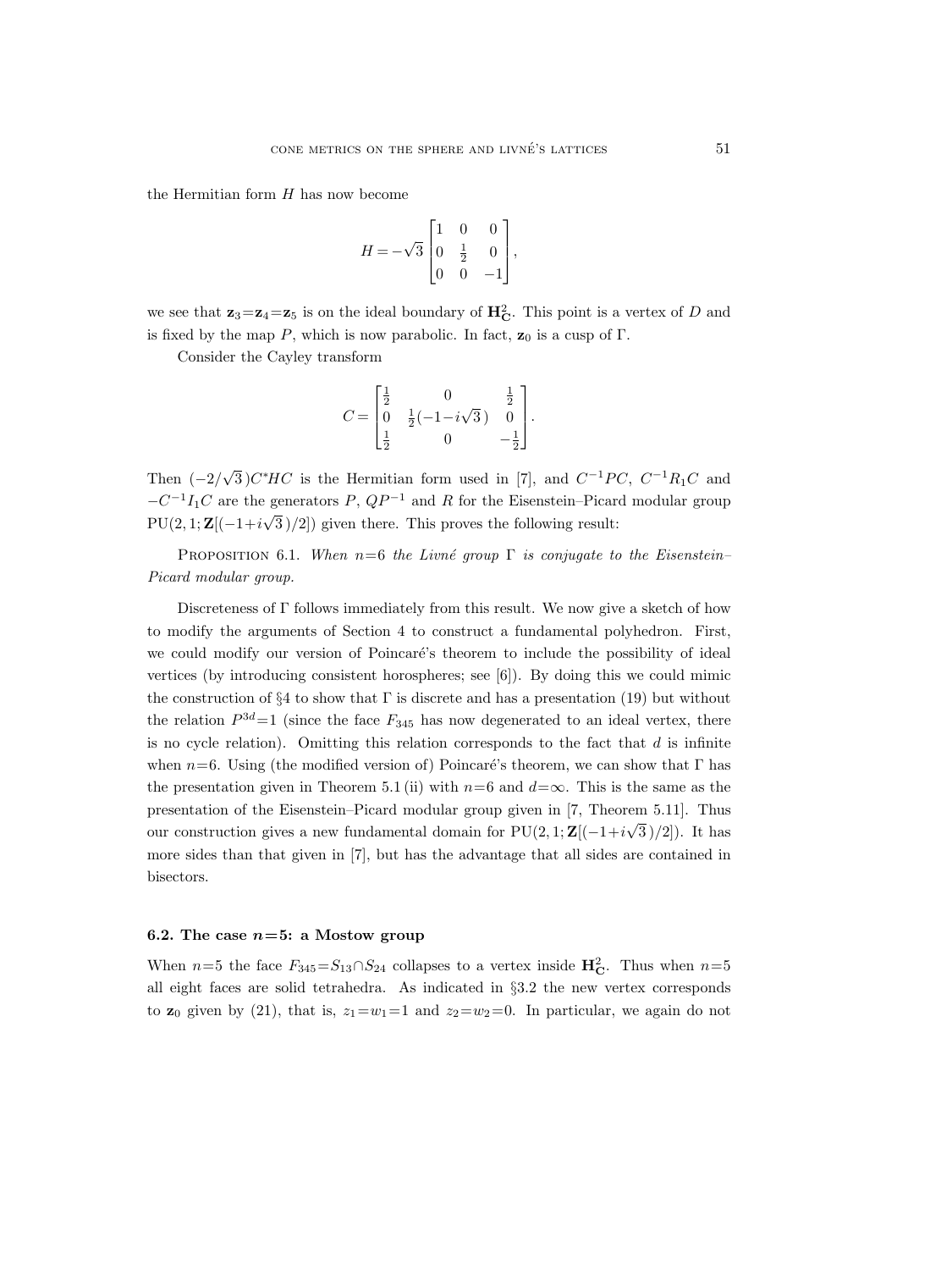the Hermitian form $H$ has now become

$$H = -\sqrt{3}\begin{bmatrix} 1 & 0 & 0 \\ 0 & \frac{1}{2} & 0 \\ 0 & 0 & -1 \end{bmatrix},$$

we see that $\mathbf{z}_3=\mathbf{z}_4=\mathbf{z}_5$ is on the ideal boundary of $\mathbf{H}^2_{\mathbf{C}}$. This point is a vertex of $D$ and is fixed by the map $P$, which is now parabolic. In fact, $\mathbf{z}_0$ is a cusp of $\Gamma$.

Consider the Cayley transform

$$C = \begin{bmatrix} \frac{1}{2} & 0 & \frac{1}{2} \\ 0 & \frac{1}{2}(-1-i\sqrt{3}\,) & 0 \\ \frac{1}{2} & 0 & -\frac{1}{2} \end{bmatrix}.$$

Then $(-2/\sqrt{3}\,)C^*HC$ is the Hermitian form used in [7], and $C^{-1}PC$, $C^{-1}R_1C$ and $-C^{-1}I_1C$ are the generators $P$, $QP^{-1}$ and $R$ for the Eisenstein–Picard modular group $\mathrm{PU}(2,1;\mathbf{Z}[(-1+i\sqrt{3}\,)/2])$ given there. This proves the following result:

Proposition 6.1. *When $n=6$ the Livné group $\Gamma$ is conjugate to the Eisenstein–Picard modular group.*

Discreteness of $\Gamma$ follows immediately from this result. We now give a sketch of how to modify the arguments of Section 4 to construct a fundamental polyhedron. First, we could modify our version of Poincaré's theorem to include the possibility of ideal vertices (by introducing consistent horospheres; see [6]). By doing this we could mimic the construction of §4 to show that $\Gamma$ is discrete and has a presentation (19) but without the relation $P^{3d}=1$ (since the face $F_{345}$ has now degenerated to an ideal vertex, there is no cycle relation). Omitting this relation corresponds to the fact that $d$ is infinite when $n=6$. Using (the modified version of) Poincaré's theorem, we can show that $\Gamma$ has the presentation given in Theorem 5.1 (ii) with $n=6$ and $d=\infty$. This is the same as the presentation of the Eisenstein–Picard modular group given in [7, Theorem 5.11]. Thus our construction gives a new fundamental domain for $\mathrm{PU}(2,1;\mathbf{Z}[(-1+i\sqrt{3}\,)/2])$. It has more sides than that given in [7], but has the advantage that all sides are contained in bisectors.

### 6.2. The case $n=5$: a Mostow group

When $n=5$ the face $F_{345}=S_{13}\cap S_{24}$ collapses to a vertex inside $\mathbf{H}^2_{\mathbf{C}}$. Thus when $n=5$ all eight faces are solid tetrahedra. As indicated in §3.2 the new vertex corresponds to $\mathbf{z}_0$ given by (21), that is, $z_1=w_1=1$ and $z_2=w_2=0$. In particular, we again do not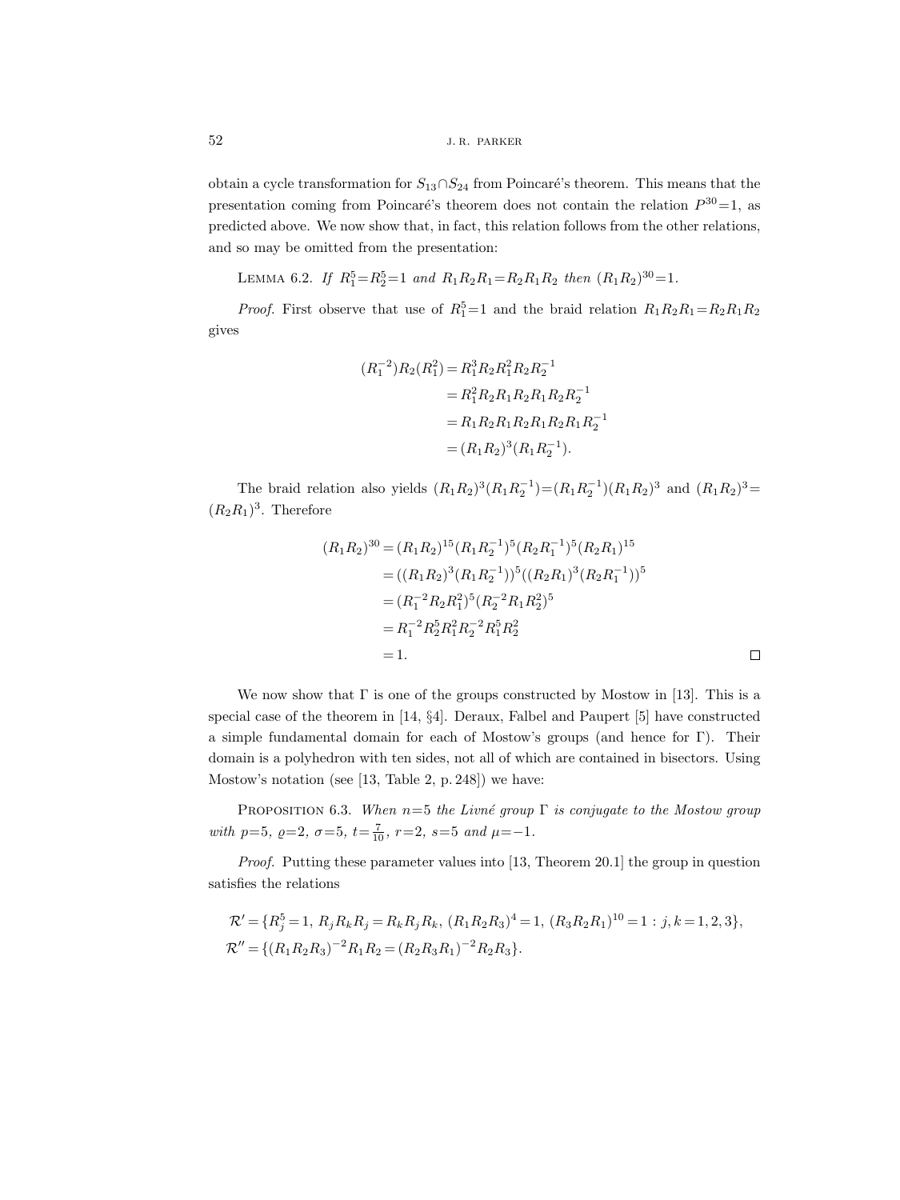obtain a cycle transformation for $S_{13} \cap S_{24}$ from Poincaré's theorem. This means that the presentation coming from Poincaré's theorem does not contain the relation $P^{30}=1$, as predicted above. We now show that, in fact, this relation follows from the other relations, and so may be omitted from the presentation:

Lemma 6.2. *If $R_1^5=R_2^5=1$ and $R_1R_2R_1=R_2R_1R_2$ then $(R_1R_2)^{30}=1$.*

*Proof.* First observe that use of $R_1^5=1$ and the braid relation $R_1R_2R_1=R_2R_1R_2$ gives

$$
\begin{aligned}
(R_1^{-2})R_2(R_1^2) &= R_1^3R_2R_1^2R_2R_2^{-1} \\
&= R_1^2R_2R_1R_2R_1R_2R_2^{-1} \\
&= R_1R_2R_1R_2R_1R_2R_1R_2^{-1} \\
&= (R_1R_2)^3(R_1R_2^{-1}).
\end{aligned}
$$

The braid relation also yields $(R_1R_2)^3(R_1R_2^{-1})=(R_1R_2^{-1})(R_1R_2)^3$ and $(R_1R_2)^3=(R_2R_1)^3$. Therefore

$$
\begin{aligned}
(R_1R_2)^{30} &= (R_1R_2)^{15}(R_1R_2^{-1})^5(R_2R_1^{-1})^5(R_2R_1)^{15} \\
&= ((R_1R_2)^3(R_1R_2^{-1}))^5((R_2R_1)^3(R_2R_1^{-1}))^5 \\
&= (R_1^{-2}R_2R_1^2)^5(R_2^{-2}R_1R_2^2)^5 \\
&= R_1^{-2}R_2^5R_1^2R_2^{-2}R_1^5R_2^2 \\
&= 1.
\end{aligned}
$$

□

We now show that $\Gamma$ is one of the groups constructed by Mostow in [13]. This is a special case of the theorem in [14, §4]. Deraux, Falbel and Paupert [5] have constructed a simple fundamental domain for each of Mostow's groups (and hence for $\Gamma$). Their domain is a polyhedron with ten sides, not all of which are contained in bisectors. Using Mostow's notation (see [13, Table 2, p. 248]) we have:

Proposition 6.3. *When $n=5$ the Livné group $\Gamma$ is conjugate to the Mostow group with $p=5$, $\varrho=2$, $\sigma=5$, $t=\frac{7}{10}$, $r=2$, $s=5$ and $\mu=-1$.*

*Proof.* Putting these parameter values into [13, Theorem 20.1] the group in question satisfies the relations

$$
\begin{aligned}
\mathcal{R}' &= \{R_j^5=1,\ R_jR_kR_j=R_kR_jR_k,\ (R_1R_2R_3)^4=1,\ (R_3R_2R_1)^{10}=1 : j,k=1,2,3\}, \\
\mathcal{R}'' &= \{(R_1R_2R_3)^{-2}R_1R_2=(R_2R_3R_1)^{-2}R_2R_3\}.
\end{aligned}
$$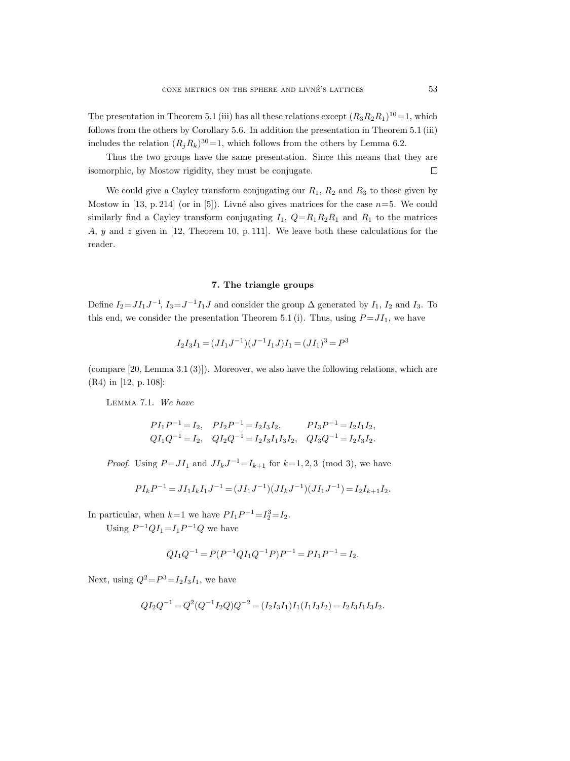The presentation in Theorem 5.1 (iii) has all these relations except $(R_3R_2R_1)^{10}=1$, which follows from the others by Corollary 5.6. In addition the presentation in Theorem 5.1 (iii) includes the relation $(R_jR_k)^{30}=1$, which follows from the others by Lemma 6.2.

Thus the two groups have the same presentation. Since this means that they are isomorphic, by Mostow rigidity, they must be conjugate. □

We could give a Cayley transform conjugating our $R_1$, $R_2$ and $R_3$ to those given by Mostow in [13, p. 214] (or in [5]). Livné also gives matrices for the case $n=5$. We could similarly find a Cayley transform conjugating $I_1$, $Q=R_1R_2R_1$ and $R_1$ to the matrices $A$, $y$ and $z$ given in [12, Theorem 10, p. 111]. We leave both these calculations for the reader.

## 7. The triangle groups

Define $I_2=JI_1J^{-1}$, $I_3=J^{-1}I_1J$ and consider the group $\Delta$ generated by $I_1$, $I_2$ and $I_3$. To this end, we consider the presentation Theorem 5.1 (i). Thus, using $P=JI_1$, we have

$$I_2I_3I_1=(JI_1J^{-1})(J^{-1}I_1J)I_1=(JI_1)^3=P^3$$

(compare [20, Lemma 3.1 (3)]). Moreover, we also have the following relations, which are (R4) in [12, p. 108]:

Lemma 7.1. *We have*

$$\begin{aligned}
&PI_1P^{-1}=I_2, \quad PI_2P^{-1}=I_2I_3I_2, \qquad PI_3P^{-1}=I_2I_1I_2,\\
&QI_1Q^{-1}=I_2, \quad QI_2Q^{-1}=I_2I_3I_1I_3I_2, \quad QI_3Q^{-1}=I_2I_3I_2.
\end{aligned}$$

*Proof.* Using $P=JI_1$ and $JI_kJ^{-1}=I_{k+1}$ for $k=1,2,3 \pmod 3$, we have

$$PI_kP^{-1}=JI_1I_kI_1J^{-1}=(JI_1J^{-1})(JI_kJ^{-1})(JI_1J^{-1})=I_2I_{k+1}I_2.$$

In particular, when $k=1$ we have $PI_1P^{-1}=I_2^3=I_2$.

Using $P^{-1}QI_1=I_1P^{-1}Q$ we have

$$QI_1Q^{-1}=P(P^{-1}QI_1Q^{-1}P)P^{-1}=PI_1P^{-1}=I_2.$$

Next, using $Q^2=P^3=I_2I_3I_1$, we have

$$QI_2Q^{-1}=Q^2(Q^{-1}I_2Q)Q^{-2}=(I_2I_3I_1)I_1(I_1I_3I_2)=I_2I_3I_1I_3I_2.$$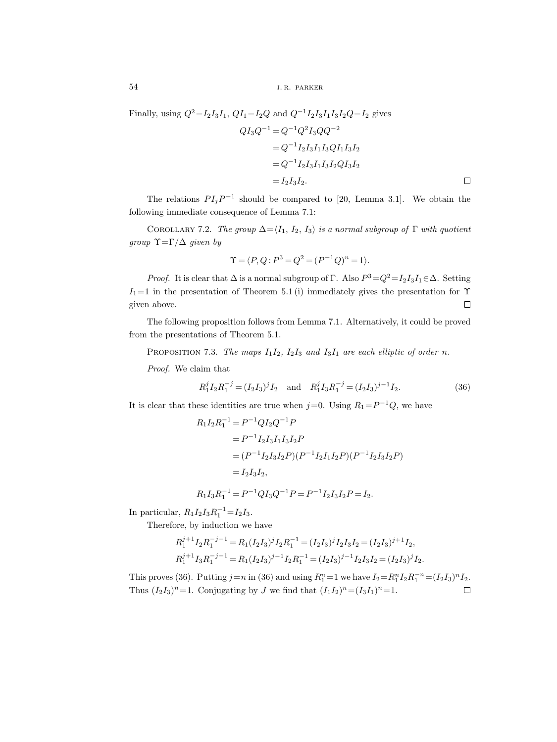Finally, using $Q^2=I_2I_3I_1$, $QI_1=I_2Q$ and $Q^{-1}I_2I_3I_1I_3I_2Q=I_2$ gives

$$
\begin{aligned}
QI_3Q^{-1} &= Q^{-1}Q^2I_3QQ^{-2} \\
&= Q^{-1}I_2I_3I_1I_3QI_1I_3I_2 \\
&= Q^{-1}I_2I_3I_1I_3I_2QI_3I_2 \\
&= I_2I_3I_2.
\end{aligned}
$$

□

The relations $PI_jP^{-1}$ should be compared to [20, Lemma 3.1]. We obtain the following immediate consequence of Lemma 7.1:

Corollary 7.2. *The group $\Delta=\langle I_1, I_2, I_3\rangle$ is a normal subgroup of $\Gamma$ with quotient group $\Upsilon=\Gamma/\Delta$ given by*

$$\Upsilon = \langle P, Q : P^3 = Q^2 = (P^{-1}Q)^n = 1\rangle.$$

*Proof.* It is clear that $\Delta$ is a normal subgroup of $\Gamma$. Also $P^3=Q^2=I_2I_3I_1\in\Delta$. Setting $I_1=1$ in the presentation of Theorem 5.1 (i) immediately gives the presentation for $\Upsilon$ given above. □

The following proposition follows from Lemma 7.1. Alternatively, it could be proved from the presentations of Theorem 5.1.

Proposition 7.3. *The maps $I_1I_2$, $I_2I_3$ and $I_3I_1$ are each elliptic of order $n$.*

*Proof.* We claim that

$$R_1^jI_2R_1^{-j} = (I_2I_3)^jI_2 \quad \text{and} \quad R_1^jI_3R_1^{-j} = (I_2I_3)^{j-1}I_2. \tag{36}$$

It is clear that these identities are true when $j=0$. Using $R_1=P^{-1}Q$, we have

$$
\begin{aligned}
R_1I_2R_1^{-1} &= P^{-1}QI_2Q^{-1}P \\
&= P^{-1}I_2I_3I_1I_3I_2P \\
&= (P^{-1}I_2I_3I_2P)(P^{-1}I_2I_1I_2P)(P^{-1}I_2I_3I_2P) \\
&= I_2I_3I_2,
\end{aligned}
$$

$$R_1I_3R_1^{-1} = P^{-1}QI_3Q^{-1}P = P^{-1}I_2I_3I_2P = I_2.$$

In particular, $R_1I_2I_3R_1^{-1}=I_2I_3$.

Therefore, by induction we have

$$
\begin{aligned}
R_1^{j+1}I_2R_1^{-j-1} &= R_1(I_2I_3)^jI_2R_1^{-1} = (I_2I_3)^jI_2I_3I_2 = (I_2I_3)^{j+1}I_2, \\
R_1^{j+1}I_3R_1^{-j-1} &= R_1(I_2I_3)^{j-1}I_2R_1^{-1} = (I_2I_3)^{j-1}I_2I_3I_2 = (I_2I_3)^jI_2.
\end{aligned}
$$

This proves (36). Putting $j=n$ in (36) and using $R_1^n=1$ we have $I_2=R_1^nI_2R_1^{-n}=(I_2I_3)^nI_2$. Thus $(I_2I_3)^n=1$. Conjugating by $J$ we find that $(I_1I_2)^n=(I_3I_1)^n=1$. □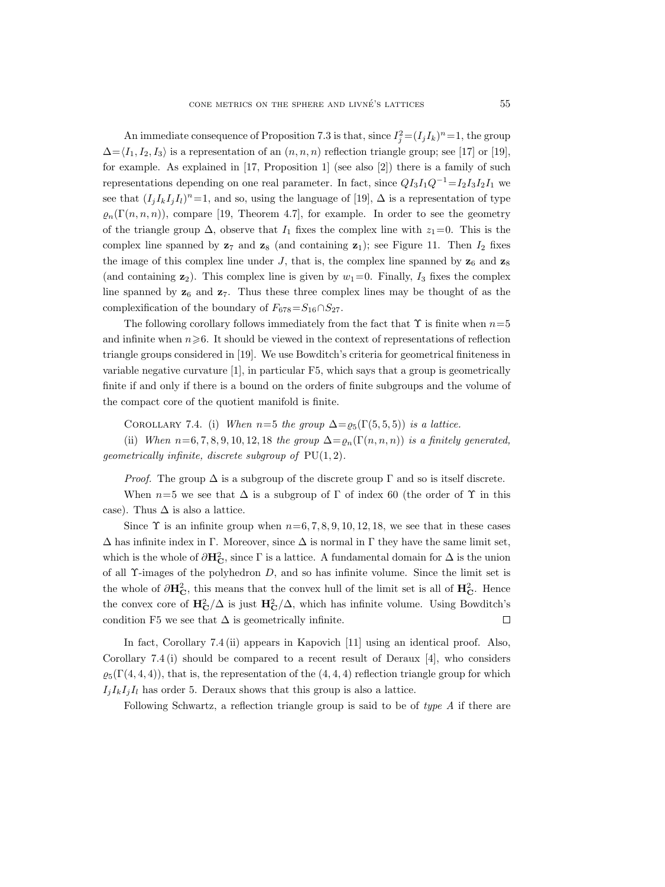An immediate consequence of Proposition 7.3 is that, since $I_j^2=(I_jI_k)^n=1$, the group $\Delta=\langle I_1,I_2,I_3\rangle$ is a representation of an $(n,n,n)$ reflection triangle group; see [17] or [19], for example. As explained in [17, Proposition 1] (see also [2]) there is a family of such representations depending on one real parameter. In fact, since $QI_3I_1Q^{-1}=I_2I_3I_2I_1$ we see that $(I_jI_kI_jI_l)^n=1$, and so, using the language of [19], $\Delta$ is a representation of type $\varrho_n(\Gamma(n,n,n))$, compare [19, Theorem 4.7], for example. In order to see the geometry of the triangle group $\Delta$, observe that $I_1$ fixes the complex line with $z_1=0$. This is the complex line spanned by $\mathbf{z}_7$ and $\mathbf{z}_8$ (and containing $\mathbf{z}_1$); see Figure 11. Then $I_2$ fixes the image of this complex line under $J$, that is, the complex line spanned by $\mathbf{z}_6$ and $\mathbf{z}_8$ (and containing $\mathbf{z}_2$). This complex line is given by $w_1=0$. Finally, $I_3$ fixes the complex line spanned by $\mathbf{z}_6$ and $\mathbf{z}_7$. Thus these three complex lines may be thought of as the complexification of the boundary of $F_{678}=S_{16}\cap S_{27}$.

The following corollary follows immediately from the fact that $\Upsilon$ is finite when $n=5$ and infinite when $n\geqslant 6$. It should be viewed in the context of representations of reflection triangle groups considered in [19]. We use Bowditch's criteria for geometrical finiteness in variable negative curvature [1], in particular F5, which says that a group is geometrically finite if and only if there is a bound on the orders of finite subgroups and the volume of the compact core of the quotient manifold is finite.

Corollary 7.4. (i) *When $n=5$ the group $\Delta=\varrho_5(\Gamma(5,5,5))$ is a lattice.*

(ii) *When $n=6,7,8,9,10,12,18$ the group $\Delta=\varrho_n(\Gamma(n,n,n))$ is a finitely generated, geometrically infinite, discrete subgroup of* $\mathrm{PU}(1,2)$.

*Proof.* The group $\Delta$ is a subgroup of the discrete group $\Gamma$ and so is itself discrete.

When $n=5$ we see that $\Delta$ is a subgroup of $\Gamma$ of index 60 (the order of $\Upsilon$ in this case). Thus $\Delta$ is also a lattice.

Since $\Upsilon$ is an infinite group when $n=6,7,8,9,10,12,18$, we see that in these cases $\Delta$ has infinite index in $\Gamma$. Moreover, since $\Delta$ is normal in $\Gamma$ they have the same limit set, which is the whole of $\partial\mathbf{H}^2_{\mathbf{C}}$, since $\Gamma$ is a lattice. A fundamental domain for $\Delta$ is the union of all $\Upsilon$-images of the polyhedron $D$, and so has infinite volume. Since the limit set is the whole of $\partial\mathbf{H}^2_{\mathbf{C}}$, this means that the convex hull of the limit set is all of $\mathbf{H}^2_{\mathbf{C}}$. Hence the convex core of $\mathbf{H}^2_{\mathbf{C}}/\Delta$ is just $\mathbf{H}^2_{\mathbf{C}}/\Delta$, which has infinite volume. Using Bowditch's condition F5 we see that $\Delta$ is geometrically infinite. $\square$

In fact, Corollary 7.4 (ii) appears in Kapovich [11] using an identical proof. Also, Corollary 7.4 (i) should be compared to a recent result of Deraux [4], who considers $\varrho_5(\Gamma(4,4,4))$, that is, the representation of the $(4,4,4)$ reflection triangle group for which $I_jI_kI_jI_l$ has order 5. Deraux shows that this group is also a lattice.

Following Schwartz, a reflection triangle group is said to be of *type A* if there are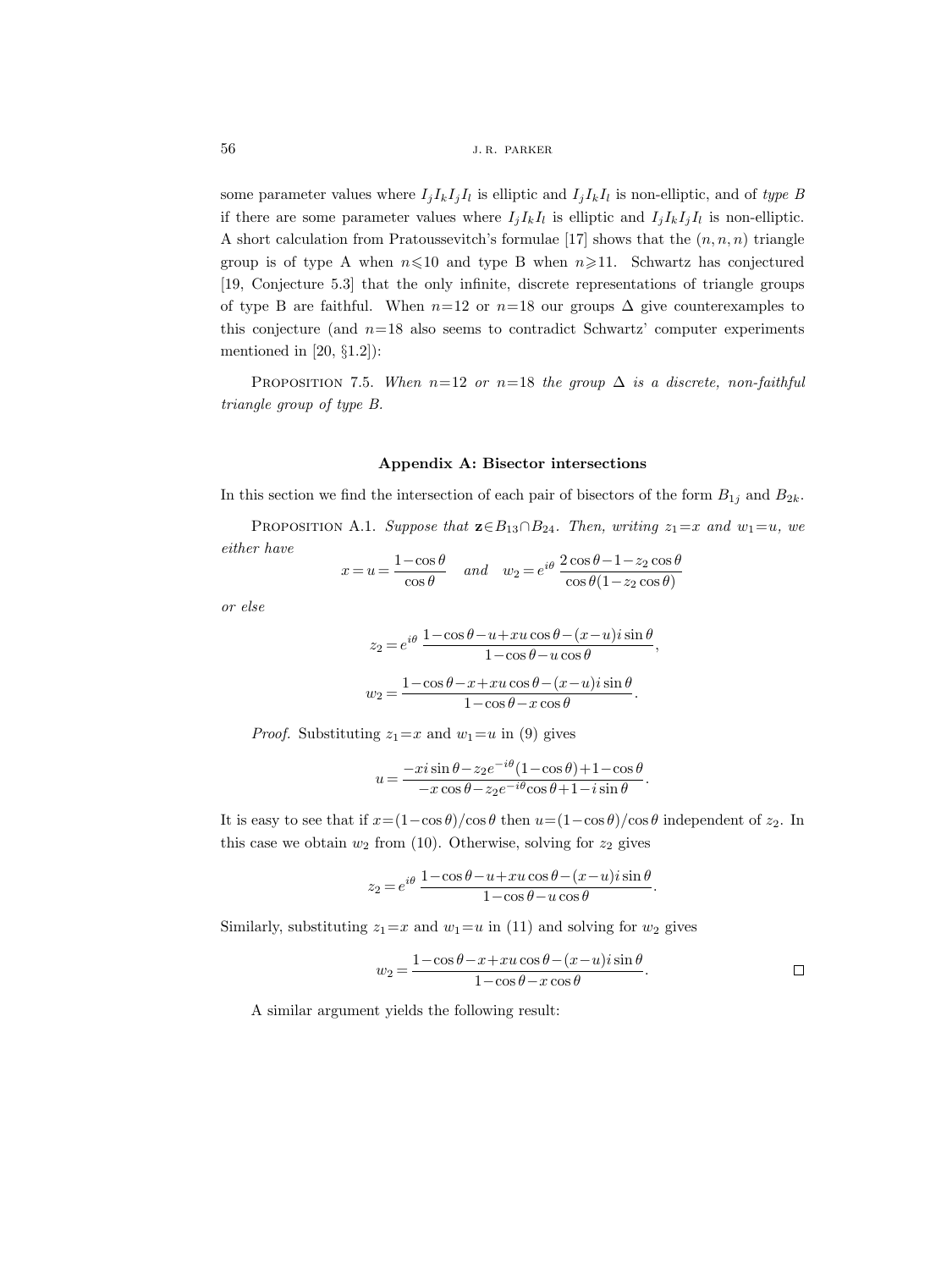some parameter values where $I_jI_kI_jI_l$ is elliptic and $I_jI_kI_l$ is non-elliptic, and of *type B* if there are some parameter values where $I_jI_kI_l$ is elliptic and $I_jI_kI_jI_l$ is non-elliptic. A short calculation from Pratoussevitch's formulae [17] shows that the $(n,n,n)$ triangle group is of type A when $n\leqslant 10$ and type B when $n\geqslant 11$. Schwartz has conjectured [19, Conjecture 5.3] that the only infinite, discrete representations of triangle groups of type B are faithful. When $n=12$ or $n=18$ our groups $\Delta$ give counterexamples to this conjecture (and $n=18$ also seems to contradict Schwartz' computer experiments mentioned in [20, §1.2]):

Proposition 7.5. *When $n=12$ or $n=18$ the group $\Delta$ is a discrete, non-faithful triangle group of type B.*

## Appendix A: Bisector intersections

In this section we find the intersection of each pair of bisectors of the form $B_{1j}$ and $B_{2k}$.

Proposition A.1. *Suppose that $\mathbf{z}\in B_{13}\cap B_{24}$. Then, writing $z_1=x$ and $w_1=u$, we either have*

$$x=u=\frac{1-\cos\theta}{\cos\theta} \quad \text{and} \quad w_2=e^{i\theta}\,\frac{2\cos\theta-1-z_2\cos\theta}{\cos\theta(1-z_2\cos\theta)}$$

*or else*

$$z_2=e^{i\theta}\,\frac{1-\cos\theta-u+xu\cos\theta-(x-u)i\sin\theta}{1-\cos\theta-u\cos\theta},$$

$$w_2=\frac{1-\cos\theta-x+xu\cos\theta-(x-u)i\sin\theta}{1-\cos\theta-x\cos\theta}.$$

*Proof.* Substituting $z_1=x$ and $w_1=u$ in (9) gives

$$u=\frac{-xi\sin\theta-z_2e^{-i\theta}(1-\cos\theta)+1-\cos\theta}{-x\cos\theta-z_2e^{-i\theta}\cos\theta+1-i\sin\theta}.$$

It is easy to see that if $x=(1-\cos\theta)/\cos\theta$ then $u=(1-\cos\theta)/\cos\theta$ independent of $z_2$. In this case we obtain $w_2$ from (10). Otherwise, solving for $z_2$ gives

$$z_2=e^{i\theta}\,\frac{1-\cos\theta-u+xu\cos\theta-(x-u)i\sin\theta}{1-\cos\theta-u\cos\theta}.$$

Similarly, substituting $z_1=x$ and $w_1=u$ in (11) and solving for $w_2$ gives

$$w_2=\frac{1-\cos\theta-x+xu\cos\theta-(x-u)i\sin\theta}{1-\cos\theta-x\cos\theta}.$$

□

A similar argument yields the following result: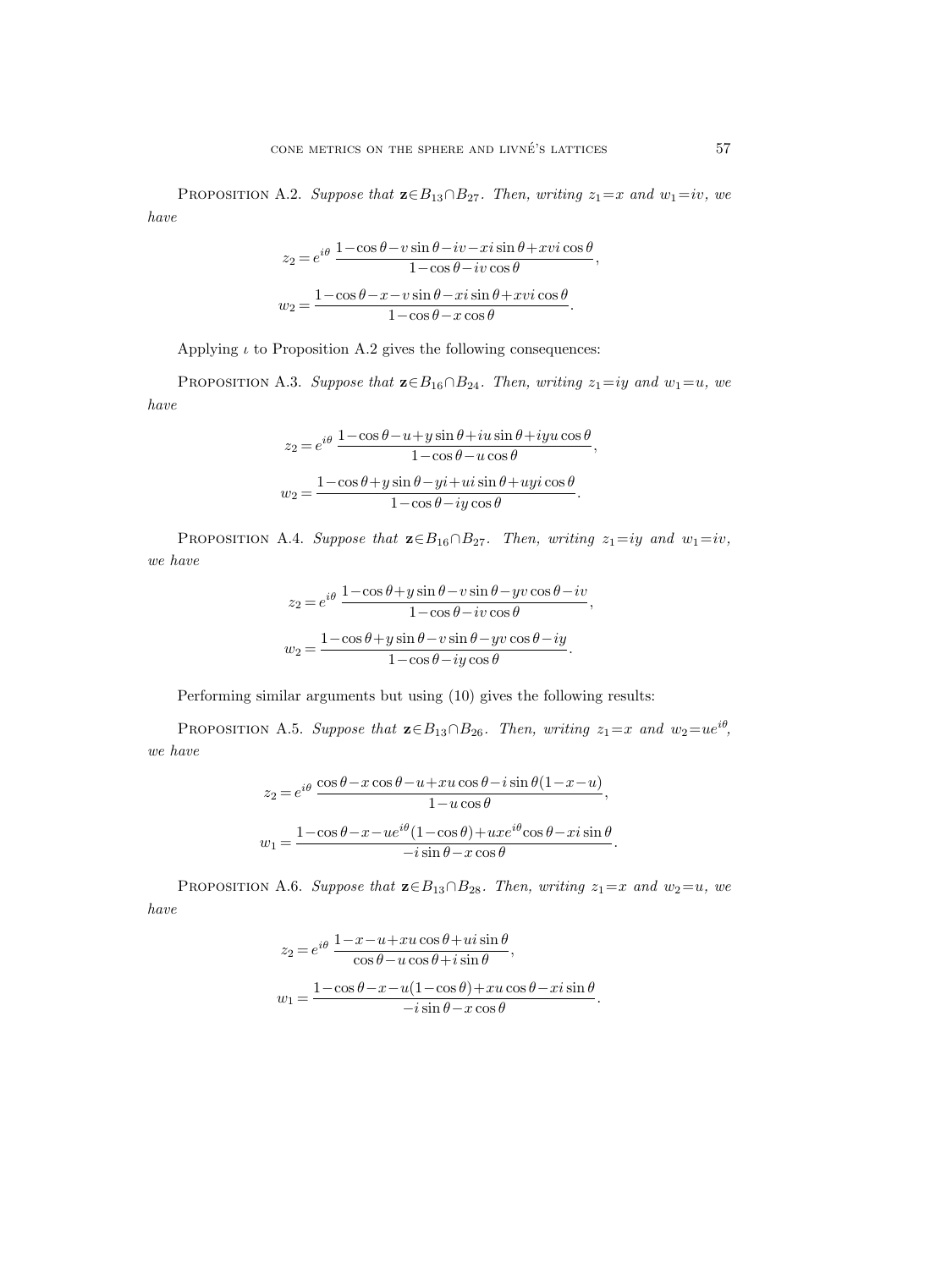**Proposition A.2.** *Suppose that* $\mathbf{z}\in B_{13}\cap B_{27}$*. Then, writing* $z_1=x$ *and* $w_1=iv$*, we have*

$$z_2=e^{i\theta}\,\frac{1-\cos\theta-v\sin\theta-iv-xi\sin\theta+xvi\cos\theta}{1-\cos\theta-iv\cos\theta},$$

$$w_2=\frac{1-\cos\theta-x-v\sin\theta-xi\sin\theta+xvi\cos\theta}{1-\cos\theta-x\cos\theta}.$$

Applying $\iota$ to Proposition A.2 gives the following consequences:

**Proposition A.3.** *Suppose that* $\mathbf{z}\in B_{16}\cap B_{24}$*. Then, writing* $z_1=iy$ *and* $w_1=u$*, we have*

$$z_2=e^{i\theta}\,\frac{1-\cos\theta-u+y\sin\theta+iu\sin\theta+iyu\cos\theta}{1-\cos\theta-u\cos\theta},$$

$$w_2=\frac{1-\cos\theta+y\sin\theta-yi+ui\sin\theta+uyi\cos\theta}{1-\cos\theta-iy\cos\theta}.$$

**Proposition A.4.** *Suppose that* $\mathbf{z}\in B_{16}\cap B_{27}$*. Then, writing* $z_1=iy$ *and* $w_1=iv$*, we have*

$$z_2=e^{i\theta}\,\frac{1-\cos\theta+y\sin\theta-v\sin\theta-yv\cos\theta-iv}{1-\cos\theta-iv\cos\theta},$$

$$w_2=\frac{1-\cos\theta+y\sin\theta-v\sin\theta-yv\cos\theta-iy}{1-\cos\theta-iy\cos\theta}.$$

Performing similar arguments but using (10) gives the following results:

**Proposition A.5.** *Suppose that* $\mathbf{z}\in B_{13}\cap B_{26}$*. Then, writing* $z_1=x$ *and* $w_2=ue^{i\theta}$*, we have*

$$z_2=e^{i\theta}\,\frac{\cos\theta-x\cos\theta-u+xu\cos\theta-i\sin\theta(1-x-u)}{1-u\cos\theta},$$

$$w_1=\frac{1-\cos\theta-x-ue^{i\theta}(1-\cos\theta)+uxe^{i\theta}\cos\theta-xi\sin\theta}{-i\sin\theta-x\cos\theta}.$$

**Proposition A.6.** *Suppose that* $\mathbf{z}\in B_{13}\cap B_{28}$*. Then, writing* $z_1=x$ *and* $w_2=u$*, we have*

$$z_2=e^{i\theta}\,\frac{1-x-u+xu\cos\theta+ui\sin\theta}{\cos\theta-u\cos\theta+i\sin\theta},$$

$$w_1=\frac{1-\cos\theta-x-u(1-\cos\theta)+xu\cos\theta-xi\sin\theta}{-i\sin\theta-x\cos\theta}.$$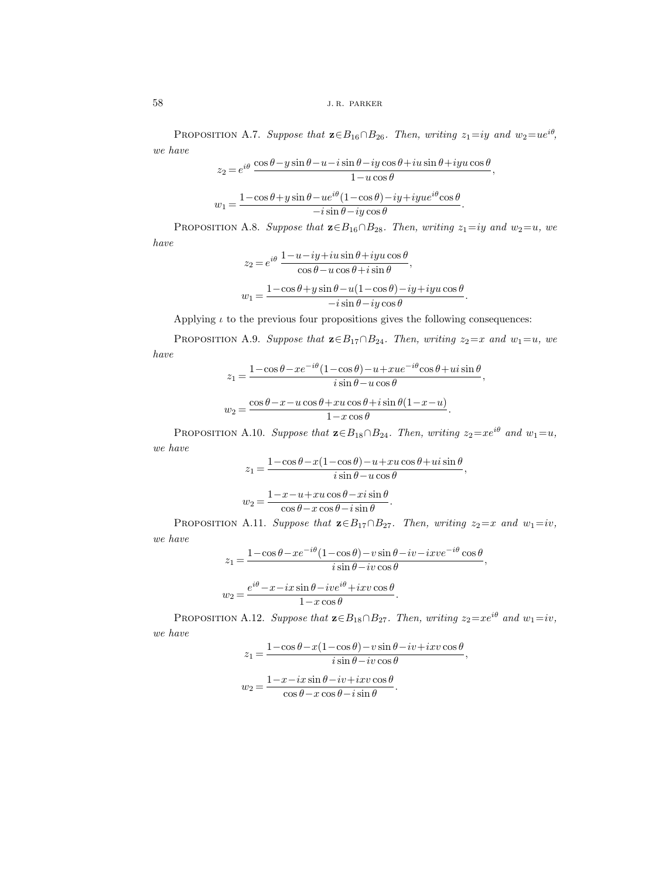Proposition A.7. *Suppose that* $\mathbf{z}\in B_{16}\cap B_{26}$. *Then, writing* $z_1=iy$ *and* $w_2=ue^{i\theta}$, *we have*

$$z_2=e^{i\theta}\,\frac{\cos\theta-y\sin\theta-u-i\sin\theta-iy\cos\theta+iu\sin\theta+iyu\cos\theta}{1-u\cos\theta},$$

$$w_1=\frac{1-\cos\theta+y\sin\theta-ue^{i\theta}(1-\cos\theta)-iy+iyue^{i\theta}\cos\theta}{-i\sin\theta-iy\cos\theta}.$$

Proposition A.8. *Suppose that* $\mathbf{z}\in B_{16}\cap B_{28}$. *Then, writing* $z_1=iy$ *and* $w_2=u$, *we have*

$$z_2=e^{i\theta}\,\frac{1-u-iy+iu\sin\theta+iyu\cos\theta}{\cos\theta-u\cos\theta+i\sin\theta},$$

$$w_1=\frac{1-\cos\theta+y\sin\theta-u(1-\cos\theta)-iy+iyu\cos\theta}{-i\sin\theta-iy\cos\theta}.$$

Applying $\iota$ to the previous four propositions gives the following consequences:

Proposition A.9. *Suppose that* $\mathbf{z}\in B_{17}\cap B_{24}$. *Then, writing* $z_2=x$ *and* $w_1=u$, *we have*

$$z_1=\frac{1-\cos\theta-xe^{-i\theta}(1-\cos\theta)-u+xue^{-i\theta}\cos\theta+ui\sin\theta}{i\sin\theta-u\cos\theta},$$

$$w_2=\frac{\cos\theta-x-u\cos\theta+xu\cos\theta+i\sin\theta(1-x-u)}{1-x\cos\theta}.$$

Proposition A.10. *Suppose that* $\mathbf{z}\in B_{18}\cap B_{24}$. *Then, writing* $z_2=xe^{i\theta}$ *and* $w_1=u$, *we have*

$$z_1=\frac{1-\cos\theta-x(1-\cos\theta)-u+xu\cos\theta+ui\sin\theta}{i\sin\theta-u\cos\theta},$$

$$w_2=\frac{1-x-u+xu\cos\theta-xi\sin\theta}{\cos\theta-x\cos\theta-i\sin\theta}.$$

Proposition A.11. *Suppose that* $\mathbf{z}\in B_{17}\cap B_{27}$. *Then, writing* $z_2=x$ *and* $w_1=iv$, *we have*

$$z_1=\frac{1-\cos\theta-xe^{-i\theta}(1-\cos\theta)-v\sin\theta-iv-ixve^{-i\theta}\cos\theta}{i\sin\theta-iv\cos\theta},$$

$$w_2=\frac{e^{i\theta}-x-ix\sin\theta-ive^{i\theta}+ixv\cos\theta}{1-x\cos\theta}.$$

Proposition A.12. *Suppose that* $\mathbf{z}\in B_{18}\cap B_{27}$. *Then, writing* $z_2=xe^{i\theta}$ *and* $w_1=iv$, *we have*

$$z_1=\frac{1-\cos\theta-x(1-\cos\theta)-v\sin\theta-iv+ixv\cos\theta}{i\sin\theta-iv\cos\theta},$$

$$w_2=\frac{1-x-ix\sin\theta-iv+ixv\cos\theta}{\cos\theta-x\cos\theta-i\sin\theta}.$$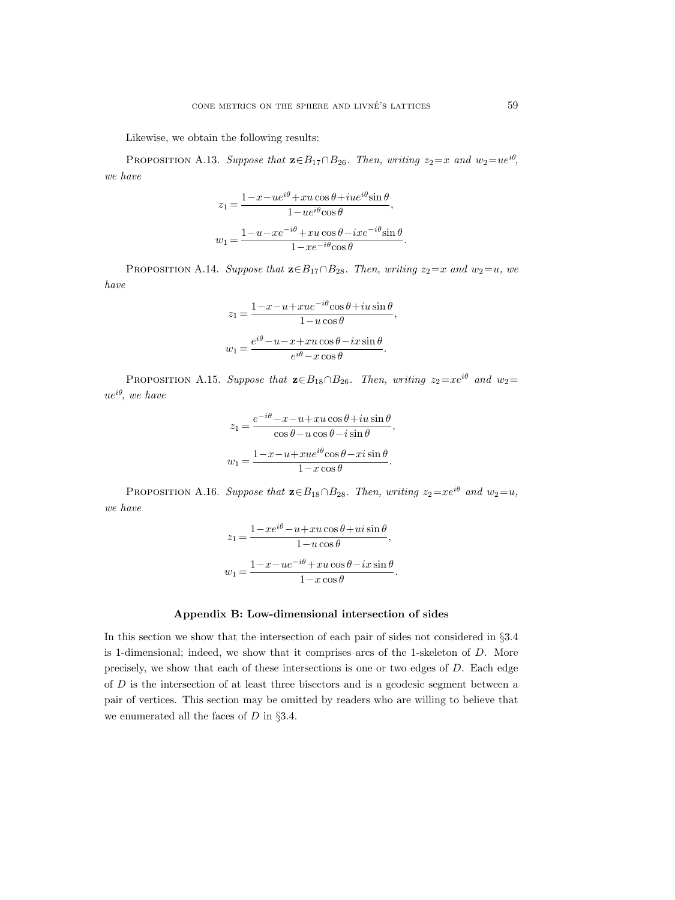Likewise, we obtain the following results:

Proposition A.13. *Suppose that* $\mathbf{z}\in B_{17}\cap B_{26}$. *Then, writing* $z_2=x$ *and* $w_2=ue^{i\theta}$, *we have*

$$z_1=\frac{1-x-ue^{i\theta}+xu\cos\theta+iue^{i\theta}\sin\theta}{1-ue^{i\theta}\cos\theta},$$

$$w_1=\frac{1-u-xe^{-i\theta}+xu\cos\theta-ixe^{-i\theta}\sin\theta}{1-xe^{-i\theta}\cos\theta}.$$

Proposition A.14. *Suppose that* $\mathbf{z}\in B_{17}\cap B_{28}$. *Then, writing* $z_2=x$ *and* $w_2=u$, *we have*

$$z_1=\frac{1-x-u+xue^{-i\theta}\cos\theta+iu\sin\theta}{1-u\cos\theta},$$

$$w_1=\frac{e^{i\theta}-u-x+xu\cos\theta-ix\sin\theta}{e^{i\theta}-x\cos\theta}.$$

Proposition A.15. *Suppose that* $\mathbf{z}\in B_{18}\cap B_{26}$. *Then, writing* $z_2=xe^{i\theta}$ *and* $w_2=ue^{i\theta}$, *we have*

$$z_1=\frac{e^{-i\theta}-x-u+xu\cos\theta+iu\sin\theta}{\cos\theta-u\cos\theta-i\sin\theta},$$

$$w_1=\frac{1-x-u+xue^{i\theta}\cos\theta-xi\sin\theta}{1-x\cos\theta}.$$

Proposition A.16. *Suppose that* $\mathbf{z}\in B_{18}\cap B_{28}$. *Then, writing* $z_2=xe^{i\theta}$ *and* $w_2=u$, *we have*

$$z_1=\frac{1-xe^{i\theta}-u+xu\cos\theta+ui\sin\theta}{1-u\cos\theta},$$

$$w_1=\frac{1-x-ue^{-i\theta}+xu\cos\theta-ix\sin\theta}{1-x\cos\theta}.$$

## Appendix B: Low-dimensional intersection of sides

In this section we show that the intersection of each pair of sides not considered in §3.4 is 1-dimensional; indeed, we show that it comprises arcs of the 1-skeleton of $D$. More precisely, we show that each of these intersections is one or two edges of $D$. Each edge of $D$ is the intersection of at least three bisectors and is a geodesic segment between a pair of vertices. This section may be omitted by readers who are willing to believe that we enumerated all the faces of $D$ in §3.4.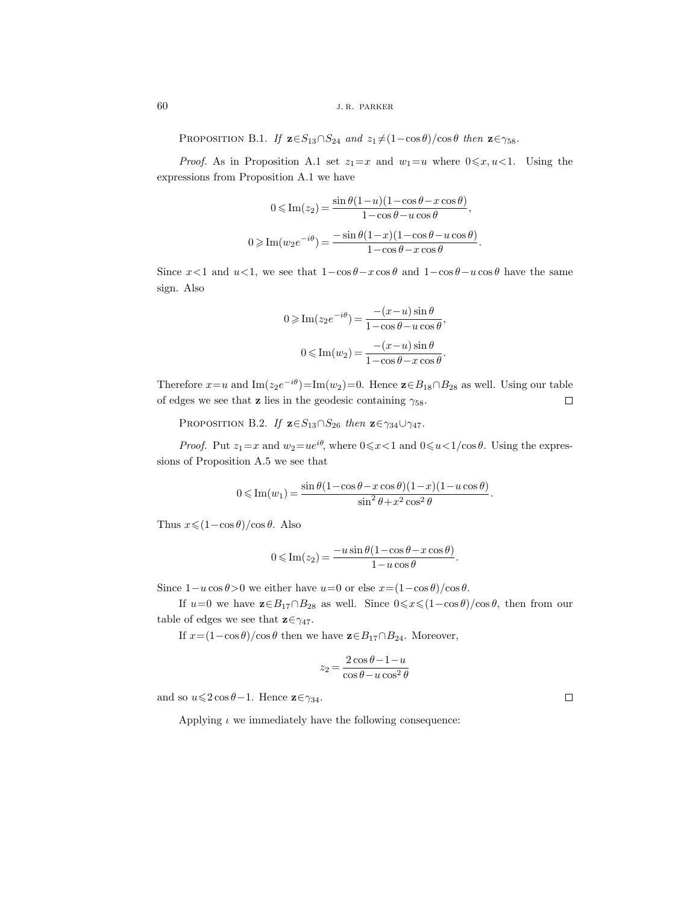Proposition B.1. *If $\mathbf{z}\in S_{13}\cap S_{24}$ and $z_1\neq(1-\cos\theta)/\cos\theta$ then $\mathbf{z}\in\gamma_{58}$.*

*Proof.* As in Proposition A.1 set $z_1=x$ and $w_1=u$ where $0\leqslant x,u<1$. Using the expressions from Proposition A.1 we have

$$0\leqslant \operatorname{Im}(z_2)=\frac{\sin\theta(1-u)(1-\cos\theta-x\cos\theta)}{1-\cos\theta-u\cos\theta},$$

$$0\geqslant \operatorname{Im}(w_2e^{-i\theta})=\frac{-\sin\theta(1-x)(1-\cos\theta-u\cos\theta)}{1-\cos\theta-x\cos\theta}.$$

Since $x<1$ and $u<1$, we see that $1-\cos\theta-x\cos\theta$ and $1-\cos\theta-u\cos\theta$ have the same sign. Also

$$0\geqslant \operatorname{Im}(z_2e^{-i\theta})=\frac{-(x-u)\sin\theta}{1-\cos\theta-u\cos\theta},$$

$$0\leqslant \operatorname{Im}(w_2)=\frac{-(x-u)\sin\theta}{1-\cos\theta-x\cos\theta}.$$

Therefore $x=u$ and $\operatorname{Im}(z_2e^{-i\theta})=\operatorname{Im}(w_2)=0$. Hence $\mathbf{z}\in B_{18}\cap B_{28}$ as well. Using our table of edges we see that $\mathbf{z}$ lies in the geodesic containing $\gamma_{58}$. $\square$

Proposition B.2. *If $\mathbf{z}\in S_{13}\cap S_{26}$ then $\mathbf{z}\in\gamma_{34}\cup\gamma_{47}$.*

*Proof.* Put $z_1=x$ and $w_2=ue^{i\theta}$, where $0\leqslant x<1$ and $0\leqslant u<1/\cos\theta$. Using the expressions of Proposition A.5 we see that

$$0\leqslant \operatorname{Im}(w_1)=\frac{\sin\theta(1-\cos\theta-x\cos\theta)(1-x)(1-u\cos\theta)}{\sin^2\theta+x^2\cos^2\theta}.$$

Thus $x\leqslant(1-\cos\theta)/\cos\theta$. Also

$$0\leqslant \operatorname{Im}(z_2)=\frac{-u\sin\theta(1-\cos\theta-x\cos\theta)}{1-u\cos\theta}.$$

Since $1-u\cos\theta>0$ we either have $u=0$ or else $x=(1-\cos\theta)/\cos\theta$.

If $u=0$ we have $\mathbf{z}\in B_{17}\cap B_{28}$ as well. Since $0\leqslant x\leqslant(1-\cos\theta)/\cos\theta$, then from our table of edges we see that $\mathbf{z}\in\gamma_{47}$.

If $x=(1-\cos\theta)/\cos\theta$ then we have $\mathbf{z}\in B_{17}\cap B_{24}$. Moreover,

$$z_2=\frac{2\cos\theta-1-u}{\cos\theta-u\cos^2\theta}$$

and so $u\leqslant 2\cos\theta-1$. Hence $\mathbf{z}\in\gamma_{34}$. $\square$

Applying $\iota$ we immediately have the following consequence: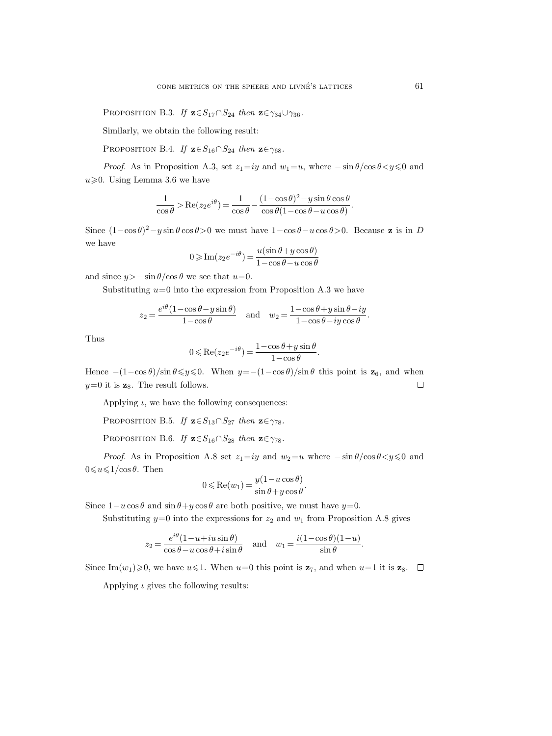Proposition B.3. *If* $\mathbf{z}\in S_{17}\cap S_{24}$ *then* $\mathbf{z}\in\gamma_{34}\cup\gamma_{36}$.

Similarly, we obtain the following result:

Proposition B.4. *If* $\mathbf{z}\in S_{16}\cap S_{24}$ *then* $\mathbf{z}\in\gamma_{68}$.

*Proof.* As in Proposition A.3, set $z_1=iy$ and $w_1=u$, where $-\sin\theta/\cos\theta<y\leqslant 0$ and $u\geqslant 0$. Using Lemma 3.6 we have

$$\frac{1}{\cos\theta}>\mathrm{Re}(z_2e^{i\theta})=\frac{1}{\cos\theta}-\frac{(1-\cos\theta)^2-y\sin\theta\cos\theta}{\cos\theta(1-\cos\theta-u\cos\theta)}.$$

Since $(1-\cos\theta)^2-y\sin\theta\cos\theta>0$ we must have $1-\cos\theta-u\cos\theta>0$. Because $\mathbf{z}$ is in $D$ we have

$$0\geqslant\mathrm{Im}(z_2e^{-i\theta})=\frac{u(\sin\theta+y\cos\theta)}{1-\cos\theta-u\cos\theta}$$

and since $y>-\sin\theta/\cos\theta$ we see that $u=0$.

Substituting $u=0$ into the expression from Proposition A.3 we have

$$z_2=\frac{e^{i\theta}(1-\cos\theta-y\sin\theta)}{1-\cos\theta}\quad\text{and}\quad w_2=\frac{1-\cos\theta+y\sin\theta-iy}{1-\cos\theta-iy\cos\theta}.$$

Thus

$$0\leqslant\mathrm{Re}(z_2e^{-i\theta})=\frac{1-\cos\theta+y\sin\theta}{1-\cos\theta}.$$

Hence $-(1-\cos\theta)/\sin\theta\leqslant y\leqslant 0$. When $y=-(1-\cos\theta)/\sin\theta$ this point is $\mathbf{z}_6$, and when $y=0$ it is $\mathbf{z}_8$. The result follows. □

Applying $\iota$, we have the following consequences:

Proposition B.5. *If* $\mathbf{z}\in S_{13}\cap S_{27}$ *then* $\mathbf{z}\in\gamma_{78}$.

Proposition B.6. *If* $\mathbf{z}\in S_{16}\cap S_{28}$ *then* $\mathbf{z}\in\gamma_{78}$.

*Proof.* As in Proposition A.8 set $z_1=iy$ and $w_2=u$ where $-\sin\theta/\cos\theta<y\leqslant 0$ and $0\leqslant u\leqslant 1/\cos\theta$. Then

$$0\leqslant\mathrm{Re}(w_1)=\frac{y(1-u\cos\theta)}{\sin\theta+y\cos\theta}.$$

Since $1-u\cos\theta$ and $\sin\theta+y\cos\theta$ are both positive, we must have $y=0$.

Substituting $y=0$ into the expressions for $z_2$ and $w_1$ from Proposition A.8 gives

$$z_2=\frac{e^{i\theta}(1-u+iu\sin\theta)}{\cos\theta-u\cos\theta+i\sin\theta}\quad\text{and}\quad w_1=\frac{i(1-\cos\theta)(1-u)}{\sin\theta}.$$

Since $\mathrm{Im}(w_1)\geqslant 0$, we have $u\leqslant 1$. When $u=0$ this point is $\mathbf{z}_7$, and when $u=1$ it is $\mathbf{z}_8$. □

Applying $\iota$ gives the following results: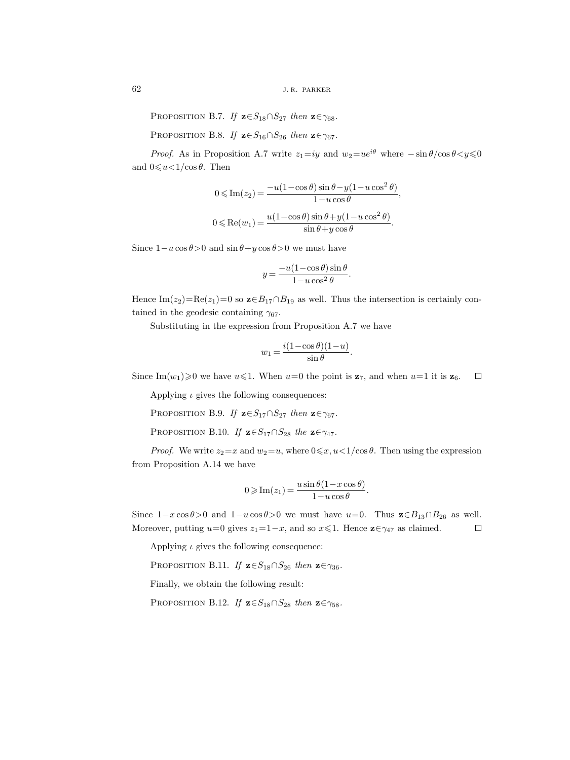Proposition B.7. *If* $\mathbf{z}\in S_{18}\cap S_{27}$ *then* $\mathbf{z}\in\gamma_{68}$.

Proposition B.8. *If* $\mathbf{z}\in S_{16}\cap S_{26}$ *then* $\mathbf{z}\in\gamma_{67}$.

*Proof.* As in Proposition A.7 write $z_1=iy$ and $w_2=ue^{i\theta}$ where $-\sin\theta/\cos\theta<y\leqslant 0$ and $0\leqslant u<1/\cos\theta$. Then

$$0\leqslant \operatorname{Im}(z_2)=\frac{-u(1-\cos\theta)\sin\theta-y(1-u\cos^2\theta)}{1-u\cos\theta},$$

$$0\leqslant \operatorname{Re}(w_1)=\frac{u(1-\cos\theta)\sin\theta+y(1-u\cos^2\theta)}{\sin\theta+y\cos\theta}.$$

Since $1-u\cos\theta>0$ and $\sin\theta+y\cos\theta>0$ we must have

$$y=\frac{-u(1-\cos\theta)\sin\theta}{1-u\cos^2\theta}.$$

Hence $\operatorname{Im}(z_2)=\operatorname{Re}(z_1)=0$ so $\mathbf{z}\in B_{17}\cap B_{19}$ as well. Thus the intersection is certainly contained in the geodesic containing $\gamma_{67}$.

Substituting in the expression from Proposition A.7 we have

$$w_1=\frac{i(1-\cos\theta)(1-u)}{\sin\theta}.$$

Since $\operatorname{Im}(w_1)\geqslant 0$ we have $u\leqslant 1$. When $u=0$ the point is $\mathbf{z}_7$, and when $u=1$ it is $\mathbf{z}_6$. $\square$

Applying $\iota$ gives the following consequences:

Proposition B.9. *If* $\mathbf{z}\in S_{17}\cap S_{27}$ *then* $\mathbf{z}\in\gamma_{67}$.

Proposition B.10. *If* $\mathbf{z}\in S_{17}\cap S_{28}$ *the* $\mathbf{z}\in\gamma_{47}$.

*Proof.* We write $z_2=x$ and $w_2=u$, where $0\leqslant x, u<1/\cos\theta$. Then using the expression from Proposition A.14 we have

$$0\geqslant \operatorname{Im}(z_1)=\frac{u\sin\theta(1-x\cos\theta)}{1-u\cos\theta}.$$

Since $1-x\cos\theta>0$ and $1-u\cos\theta>0$ we must have $u=0$. Thus $\mathbf{z}\in B_{13}\cap B_{26}$ as well. Moreover, putting $u=0$ gives $z_1=1-x$, and so $x\leqslant 1$. Hence $\mathbf{z}\in\gamma_{47}$ as claimed. $\square$

Applying $\iota$ gives the following consequence:

Proposition B.11. *If* $\mathbf{z}\in S_{18}\cap S_{26}$ *then* $\mathbf{z}\in\gamma_{36}$.

Finally, we obtain the following result:

Proposition B.12. *If* $\mathbf{z}\in S_{18}\cap S_{28}$ *then* $\mathbf{z}\in\gamma_{58}$.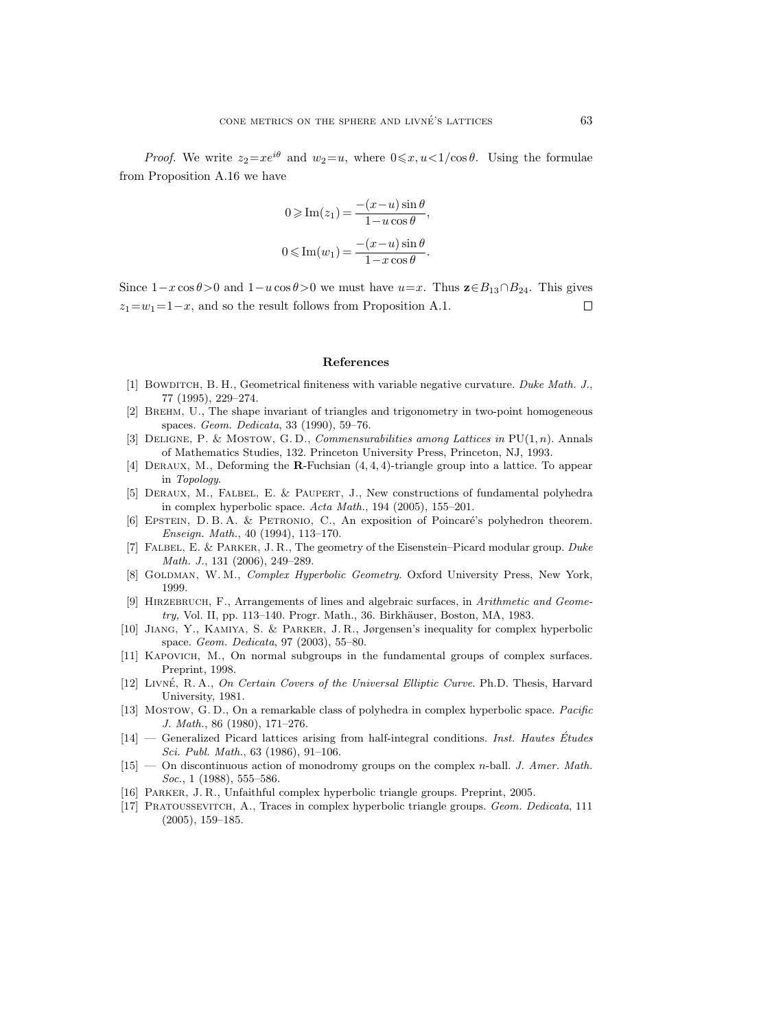*Proof.* We write $z_2 = xe^{i\theta}$ and $w_2 = u$, where $0 \leqslant x, u < 1/\cos\theta$. Using the formulae from Proposition A.16 we have

$$0 \geqslant \operatorname{Im}(z_1) = \frac{-(x-u)\sin\theta}{1-u\cos\theta},$$

$$0 \leqslant \operatorname{Im}(w_1) = \frac{-(x-u)\sin\theta}{1-x\cos\theta}.$$

Since $1-x\cos\theta>0$ and $1-u\cos\theta>0$ we must have $u=x$. Thus $\mathbf{z} \in B_{13} \cap B_{24}$. This gives $z_1 = w_1 = 1-x$, and so the result follows from Proposition A.1. □

## References

[1] Bowditch, B. H., Geometrical finiteness with variable negative curvature. *Duke Math. J.*, 77 (1995), 229–274.

[2] Brehm, U., The shape invariant of triangles and trigonometry in two-point homogeneous spaces. *Geom. Dedicata*, 33 (1990), 59–76.

[3] Deligne, P. & Mostow, G. D., *Commensurabilities among Lattices in* PU$(1, n)$. Annals of Mathematics Studies, 132. Princeton University Press, Princeton, NJ, 1993.

[4] Deraux, M., Deforming the **R**-Fuchsian $(4, 4, 4)$-triangle group into a lattice. To appear in *Topology*.

[5] Deraux, M., Falbel, E. & Paupert, J., New constructions of fundamental polyhedra in complex hyperbolic space. *Acta Math.*, 194 (2005), 155–201.

[6] Epstein, D. B. A. & Petronio, C., An exposition of Poincaré's polyhedron theorem. *Enseign. Math.*, 40 (1994), 113–170.

[7] Falbel, E. & Parker, J. R., The geometry of the Eisenstein–Picard modular group. *Duke Math. J.*, 131 (2006), 249–289.

[8] Goldman, W. M., *Complex Hyperbolic Geometry*. Oxford University Press, New York, 1999.

[9] Hirzebruch, F., Arrangements of lines and algebraic surfaces, in *Arithmetic and Geometry,* Vol. II, pp. 113–140. Progr. Math., 36. Birkhäuser, Boston, MA, 1983.

[10] Jiang, Y., Kamiya, S. & Parker, J. R., Jørgensen's inequality for complex hyperbolic space. *Geom. Dedicata*, 97 (2003), 55–80.

[11] Kapovich, M., On normal subgroups in the fundamental groups of complex surfaces. Preprint, 1998.

[12] Livné, R. A., *On Certain Covers of the Universal Elliptic Curve*. Ph.D. Thesis, Harvard University, 1981.

[13] Mostow, G. D., On a remarkable class of polyhedra in complex hyperbolic space. *Pacific J. Math.*, 86 (1980), 171–276.

[14] — Generalized Picard lattices arising from half-integral conditions. *Inst. Hautes Études Sci. Publ. Math.*, 63 (1986), 91–106.

[15] — On discontinuous action of monodromy groups on the complex $n$-ball. *J. Amer. Math. Soc.*, 1 (1988), 555–586.

[16] Parker, J. R., Unfaithful complex hyperbolic triangle groups. Preprint, 2005.

[17] Pratoussevitch, A., Traces in complex hyperbolic triangle groups. *Geom. Dedicata*, 111 (2005), 159–185.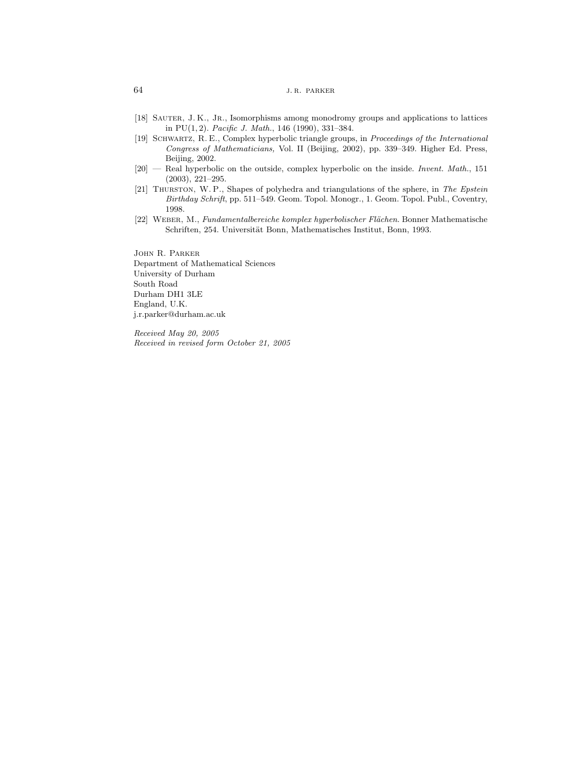[18] Sauter, J. K., Jr., Isomorphisms among monodromy groups and applications to lattices in $\mathrm{PU}(1,2)$. *Pacific J. Math.*, 146 (1990), 331–384.

[19] Schwartz, R. E., Complex hyperbolic triangle groups, in *Proceedings of the International Congress of Mathematicians,* Vol. II (Beijing, 2002), pp. 339–349. Higher Ed. Press, Beijing, 2002.

[20] — Real hyperbolic on the outside, complex hyperbolic on the inside. *Invent. Math.*, 151 (2003), 221–295.

[21] Thurston, W. P., Shapes of polyhedra and triangulations of the sphere, in *The Epstein Birthday Schrift*, pp. 511–549. Geom. Topol. Monogr., 1. Geom. Topol. Publ., Coventry, 1998.

[22] Weber, M., *Fundamentalbereiche komplex hyperbolischer Flächen*. Bonner Mathematische Schriften, 254. Universität Bonn, Mathematisches Institut, Bonn, 1993.

John R. Parker
Department of Mathematical Sciences
University of Durham
South Road
Durham DH1 3LE
England, U.K.
j.r.parker@durham.ac.uk

*Received May 20, 2005*
*Received in revised form October 21, 2005*